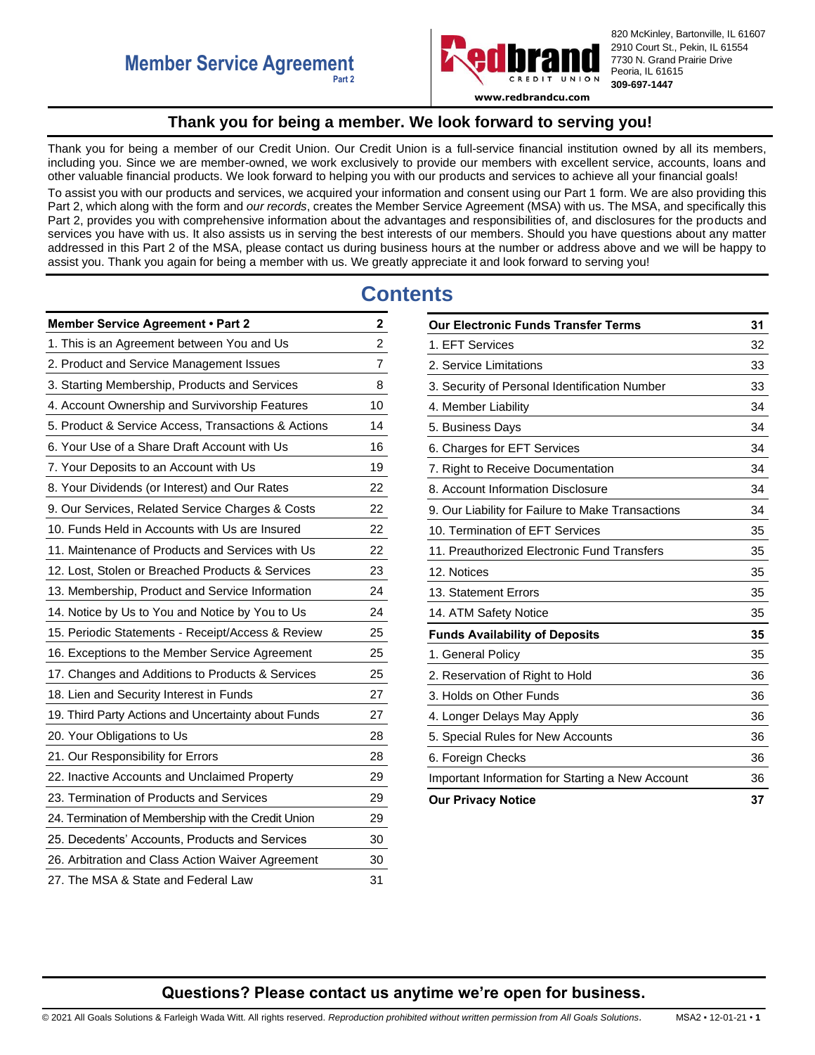# Member Service Agreement

Part 2

820 McKinley, Bartonville, IL 61607
2910 Court St., Pekin, IL 61554
7730 N. Grand Prairie Drive
Peoria, IL 61615
**309-697-1447**

**www.redbrandcu.com**

## Thank you for being a member. We look forward to serving you!

Thank you for being a member of our Credit Union. Our Credit Union is a full-service financial institution owned by all its members, including you. Since we are member-owned, we work exclusively to provide our members with excellent service, accounts, loans and other valuable financial products. We look forward to helping you with our products and services to achieve all your financial goals!

To assist you with our products and services, we acquired your information and consent using our Part 1 form. We are also providing this Part 2, which along with the form and *our records*, creates the Member Service Agreement (MSA) with us. The MSA, and specifically this Part 2, provides you with comprehensive information about the advantages and responsibilities of, and disclosures for the products and services you have with us. It also assists us in serving the best interests of our members. Should you have questions about any matter addressed in this Part 2 of the MSA, please contact us during business hours at the number or address above and we will be happy to assist you. Thank you again for being a member with us. We greatly appreciate it and look forward to serving you!

# Contents

| **Member Service Agreement • Part 2** | **2** |
|---|---|
| 1. This is an Agreement between You and Us | 2 |
| 2. Product and Service Management Issues | 7 |
| 3. Starting Membership, Products and Services | 8 |
| 4. Account Ownership and Survivorship Features | 10 |
| 5. Product & Service Access, Transactions & Actions | 14 |
| 6. Your Use of a Share Draft Account with Us | 16 |
| 7. Your Deposits to an Account with Us | 19 |
| 8. Your Dividends (or Interest) and Our Rates | 22 |
| 9. Our Services, Related Service Charges & Costs | 22 |
| 10. Funds Held in Accounts with Us are Insured | 22 |
| 11. Maintenance of Products and Services with Us | 22 |
| 12. Lost, Stolen or Breached Products & Services | 23 |
| 13. Membership, Product and Service Information | 24 |
| 14. Notice by Us to You and Notice by You to Us | 24 |
| 15. Periodic Statements - Receipt/Access & Review | 25 |
| 16. Exceptions to the Member Service Agreement | 25 |
| 17. Changes and Additions to Products & Services | 25 |
| 18. Lien and Security Interest in Funds | 27 |
| 19. Third Party Actions and Uncertainty about Funds | 27 |
| 20. Your Obligations to Us | 28 |
| 21. Our Responsibility for Errors | 28 |
| 22. Inactive Accounts and Unclaimed Property | 29 |
| 23. Termination of Products and Services | 29 |
| 24. Termination of Membership with the Credit Union | 29 |
| 25. Decedents' Accounts, Products and Services | 30 |
| 26. Arbitration and Class Action Waiver Agreement | 30 |
| 27. The MSA & State and Federal Law | 31 |

| **Our Electronic Funds Transfer Terms** | **31** |
|---|---|
| 1. EFT Services | 32 |
| 2. Service Limitations | 33 |
| 3. Security of Personal Identification Number | 33 |
| 4. Member Liability | 34 |
| 5. Business Days | 34 |
| 6. Charges for EFT Services | 34 |
| 7. Right to Receive Documentation | 34 |
| 8. Account Information Disclosure | 34 |
| 9. Our Liability for Failure to Make Transactions | 34 |
| 10. Termination of EFT Services | 35 |
| 11. Preauthorized Electronic Fund Transfers | 35 |
| 12. Notices | 35 |
| 13. Statement Errors | 35 |
| 14. ATM Safety Notice | 35 |
| **Funds Availability of Deposits** | **35** |
| 1. General Policy | 35 |
| 2. Reservation of Right to Hold | 36 |
| 3. Holds on Other Funds | 36 |
| 4. Longer Delays May Apply | 36 |
| 5. Special Rules for New Accounts | 36 |
| 6. Foreign Checks | 36 |
| Important Information for Starting a New Account | 36 |
| **Our Privacy Notice** | **37** |

## Questions? Please contact us anytime we're open for business.

© 2021 All Goals Solutions & Farleigh Wada Witt. All rights reserved. *Reproduction prohibited without written permission from All Goals Solutions.* MSA2 • 12-01-21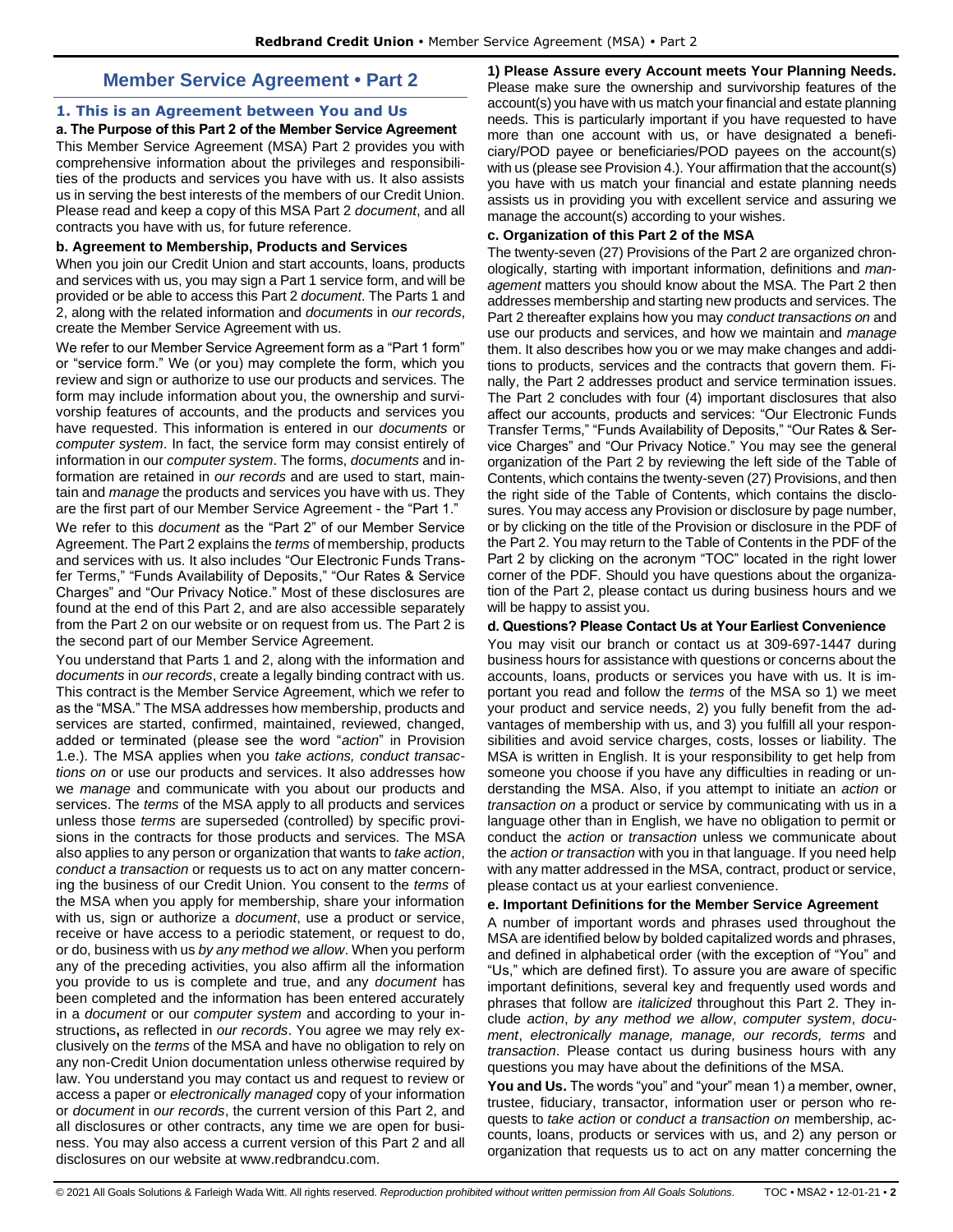# Member Service Agreement • Part 2

## 1. This is an Agreement between You and Us

**a. The Purpose of this Part 2 of the Member Service Agreement**

This Member Service Agreement (MSA) Part 2 provides you with comprehensive information about the privileges and responsibilities of the products and services you have with us. It also assists us in serving the best interests of the members of our Credit Union. Please read and keep a copy of this MSA Part 2 *document*, and all contracts you have with us, for future reference.

**b. Agreement to Membership, Products and Services**

When you join our Credit Union and start accounts, loans, products and services with us, you may sign a Part 1 service form, and will be provided or be able to access this Part 2 *document*. The Parts 1 and 2, along with the related information and *documents* in *our records*, create the Member Service Agreement with us.

We refer to our Member Service Agreement form as a "Part 1 form" or "service form." We (or you) may complete the form, which you review and sign or authorize to use our products and services. The form may include information about you, the ownership and survivorship features of accounts, and the products and services you have requested. This information is entered in our *documents* or *computer system*. In fact, the service form may consist entirely of information in our *computer system*. The forms, *documents* and information are retained in *our records* and are used to start, maintain and *manage* the products and services you have with us. They are the first part of our Member Service Agreement - the "Part 1."

We refer to this *document* as the "Part 2" of our Member Service Agreement. The Part 2 explains the *terms* of membership, products and services with us. It also includes "Our Electronic Funds Transfer Terms," "Funds Availability of Deposits," "Our Rates & Service Charges" and "Our Privacy Notice." Most of these disclosures are found at the end of this Part 2, and are also accessible separately from the Part 2 on our website or on request from us. The Part 2 is the second part of our Member Service Agreement.

You understand that Parts 1 and 2, along with the information and *documents* in *our records*, create a legally binding contract with us. This contract is the Member Service Agreement, which we refer to as the "MSA." The MSA addresses how membership, products and services are started, confirmed, maintained, reviewed, changed, added or terminated (please see the word "*action*" in Provision 1.e.). The MSA applies when you *take actions, conduct transactions on* or use our products and services. It also addresses how we *manage* and communicate with you about our products and services. The *terms* of the MSA apply to all products and services unless those *terms* are superseded (controlled) by specific provisions in the contracts for those products and services. The MSA also applies to any person or organization that wants to *take action*, *conduct a transaction* or requests us to act on any matter concerning the business of our Credit Union. You consent to the *terms* of the MSA when you apply for membership, share your information with us, sign or authorize a *document*, use a product or service, receive or have access to a periodic statement, or request to do, or do, business with us *by any method we allow*. When you perform any of the preceding activities, you also affirm all the information you provide to us is complete and true, and any *document* has been completed and the information has been entered accurately in a *document* or our *computer system* and according to your instructions**,** as reflected in *our records*. You agree we may rely exclusively on the *terms* of the MSA and have no obligation to rely on any non-Credit Union documentation unless otherwise required by law. You understand you may contact us and request to review or access a paper or *electronically managed* copy of your information or *document* in *our records*, the current version of this Part 2, and all disclosures or other contracts, any time we are open for business. You may also access a current version of this Part 2 and all disclosures on our website at www.redbrandcu.com.

**1) Please Assure every Account meets Your Planning Needs.** Please make sure the ownership and survivorship features of the account(s) you have with us match your financial and estate planning needs. This is particularly important if you have requested to have more than one account with us, or have designated a beneficiary/POD payee or beneficiaries/POD payees on the account(s) with us (please see Provision 4.). Your affirmation that the account(s) you have with us match your financial and estate planning needs assists us in providing you with excellent service and assuring we manage the account(s) according to your wishes.

**c. Organization of this Part 2 of the MSA**

The twenty-seven (27) Provisions of the Part 2 are organized chronologically, starting with important information, definitions and *management* matters you should know about the MSA. The Part 2 then addresses membership and starting new products and services. The Part 2 thereafter explains how you may *conduct transactions on* and use our products and services, and how we maintain and *manage* them. It also describes how you or we may make changes and additions to products, services and the contracts that govern them. Finally, the Part 2 addresses product and service termination issues. The Part 2 concludes with four (4) important disclosures that also affect our accounts, products and services: "Our Electronic Funds Transfer Terms," "Funds Availability of Deposits," "Our Rates & Service Charges" and "Our Privacy Notice." You may see the general organization of the Part 2 by reviewing the left side of the Table of Contents, which contains the twenty-seven (27) Provisions, and then the right side of the Table of Contents, which contains the disclosures. You may access any Provision or disclosure by page number, or by clicking on the title of the Provision or disclosure in the PDF of the Part 2. You may return to the Table of Contents in the PDF of the Part 2 by clicking on the acronym "TOC" located in the right lower corner of the PDF. Should you have questions about the organization of the Part 2, please contact us during business hours and we will be happy to assist you.

**d. Questions? Please Contact Us at Your Earliest Convenience**

You may visit our branch or contact us at 309-697-1447 during business hours for assistance with questions or concerns about the accounts, loans, products or services you have with us. It is important you read and follow the *terms* of the MSA so 1) we meet your product and service needs, 2) you fully benefit from the advantages of membership with us, and 3) you fulfill all your responsibilities and avoid service charges, costs, losses or liability. The MSA is written in English. It is your responsibility to get help from someone you choose if you have any difficulties in reading or understanding the MSA. Also, if you attempt to initiate an *action* or *transaction on* a product or service by communicating with us in a language other than in English, we have no obligation to permit or conduct the *action* or *transaction* unless we communicate about the *action or transaction* with you in that language. If you need help with any matter addressed in the MSA, contract, product or service, please contact us at your earliest convenience.

**e. Important Definitions for the Member Service Agreement**

A number of important words and phrases used throughout the MSA are identified below by bolded capitalized words and phrases, and defined in alphabetical order (with the exception of "You" and "Us," which are defined first). To assure you are aware of specific important definitions, several key and frequently used words and phrases that follow are *italicized* throughout this Part 2. They include *action*, *by any method we allow*, *computer system*, *document*, *electronically manage, manage, our records, terms* and *transaction*. Please contact us during business hours with any questions you may have about the definitions of the MSA.

**You and Us.** The words "you" and "your" mean 1) a member, owner, trustee, fiduciary, transactor, information user or person who requests to *take action* or *conduct a transaction on* membership, accounts, loans, products or services with us, and 2) any person or organization that requests us to act on any matter concerning the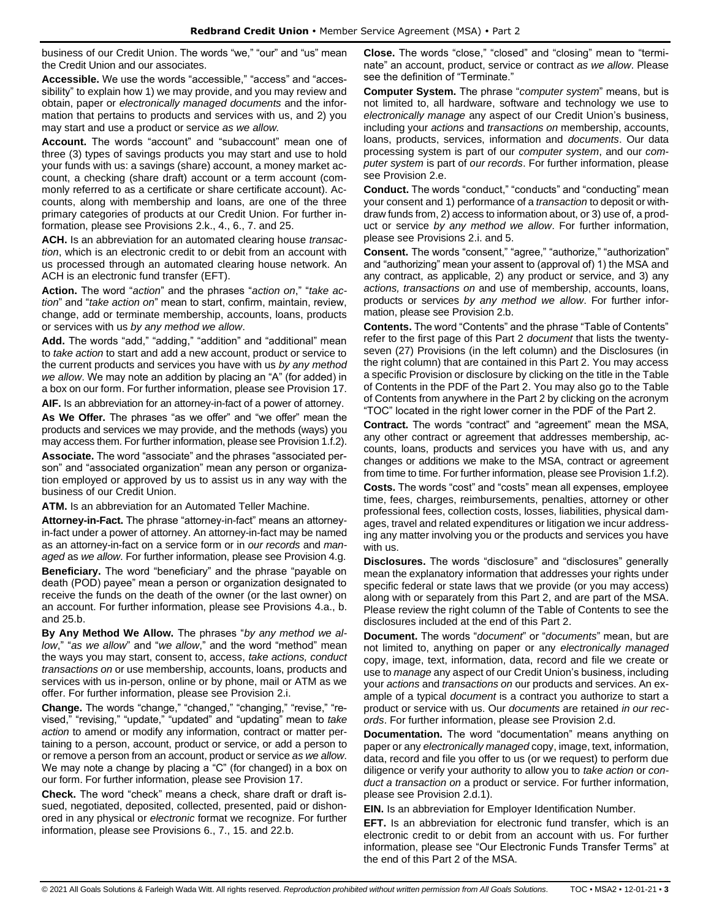business of our Credit Union. The words "we," "our" and "us" mean the Credit Union and our associates.

**Accessible.** We use the words "accessible," "access" and "accessibility" to explain how 1) we may provide, and you may review and obtain, paper or *electronically managed documents* and the information that pertains to products and services with us, and 2) you may start and use a product or service *as we allow.*

**Account.** The words "account" and "subaccount" mean one of three (3) types of savings products you may start and use to hold your funds with us: a savings (share) account, a money market account, a checking (share draft) account or a term account (commonly referred to as a certificate or share certificate account). Accounts, along with membership and loans, are one of the three primary categories of products at our Credit Union. For further information, please see Provisions 2.k., 4., 6., 7. and 25.

**ACH.** Is an abbreviation for an automated clearing house *transaction*, which is an electronic credit to or debit from an account with us processed through an automated clearing house network. An ACH is an electronic fund transfer (EFT).

**Action.** The word "*action*" and the phrases "*action on*," "*take action*" and "*take action on*" mean to start, confirm, maintain, review, change, add or terminate membership, accounts, loans, products or services with us *by any method we allow*.

**Add.** The words "add," "adding," "addition" and "additional" mean to *take action* to start and add a new account, product or service to the current products and services you have with us *by any method we allow*. We may note an addition by placing an "A" (for added) in a box on our form. For further information, please see Provision 17.

**AIF.** Is an abbreviation for an attorney-in-fact of a power of attorney.

**As We Offer.** The phrases "as we offer" and "we offer" mean the products and services we may provide, and the methods (ways) you may access them. For further information, please see Provision 1.f.2).

**Associate.** The word "associate" and the phrases "associated person" and "associated organization" mean any person or organization employed or approved by us to assist us in any way with the business of our Credit Union.

**ATM.** Is an abbreviation for an Automated Teller Machine.

**Attorney-in-Fact.** The phrase "attorney-in-fact" means an attorney-in-fact under a power of attorney. An attorney-in-fact may be named as an attorney-in-fact on a service form or in *our records* and *managed* as *we allow*. For further information, please see Provision 4.g.

**Beneficiary.** The word "beneficiary" and the phrase "payable on death (POD) payee" mean a person or organization designated to receive the funds on the death of the owner (or the last owner) on an account. For further information, please see Provisions 4.a., b. and 25.b.

**By Any Method We Allow.** The phrases "*by any method we allow*," "*as we allow*" and "*we allow*," and the word "method" mean the ways you may start, consent to, access, *take actions, conduct transactions on* or use membership, accounts, loans, products and services with us in-person, online or by phone, mail or ATM as we offer. For further information, please see Provision 2.i.

**Change.** The words "change," "changed," "changing," "revise," "revised," "revising," "update," "updated" and "updating" mean to *take action* to amend or modify any information, contract or matter pertaining to a person, account, product or service, or add a person to or remove a person from an account, product or service *as we allow*. We may note a change by placing a "C" (for changed) in a box on our form. For further information, please see Provision 17.

**Check.** The word "check" means a check, share draft or draft issued, negotiated, deposited, collected, presented, paid or dishonored in any physical or *electronic* format we recognize. For further information, please see Provisions 6., 7., 15. and 22.b.

**Close.** The words "close," "closed" and "closing" mean to "terminate" an account, product, service or contract *as we allow*. Please see the definition of "Terminate."

**Computer System.** The phrase "*computer system*" means, but is not limited to, all hardware, software and technology we use to *electronically manage* any aspect of our Credit Union's business, including your *actions* and *transactions on* membership, accounts, loans, products, services, information and *documents*. Our data processing system is part of our *computer system*, and our *computer system* is part of *our records*. For further information, please see Provision 2.e.

**Conduct.** The words "conduct," "conducts" and "conducting" mean your consent and 1) performance of a *transaction* to deposit or withdraw funds from, 2) access to information about, or 3) use of, a product or service *by any method we allow*. For further information, please see Provisions 2.i. and 5.

**Consent.** The words "consent," "agree," "authorize," "authorization" and "authorizing" mean your assent to (approval of) 1) the MSA and any contract, as applicable, 2) any product or service, and 3) any *actions, transactions on* and use of membership, accounts, loans, products or services *by any method we allow*. For further information, please see Provision 2.b.

**Contents.** The word "Contents" and the phrase "Table of Contents" refer to the first page of this Part 2 *document* that lists the twenty-seven (27) Provisions (in the left column) and the Disclosures (in the right column) that are contained in this Part 2. You may access a specific Provision or disclosure by clicking on the title in the Table of Contents in the PDF of the Part 2. You may also go to the Table of Contents from anywhere in the Part 2 by clicking on the acronym "TOC" located in the right lower corner in the PDF of the Part 2.

**Contract.** The words "contract" and "agreement" mean the MSA, any other contract or agreement that addresses membership, accounts, loans, products and services you have with us, and any changes or additions we make to the MSA, contract or agreement from time to time. For further information, please see Provision 1.f.2).

**Costs.** The words "cost" and "costs" mean all expenses, employee time, fees, charges, reimbursements, penalties, attorney or other professional fees, collection costs, losses, liabilities, physical damages, travel and related expenditures or litigation we incur addressing any matter involving you or the products and services you have with us.

**Disclosures.** The words "disclosure" and "disclosures" generally mean the explanatory information that addresses your rights under specific federal or state laws that we provide (or you may access) along with or separately from this Part 2, and are part of the MSA. Please review the right column of the Table of Contents to see the disclosures included at the end of this Part 2.

**Document.** The words "*document*" or "*documents*" mean, but are not limited to, anything on paper or any *electronically managed* copy, image, text, information, data, record and file we create or use to *manage* any aspect of our Credit Union's business, including your *actions* and *transactions on* our products and services. An example of a typical *document* is a contract you authorize to start a product or service with us. Our *documents* are retained *in our records*. For further information, please see Provision 2.d.

**Documentation.** The word "documentation" means anything on paper or any *electronically managed* copy, image, text, information, data, record and file you offer to us (or we request) to perform due diligence or verify your authority to allow you to *take action* or *conduct a transaction on* a product or service. For further information, please see Provision 2.d.1).

**EIN.** Is an abbreviation for Employer Identification Number.

**EFT.** Is an abbreviation for electronic fund transfer, which is an electronic credit to or debit from an account with us. For further information, please see "Our Electronic Funds Transfer Terms" at the end of this Part 2 of the MSA.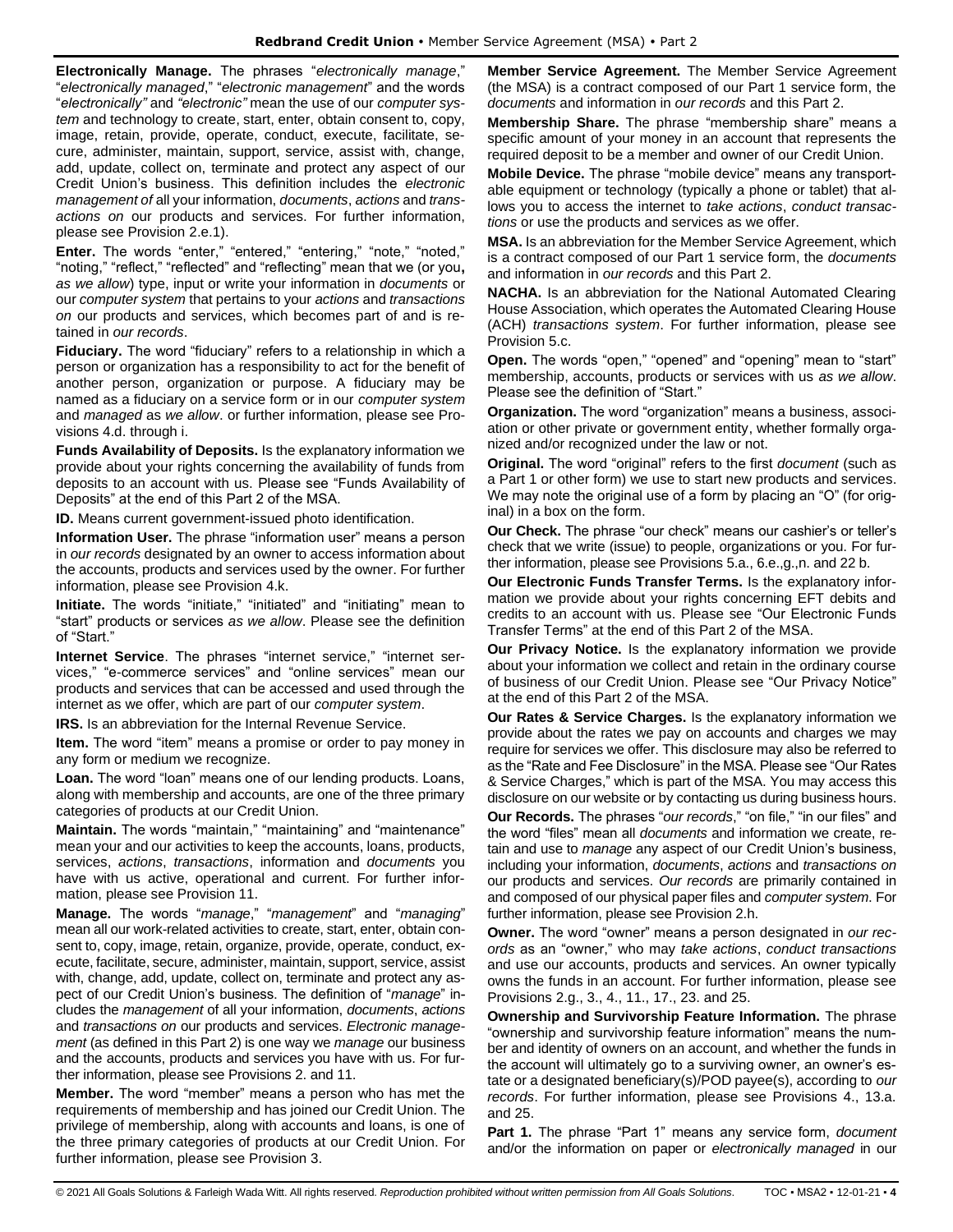**Electronically Manage.** The phrases "*electronically manage*," "*electronically managed*," "*electronic management*" and the words "*electronically"* and *"electronic"* mean the use of our *computer system* and technology to create, start, enter, obtain consent to, copy, image, retain, provide, operate, conduct, execute, facilitate, secure, administer, maintain, support, service, assist with, change, add, update, collect on, terminate and protect any aspect of our Credit Union's business. This definition includes the *electronic management of* all your information, *documents*, *actions* and *transactions on* our products and services. For further information, please see Provision 2.e.1).

**Enter.** The words "enter," "entered," "entering," "note," "noted," "noting," "reflect," "reflected" and "reflecting" mean that we (or you**,** *as we allow*) type, input or write your information in *documents* or our *computer system* that pertains to your *actions* and *transactions on* our products and services, which becomes part of and is retained in *our records*.

**Fiduciary.** The word "fiduciary" refers to a relationship in which a person or organization has a responsibility to act for the benefit of another person, organization or purpose. A fiduciary may be named as a fiduciary on a service form or in our *computer system* and *managed* as *we allow*. or further information, please see Provisions 4.d. through i.

**Funds Availability of Deposits.** Is the explanatory information we provide about your rights concerning the availability of funds from deposits to an account with us. Please see "Funds Availability of Deposits" at the end of this Part 2 of the MSA.

**ID.** Means current government-issued photo identification.

**Information User.** The phrase "information user" means a person in *our records* designated by an owner to access information about the accounts, products and services used by the owner. For further information, please see Provision 4.k.

**Initiate.** The words "initiate," "initiated" and "initiating" mean to "start" products or services *as we allow*. Please see the definition of "Start."

**Internet Service**. The phrases "internet service," "internet services," "e-commerce services" and "online services" mean our products and services that can be accessed and used through the internet as we offer, which are part of our *computer system*.

**IRS.** Is an abbreviation for the Internal Revenue Service.

**Item.** The word "item" means a promise or order to pay money in any form or medium we recognize.

**Loan.** The word "loan" means one of our lending products. Loans, along with membership and accounts, are one of the three primary categories of products at our Credit Union.

**Maintain.** The words "maintain," "maintaining" and "maintenance" mean your and our activities to keep the accounts, loans, products, services, *actions*, *transactions*, information and *documents* you have with us active, operational and current. For further information, please see Provision 11.

**Manage.** The words "*manage*," "*management*" and "*managing*" mean all our work-related activities to create, start, enter, obtain consent to, copy, image, retain, organize, provide, operate, conduct, execute, facilitate, secure, administer, maintain, support, service, assist with, change, add, update, collect on, terminate and protect any aspect of our Credit Union's business. The definition of "*manage*" includes the *management* of all your information, *documents*, *actions* and *transactions on* our products and services. *Electronic management* (as defined in this Part 2) is one way we *manage* our business and the accounts, products and services you have with us. For further information, please see Provisions 2. and 11.

**Member.** The word "member" means a person who has met the requirements of membership and has joined our Credit Union. The privilege of membership, along with accounts and loans, is one of the three primary categories of products at our Credit Union. For further information, please see Provision 3.

**Member Service Agreement.** The Member Service Agreement (the MSA) is a contract composed of our Part 1 service form, the *documents* and information in *our records* and this Part 2.

**Membership Share.** The phrase "membership share" means a specific amount of your money in an account that represents the required deposit to be a member and owner of our Credit Union.

**Mobile Device.** The phrase "mobile device" means any transportable equipment or technology (typically a phone or tablet) that allows you to access the internet to *take actions*, *conduct transactions* or use the products and services as we offer.

**MSA.** Is an abbreviation for the Member Service Agreement, which is a contract composed of our Part 1 service form, the *documents* and information in *our records* and this Part 2.

**NACHA.** Is an abbreviation for the National Automated Clearing House Association, which operates the Automated Clearing House (ACH) *transactions system*. For further information, please see Provision 5.c.

**Open.** The words "open," "opened" and "opening" mean to "start" membership, accounts, products or services with us *as we allow*. Please see the definition of "Start."

**Organization.** The word "organization" means a business, association or other private or government entity, whether formally organized and/or recognized under the law or not.

**Original.** The word "original" refers to the first *document* (such as a Part 1 or other form) we use to start new products and services. We may note the original use of a form by placing an "O" (for original) in a box on the form.

**Our Check.** The phrase "our check" means our cashier's or teller's check that we write (issue) to people, organizations or you. For further information, please see Provisions 5.a., 6.e.,g.,n. and 22 b.

**Our Electronic Funds Transfer Terms.** Is the explanatory information we provide about your rights concerning EFT debits and credits to an account with us. Please see "Our Electronic Funds Transfer Terms" at the end of this Part 2 of the MSA.

**Our Privacy Notice.** Is the explanatory information we provide about your information we collect and retain in the ordinary course of business of our Credit Union. Please see "Our Privacy Notice" at the end of this Part 2 of the MSA.

**Our Rates & Service Charges.** Is the explanatory information we provide about the rates we pay on accounts and charges we may require for services we offer. This disclosure may also be referred to as the "Rate and Fee Disclosure" in the MSA. Please see "Our Rates & Service Charges," which is part of the MSA. You may access this disclosure on our website or by contacting us during business hours.

**Our Records.** The phrases "*our records*," "on file," "in our files" and the word "files" mean all *documents* and information we create, retain and use to *manage* any aspect of our Credit Union's business, including your information, *documents*, *actions* and *transactions on* our products and services. *Our records* are primarily contained in and composed of our physical paper files and *computer system*. For further information, please see Provision 2.h.

**Owner.** The word "owner" means a person designated in *our records* as an "owner," who may *take actions*, *conduct transactions* and use our accounts, products and services. An owner typically owns the funds in an account. For further information, please see Provisions 2.g., 3., 4., 11., 17., 23. and 25.

**Ownership and Survivorship Feature Information.** The phrase "ownership and survivorship feature information" means the number and identity of owners on an account, and whether the funds in the account will ultimately go to a surviving owner, an owner's estate or a designated beneficiary(s)/POD payee(s), according to *our records*. For further information, please see Provisions 4., 13.a. and 25.

**Part 1.** The phrase "Part 1" means any service form, *document* and/or the information on paper or *electronically managed* in our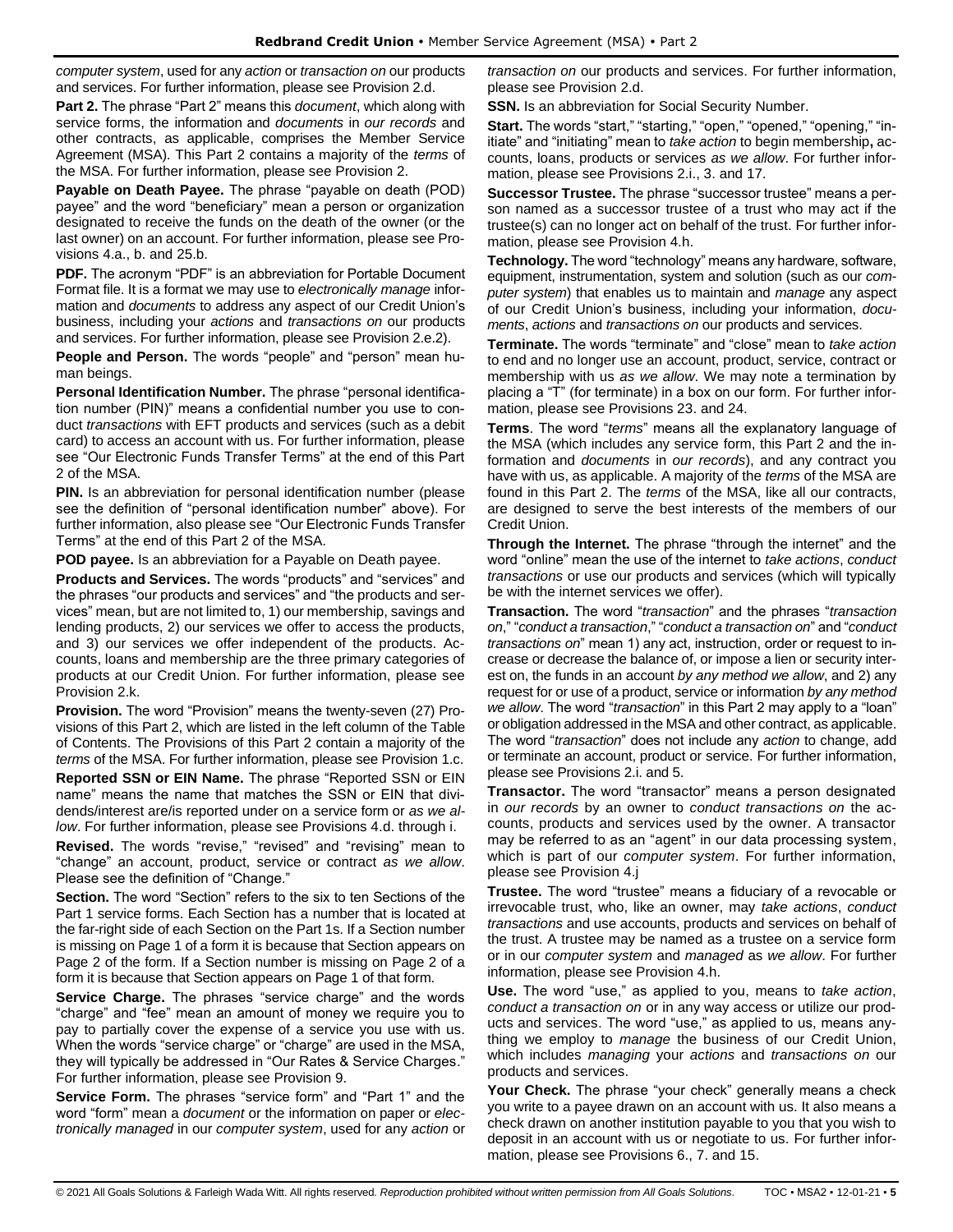*computer system*, used for any *action* or *transaction on* our products and services. For further information, please see Provision 2.d.

**Part 2.** The phrase "Part 2" means this *document*, which along with service forms, the information and *documents* in *our records* and other contracts, as applicable, comprises the Member Service Agreement (MSA). This Part 2 contains a majority of the *terms* of the MSA. For further information, please see Provision 2.

**Payable on Death Payee.** The phrase "payable on death (POD) payee" and the word "beneficiary" mean a person or organization designated to receive the funds on the death of the owner (or the last owner) on an account. For further information, please see Provisions 4.a., b. and 25.b.

**PDF.** The acronym "PDF" is an abbreviation for Portable Document Format file. It is a format we may use to *electronically manage* information and *documents* to address any aspect of our Credit Union's business, including your *actions* and *transactions on* our products and services. For further information, please see Provision 2.e.2).

**People and Person.** The words "people" and "person" mean human beings.

**Personal Identification Number.** The phrase "personal identification number (PIN)" means a confidential number you use to conduct *transactions* with EFT products and services (such as a debit card) to access an account with us. For further information, please see "Our Electronic Funds Transfer Terms" at the end of this Part 2 of the MSA.

**PIN.** Is an abbreviation for personal identification number (please see the definition of "personal identification number" above). For further information, also please see "Our Electronic Funds Transfer Terms" at the end of this Part 2 of the MSA.

**POD payee.** Is an abbreviation for a Payable on Death payee.

**Products and Services.** The words "products" and "services" and the phrases "our products and services" and "the products and services" mean, but are not limited to, 1) our membership, savings and lending products, 2) our services we offer to access the products, and 3) our services we offer independent of the products. Accounts, loans and membership are the three primary categories of products at our Credit Union. For further information, please see Provision 2.k.

**Provision.** The word "Provision" means the twenty-seven (27) Provisions of this Part 2, which are listed in the left column of the Table of Contents. The Provisions of this Part 2 contain a majority of the *terms* of the MSA. For further information, please see Provision 1.c.

**Reported SSN or EIN Name.** The phrase "Reported SSN or EIN name" means the name that matches the SSN or EIN that dividends/interest are/is reported under on a service form or *as we allow*. For further information, please see Provisions 4.d. through i.

**Revised.** The words "revise," "revised" and "revising" mean to "change" an account, product, service or contract *as we allow*. Please see the definition of "Change."

**Section.** The word "Section" refers to the six to ten Sections of the Part 1 service forms. Each Section has a number that is located at the far-right side of each Section on the Part 1s. If a Section number is missing on Page 1 of a form it is because that Section appears on Page 2 of the form. If a Section number is missing on Page 2 of a form it is because that Section appears on Page 1 of that form.

**Service Charge.** The phrases "service charge" and the words "charge" and "fee" mean an amount of money we require you to pay to partially cover the expense of a service you use with us. When the words "service charge" or "charge" are used in the MSA, they will typically be addressed in "Our Rates & Service Charges." For further information, please see Provision 9.

**Service Form.** The phrases "service form" and "Part 1" and the word "form" mean a *document* or the information on paper or *electronically managed* in our *computer system*, used for any *action* or *transaction on* our products and services. For further information, please see Provision 2.d.

**SSN.** Is an abbreviation for Social Security Number.

**Start.** The words "start," "starting," "open," "opened," "opening," "initiate" and "initiating" mean to *take action* to begin membership**,** accounts, loans, products or services *as we allow*. For further information, please see Provisions 2.i., 3. and 17.

**Successor Trustee.** The phrase "successor trustee" means a person named as a successor trustee of a trust who may act if the trustee(s) can no longer act on behalf of the trust. For further information, please see Provision 4.h.

**Technology.** The word "technology" means any hardware, software, equipment, instrumentation, system and solution (such as our *computer system*) that enables us to maintain and *manage* any aspect of our Credit Union's business, including your information, *documents*, *actions* and *transactions on* our products and services.

**Terminate.** The words "terminate" and "close" mean to *take action* to end and no longer use an account, product, service, contract or membership with us *as we allow*. We may note a termination by placing a "T" (for terminate) in a box on our form. For further information, please see Provisions 23. and 24.

**Terms**. The word "*terms*" means all the explanatory language of the MSA (which includes any service form, this Part 2 and the information and *documents* in *our records*), and any contract you have with us, as applicable. A majority of the *terms* of the MSA are found in this Part 2. The *terms* of the MSA, like all our contracts, are designed to serve the best interests of the members of our Credit Union.

**Through the Internet.** The phrase "through the internet" and the word "online" mean the use of the internet to *take actions*, *conduct transactions* or use our products and services (which will typically be with the internet services we offer).

**Transaction.** The word "*transaction*" and the phrases "*transaction on*," "*conduct a transaction*," "*conduct a transaction on*" and "*conduct transactions on*" mean 1) any act, instruction, order or request to increase or decrease the balance of, or impose a lien or security interest on, the funds in an account *by any method we allow*, and 2) any request for or use of a product, service or information *by any method we allow*. The word "*transaction*" in this Part 2 may apply to a "loan" or obligation addressed in the MSA and other contract, as applicable. The word "*transaction*" does not include any *action* to change, add or terminate an account, product or service. For further information, please see Provisions 2.i. and 5.

**Transactor.** The word "transactor" means a person designated in *our records* by an owner to *conduct transactions on* the accounts, products and services used by the owner. A transactor may be referred to as an "agent" in our data processing system, which is part of our *computer system*. For further information, please see Provision 4.j

**Trustee.** The word "trustee" means a fiduciary of a revocable or irrevocable trust, who, like an owner, may *take actions*, *conduct transactions* and use accounts, products and services on behalf of the trust. A trustee may be named as a trustee on a service form or in our *computer system* and *managed* as *we allow*. For further information, please see Provision 4.h.

**Use.** The word "use," as applied to you, means to *take action*, *conduct a transaction on* or in any way access or utilize our products and services. The word "use," as applied to us, means anything we employ to *manage* the business of our Credit Union, which includes *managing* your *actions* and *transactions on* our products and services.

**Your Check.** The phrase "your check" generally means a check you write to a payee drawn on an account with us. It also means a check drawn on another institution payable to you that you wish to deposit in an account with us or negotiate to us. For further information, please see Provisions 6., 7. and 15.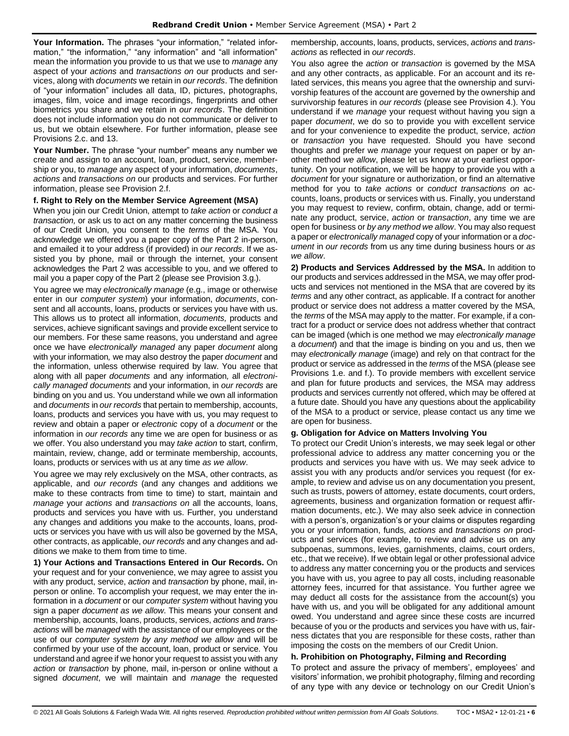**Your Information.** The phrases "your information," "related information," "the information," "any information" and "all information" mean the information you provide to us that we use to *manage* any aspect of your *actions* and *transactions on* our products and services, along with *documents* we retain in *our records*. The definition of "your information" includes all data, ID, pictures, photographs, images, film, voice and image recordings, fingerprints and other biometrics you share and we retain in *our records*. The definition does not include information you do not communicate or deliver to us, but we obtain elsewhere. For further information, please see Provisions 2.c. and 13.

**Your Number.** The phrase "your number" means any number we create and assign to an account, loan, product, service, membership or you, to *manage* any aspect of your information, *documents*, *actions* and *transactions on* our products and services. For further information, please see Provision 2.f.

**f. Right to Rely on the Member Service Agreement (MSA)**

When you join our Credit Union, attempt to *take action* or *conduct a transaction,* or ask us to act on any matter concerning the business of our Credit Union, you consent to the *terms* of the MSA. You acknowledge we offered you a paper copy of the Part 2 in-person, and emailed it to your address (if provided) in *our records*. If we assisted you by phone, mail or through the internet, your consent acknowledges the Part 2 was accessible to you, and we offered to mail you a paper copy of the Part 2 (please see Provision 3.g.).

You agree we may *electronically manage* (e.g., image or otherwise enter in our *computer system*) your information, *documents*, consent and all accounts, loans, products or services you have with us. This allows us to protect all information, *documents,* products and services, achieve significant savings and provide excellent service to our members. For these same reasons, you understand and agree once we have *electronically managed* any paper *document* along with your information*,* we may also destroy the paper *document* and the information, unless otherwise required by law. You agree that along with all paper *documents* and any information*,* all *electronically managed documents* and your information, in *our records* are binding on you and us. You understand while we own all information and *documents* in *our records* that pertain to membership, accounts, loans, products and services you have with us, you may request to review and obtain a paper or *electronic* copy of a *document* or the information in *our records* any time we are open for business or as we offer. You also understand you may *take action* to start, confirm, maintain, review, change, add or terminate membership, accounts, loans, products or services with us at any time *as we allow*.

You agree we may rely exclusively on the MSA, other contracts, as applicable, and *our records* (and any changes and additions we make to these contracts from time to time) to start, maintain and *manage* your *actions* and *transactions on* all the accounts, loans, products and services you have with us. Further, you understand any changes and additions you make to the accounts, loans, products or services you have with us will also be governed by the MSA, other contracts, as applicable, *our records* and any changes and additions we make to them from time to time.

**1) Your Actions and Transactions Entered in Our Records.** On your request and for your convenience, we may agree to assist you with any product, service, *action* and *transaction* by phone, mail, in-person or online. To accomplish your request, we may enter the information in a *document* or our *computer system* without having you sign a paper *document as we allow*. This means your consent and membership, accounts, loans, products, services, *actions* and *transactions* will be *managed* with the assistance of our employees or the use of our *computer system by any method we allow* and will be confirmed by your use of the account, loan, product or service. You understand and agree if we honor your request to assist you with any *action* or *transaction* by phone, mail, in-person or online without a signed *document*, we will maintain and *manage* the requested membership, accounts, loans, products, services, *actions* and *transactions* as reflected in *our records*.

You also agree the *action* or *transaction* is governed by the MSA and any other contracts, as applicable. For an account and its related services, this means you agree that the ownership and survivorship features of the account are governed by the ownership and survivorship features in *our records* (please see Provision 4.). You understand if we *manage* your request without having you sign a paper *document*, we do so to provide you with excellent service and for your convenience to expedite the product, service, *action* or *transaction* you have requested. Should you have second thoughts and prefer we *manage* your request on paper or by another method *we allow*, please let us know at your earliest opportunity. On your notification, we will be happy to provide you with a *document* for your signature or authorization, or find an alternative method for you to *take actions* or *conduct transactions on* accounts, loans, products or services with us. Finally, you understand you may request to review, confirm, obtain, change, add or terminate any product, service, *action* or *transaction*, any time we are open for business or *by any method we allow*. You may also request a paper or *electronically managed* copy of your information or a *document* in *our records* from us any time during business hours or *as we allow*.

**2) Products and Services Addressed by the MSA.** In addition to our products and services addressed in the MSA, we may offer products and services not mentioned in the MSA that are covered by its *terms* and any other contract, as applicable. If a contract for another product or service does not address a matter covered by the MSA, the *terms* of the MSA may apply to the matter. For example, if a contract for a product or service does not address whether that contract can be imaged (which is one method we may *electronically manage* a *document*) and that the image is binding on you and us, then we may *electronically manage* (image) and rely on that contract for the product or service as addressed in the *terms* of the MSA (please see Provisions 1.e. and f.). To provide members with excellent service and plan for future products and services, the MSA may address products and services currently not offered, which may be offered at a future date. Should you have any questions about the applicability of the MSA to a product or service, please contact us any time we are open for business.

**g. Obligation for Advice on Matters Involving You**

To protect our Credit Union's interests, we may seek legal or other professional advice to address any matter concerning you or the products and services you have with us. We may seek advice to assist you with any products and/or services you request (for example, to review and advise us on any documentation you present, such as trusts, powers of attorney, estate documents, court orders, agreements, business and organization formation or request affirmation documents, etc.). We may also seek advice in connection with a person's, organization's or your claims or disputes regarding you or your information, funds, *actions* and *transactions on* products and services (for example, to review and advise us on any subpoenas, summons, levies, garnishments, claims, court orders, etc., that we receive). If we obtain legal or other professional advice to address any matter concerning you or the products and services you have with us, you agree to pay all costs, including reasonable attorney fees, incurred for that assistance. You further agree we may deduct all costs for the assistance from the account(s) you have with us, and you will be obligated for any additional amount owed. You understand and agree since these costs are incurred because of you or the products and services you have with us, fairness dictates that you are responsible for these costs, rather than imposing the costs on the members of our Credit Union.

**h. Prohibition on Photography, Filming and Recording**

To protect and assure the privacy of members', employees' and visitors' information, we prohibit photography, filming and recording of any type with any device or technology on our Credit Union's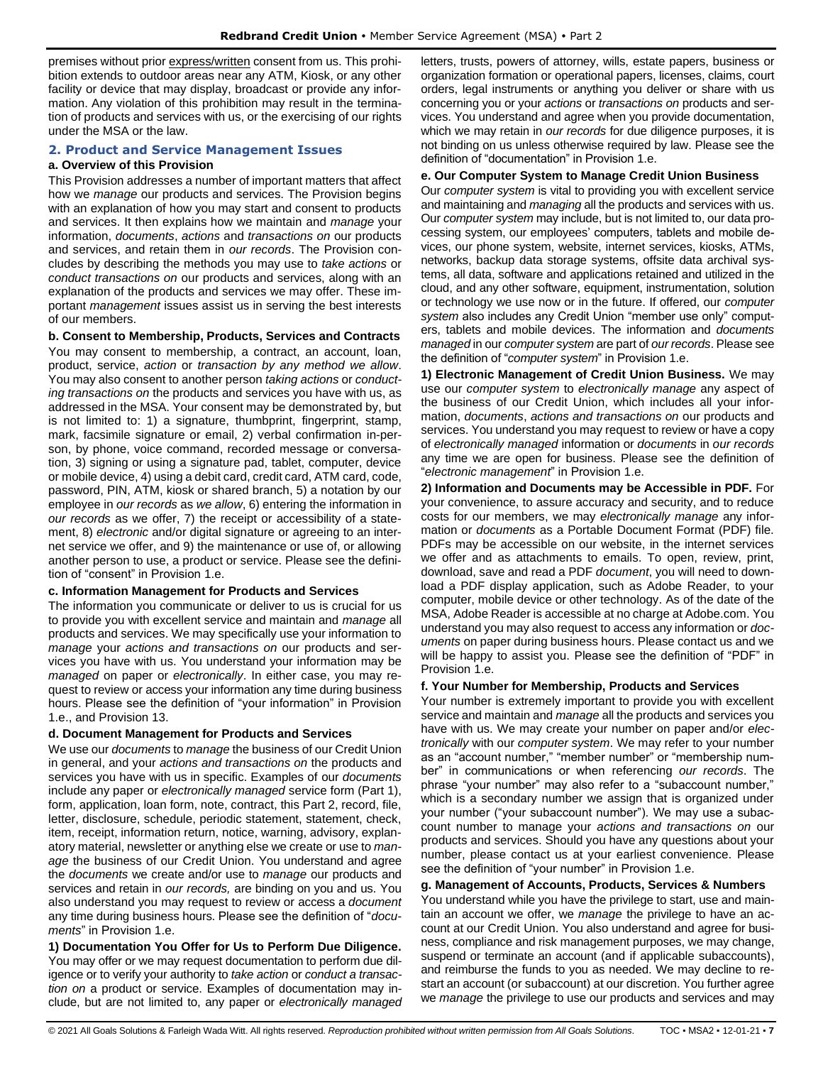premises without prior express/written consent from us. This prohibition extends to outdoor areas near any ATM, Kiosk, or any other facility or device that may display, broadcast or provide any information. Any violation of this prohibition may result in the termination of products and services with us, or the exercising of our rights under the MSA or the law.

## 2. Product and Service Management Issues

### a. Overview of this Provision

This Provision addresses a number of important matters that affect how we *manage* our products and services. The Provision begins with an explanation of how you may start and consent to products and services. It then explains how we maintain and *manage* your information, *documents*, *actions* and *transactions on* our products and services, and retain them in *our records*. The Provision concludes by describing the methods you may use to *take actions* or *conduct transactions on* our products and services, along with an explanation of the products and services we may offer. These important *management* issues assist us in serving the best interests of our members.

### b. Consent to Membership, Products, Services and Contracts

You may consent to membership, a contract, an account, loan, product, service, *action* or *transaction by any method we allow*. You may also consent to another person *taking actions* or *conducting transactions on* the products and services you have with us, as addressed in the MSA. Your consent may be demonstrated by, but is not limited to: 1) a signature, thumbprint, fingerprint, stamp, mark, facsimile signature or email, 2) verbal confirmation in-person, by phone, voice command, recorded message or conversation, 3) signing or using a signature pad, tablet, computer, device or mobile device, 4) using a debit card, credit card, ATM card, code, password, PIN, ATM, kiosk or shared branch, 5) a notation by our employee in *our records* as *we allow*, 6) entering the information in *our records* as we offer, 7) the receipt or accessibility of a statement, 8) *electronic* and/or digital signature or agreeing to an internet service we offer, and 9) the maintenance or use of, or allowing another person to use, a product or service. Please see the definition of "consent" in Provision 1.e.

### c. Information Management for Products and Services

The information you communicate or deliver to us is crucial for us to provide you with excellent service and maintain and *manage* all products and services. We may specifically use your information to *manage* your *actions and transactions on* our products and services you have with us. You understand your information may be *managed* on paper or *electronically*. In either case, you may request to review or access your information any time during business hours. Please see the definition of "your information" in Provision 1.e., and Provision 13.

### d. Document Management for Products and Services

We use our *documents* to *manage* the business of our Credit Union in general, and your *actions and transactions on* the products and services you have with us in specific. Examples of our *documents* include any paper or *electronically managed* service form (Part 1), form, application, loan form, note, contract, this Part 2, record, file, letter, disclosure, schedule, periodic statement, statement, check, item, receipt, information return, notice, warning, advisory, explanatory material, newsletter or anything else we create or use to *manage* the business of our Credit Union. You understand and agree the *documents* we create and/or use to *manage* our products and services and retain in *our records,* are binding on you and us. You also understand you may request to review or access a *document* any time during business hours. Please see the definition of "*documents*" in Provision 1.e.

**1) Documentation You Offer for Us to Perform Due Diligence.** You may offer or we may request documentation to perform due diligence or to verify your authority to *take action* or *conduct a transaction on* a product or service. Examples of documentation may include, but are not limited to, any paper or *electronically managed* letters, trusts, powers of attorney, wills, estate papers, business or organization formation or operational papers, licenses, claims, court orders, legal instruments or anything you deliver or share with us concerning you or your *actions* or *transactions on* products and services. You understand and agree when you provide documentation, which we may retain in *our records* for due diligence purposes, it is not binding on us unless otherwise required by law. Please see the definition of "documentation" in Provision 1.e.

### e. Our Computer System to Manage Credit Union Business

Our *computer system* is vital to providing you with excellent service and maintaining and *managing* all the products and services with us. Our *computer system* may include, but is not limited to, our data processing system, our employees' computers, tablets and mobile devices, our phone system, website, internet services, kiosks, ATMs, networks, backup data storage systems, offsite data archival systems, all data, software and applications retained and utilized in the cloud, and any other software, equipment, instrumentation, solution or technology we use now or in the future. If offered, our *computer system* also includes any Credit Union "member use only" computers, tablets and mobile devices. The information and *documents managed* in our *computer system* are part of *our records*. Please see the definition of "*computer system*" in Provision 1.e.

**1) Electronic Management of Credit Union Business.** We may use our *computer system* to *electronically manage* any aspect of the business of our Credit Union, which includes all your information, *documents*, *actions and transactions on* our products and services. You understand you may request to review or have a copy of *electronically managed* information or *documents* in *our records* any time we are open for business. Please see the definition of "*electronic management*" in Provision 1.e.

**2) Information and Documents may be Accessible in PDF.** For your convenience, to assure accuracy and security, and to reduce costs for our members, we may *electronically manage* any information or *documents* as a Portable Document Format (PDF) file. PDFs may be accessible on our website, in the internet services we offer and as attachments to emails. To open, review, print, download, save and read a PDF *document*, you will need to download a PDF display application, such as Adobe Reader, to your computer, mobile device or other technology. As of the date of the MSA, Adobe Reader is accessible at no charge at Adobe.com. You understand you may also request to access any information or *documents* on paper during business hours. Please contact us and we will be happy to assist you. Please see the definition of "PDF" in Provision 1.e.

### f. Your Number for Membership, Products and Services

Your number is extremely important to provide you with excellent service and maintain and *manage* all the products and services you have with us. We may create your number on paper and/or *electronically* with our *computer system*. We may refer to your number as an "account number," "member number" or "membership number" in communications or when referencing *our records*. The phrase "your number" may also refer to a "subaccount number," which is a secondary number we assign that is organized under your number ("your subaccount number"). We may use a subaccount number to manage your *actions and transactions on* our products and services. Should you have any questions about your number, please contact us at your earliest convenience. Please see the definition of "your number" in Provision 1.e.

### g. Management of Accounts, Products, Services & Numbers

You understand while you have the privilege to start, use and maintain an account we offer, we *manage* the privilege to have an account at our Credit Union. You also understand and agree for business, compliance and risk management purposes, we may change, suspend or terminate an account (and if applicable subaccounts), and reimburse the funds to you as needed. We may decline to restart an account (or subaccount) at our discretion. You further agree we *manage* the privilege to use our products and services and may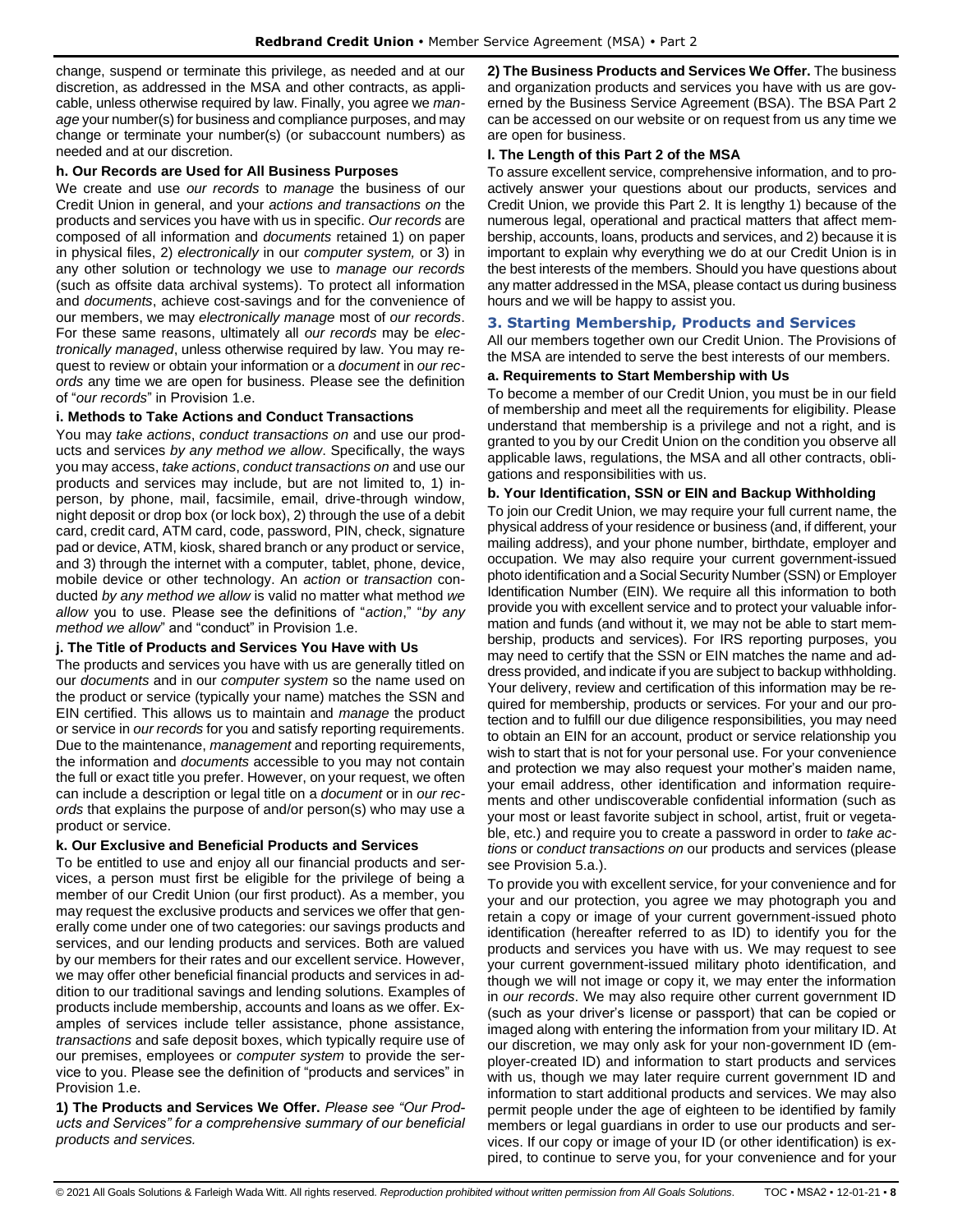change, suspend or terminate this privilege, as needed and at our discretion, as addressed in the MSA and other contracts, as applicable, unless otherwise required by law. Finally, you agree we *manage* your number(s) for business and compliance purposes, and may change or terminate your number(s) (or subaccount numbers) as needed and at our discretion.

### h. Our Records are Used for All Business Purposes

We create and use *our records* to *manage* the business of our Credit Union in general, and your *actions and transactions on* the products and services you have with us in specific. *Our records* are composed of all information and *documents* retained 1) on paper in physical files, 2) *electronically* in our *computer system,* or 3) in any other solution or technology we use to *manage our records* (such as offsite data archival systems). To protect all information and *documents*, achieve cost-savings and for the convenience of our members, we may *electronically manage* most of *our records*. For these same reasons, ultimately all *our records* may be *electronically managed*, unless otherwise required by law. You may request to review or obtain your information or a *document* in *our records* any time we are open for business. Please see the definition of "*our records*" in Provision 1.e.

### i. Methods to Take Actions and Conduct Transactions

You may *take actions*, *conduct transactions on* and use our products and services *by any method we allow*. Specifically, the ways you may access, *take actions*, *conduct transactions on* and use our products and services may include, but are not limited to, 1) in-person, by phone, mail, facsimile, email, drive-through window, night deposit or drop box (or lock box), 2) through the use of a debit card, credit card, ATM card, code, password, PIN, check, signature pad or device, ATM, kiosk, shared branch or any product or service, and 3) through the internet with a computer, tablet, phone, device, mobile device or other technology. An *action* or *transaction* conducted *by any method we allow* is valid no matter what method *we allow* you to use. Please see the definitions of "*action*," "*by any method we allow*" and "conduct" in Provision 1.e.

### j. The Title of Products and Services You Have with Us

The products and services you have with us are generally titled on our *documents* and in our *computer system* so the name used on the product or service (typically your name) matches the SSN and EIN certified. This allows us to maintain and *manage* the product or service in *our records* for you and satisfy reporting requirements. Due to the maintenance, *management* and reporting requirements, the information and *documents* accessible to you may not contain the full or exact title you prefer. However, on your request, we often can include a description or legal title on a *document* or in *our records* that explains the purpose of and/or person(s) who may use a product or service.

### k. Our Exclusive and Beneficial Products and Services

To be entitled to use and enjoy all our financial products and services, a person must first be eligible for the privilege of being a member of our Credit Union (our first product). As a member, you may request the exclusive products and services we offer that generally come under one of two categories: our savings products and services, and our lending products and services. Both are valued by our members for their rates and our excellent service. However, we may offer other beneficial financial products and services in addition to our traditional savings and lending solutions. Examples of products include membership, accounts and loans as we offer. Examples of services include teller assistance, phone assistance, *transactions* and safe deposit boxes, which typically require use of our premises, employees or *computer system* to provide the service to you. Please see the definition of "products and services" in Provision 1.e.

**1) The Products and Services We Offer.** *Please see "Our Products and Services" for a comprehensive summary of our beneficial products and services.*

**2) The Business Products and Services We Offer.** The business and organization products and services you have with us are governed by the Business Service Agreement (BSA). The BSA Part 2 can be accessed on our website or on request from us any time we are open for business.

### l. The Length of this Part 2 of the MSA

To assure excellent service, comprehensive information, and to proactively answer your questions about our products, services and Credit Union, we provide this Part 2. It is lengthy 1) because of the numerous legal, operational and practical matters that affect membership, accounts, loans, products and services, and 2) because it is important to explain why everything we do at our Credit Union is in the best interests of the members. Should you have questions about any matter addressed in the MSA, please contact us during business hours and we will be happy to assist you.

## 3. Starting Membership, Products and Services

All our members together own our Credit Union. The Provisions of the MSA are intended to serve the best interests of our members.

### a. Requirements to Start Membership with Us

To become a member of our Credit Union, you must be in our field of membership and meet all the requirements for eligibility. Please understand that membership is a privilege and not a right, and is granted to you by our Credit Union on the condition you observe all applicable laws, regulations, the MSA and all other contracts, obligations and responsibilities with us.

### b. Your Identification, SSN or EIN and Backup Withholding

To join our Credit Union, we may require your full current name, the physical address of your residence or business (and, if different, your mailing address), and your phone number, birthdate, employer and occupation. We may also require your current government-issued photo identification and a Social Security Number (SSN) or Employer Identification Number (EIN). We require all this information to both provide you with excellent service and to protect your valuable information and funds (and without it, we may not be able to start membership, products and services). For IRS reporting purposes, you may need to certify that the SSN or EIN matches the name and address provided, and indicate if you are subject to backup withholding. Your delivery, review and certification of this information may be required for membership, products or services. For your and our protection and to fulfill our due diligence responsibilities, you may need to obtain an EIN for an account, product or service relationship you wish to start that is not for your personal use. For your convenience and protection we may also request your mother's maiden name, your email address, other identification and information requirements and other undiscoverable confidential information (such as your most or least favorite subject in school, artist, fruit or vegetable, etc.) and require you to create a password in order to *take actions* or *conduct transactions on* our products and services (please see Provision 5.a.).

To provide you with excellent service, for your convenience and for your and our protection, you agree we may photograph you and retain a copy or image of your current government-issued photo identification (hereafter referred to as ID) to identify you for the products and services you have with us. We may request to see your current government-issued military photo identification, and though we will not image or copy it, we may enter the information in *our records*. We may also require other current government ID (such as your driver's license or passport) that can be copied or imaged along with entering the information from your military ID. At our discretion, we may only ask for your non-government ID (employer-created ID) and information to start products and services with us, though we may later require current government ID and information to start additional products and services. We may also permit people under the age of eighteen to be identified by family members or legal guardians in order to use our products and services. If our copy or image of your ID (or other identification) is expired, to continue to serve you, for your convenience and for your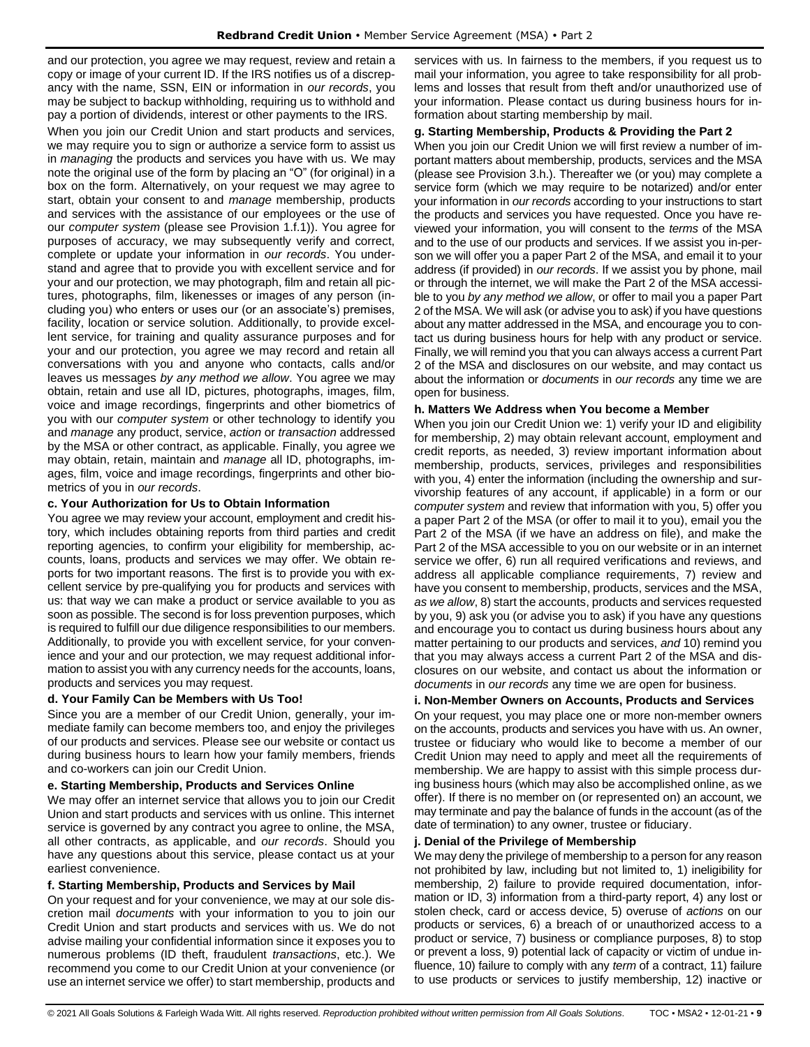and our protection, you agree we may request, review and retain a copy or image of your current ID. If the IRS notifies us of a discrepancy with the name, SSN, EIN or information in *our records*, you may be subject to backup withholding, requiring us to withhold and pay a portion of dividends, interest or other payments to the IRS.

When you join our Credit Union and start products and services, we may require you to sign or authorize a service form to assist us in *managing* the products and services you have with us. We may note the original use of the form by placing an "O" (for original) in a box on the form. Alternatively, on your request we may agree to start, obtain your consent to and *manage* membership, products and services with the assistance of our employees or the use of our *computer system* (please see Provision 1.f.1)). You agree for purposes of accuracy, we may subsequently verify and correct, complete or update your information in *our records*. You understand and agree that to provide you with excellent service and for your and our protection, we may photograph, film and retain all pictures, photographs, film, likenesses or images of any person (including you) who enters or uses our (or an associate's) premises, facility, location or service solution. Additionally, to provide excellent service, for training and quality assurance purposes and for your and our protection, you agree we may record and retain all conversations with you and anyone who contacts, calls and/or leaves us messages *by any method we allow*. You agree we may obtain, retain and use all ID, pictures, photographs, images, film, voice and image recordings, fingerprints and other biometrics of you with our *computer system* or other technology to identify you and *manage* any product, service, *action* or *transaction* addressed by the MSA or other contract, as applicable. Finally, you agree we may obtain, retain, maintain and *manage* all ID, photographs, images, film, voice and image recordings, fingerprints and other biometrics of you in *our records*.

### c. Your Authorization for Us to Obtain Information

You agree we may review your account, employment and credit history, which includes obtaining reports from third parties and credit reporting agencies, to confirm your eligibility for membership, accounts, loans, products and services we may offer. We obtain reports for two important reasons. The first is to provide you with excellent service by pre-qualifying you for products and services with us: that way we can make a product or service available to you as soon as possible. The second is for loss prevention purposes, which is required to fulfill our due diligence responsibilities to our members. Additionally, to provide you with excellent service, for your convenience and your and our protection, we may request additional information to assist you with any currency needs for the accounts, loans, products and services you may request.

### d. Your Family Can be Members with Us Too!

Since you are a member of our Credit Union, generally, your immediate family can become members too, and enjoy the privileges of our products and services. Please see our website or contact us during business hours to learn how your family members, friends and co-workers can join our Credit Union.

### e. Starting Membership, Products and Services Online

We may offer an internet service that allows you to join our Credit Union and start products and services with us online. This internet service is governed by any contract you agree to online, the MSA, all other contracts, as applicable, and *our records*. Should you have any questions about this service, please contact us at your earliest convenience.

### f. Starting Membership, Products and Services by Mail

On your request and for your convenience, we may at our sole discretion mail *documents* with your information to you to join our Credit Union and start products and services with us. We do not advise mailing your confidential information since it exposes you to numerous problems (ID theft, fraudulent *transactions*, etc.). We recommend you come to our Credit Union at your convenience (or use an internet service we offer) to start membership, products and services with us. In fairness to the members, if you request us to mail your information, you agree to take responsibility for all problems and losses that result from theft and/or unauthorized use of your information. Please contact us during business hours for information about starting membership by mail.

### g. Starting Membership, Products & Providing the Part 2

When you join our Credit Union we will first review a number of important matters about membership, products, services and the MSA (please see Provision 3.h.). Thereafter we (or you) may complete a service form (which we may require to be notarized) and/or enter your information in *our records* according to your instructions to start the products and services you have requested. Once you have reviewed your information, you will consent to the *terms* of the MSA and to the use of our products and services. If we assist you in-person we will offer you a paper Part 2 of the MSA, and email it to your address (if provided) in *our records*. If we assist you by phone, mail or through the internet, we will make the Part 2 of the MSA accessible to you *by any method we allow*, or offer to mail you a paper Part 2 of the MSA. We will ask (or advise you to ask) if you have questions about any matter addressed in the MSA, and encourage you to contact us during business hours for help with any product or service. Finally, we will remind you that you can always access a current Part 2 of the MSA and disclosures on our website, and may contact us about the information or *documents* in *our records* any time we are open for business.

### h. Matters We Address when You become a Member

When you join our Credit Union we: 1) verify your ID and eligibility for membership, 2) may obtain relevant account, employment and credit reports, as needed, 3) review important information about membership, products, services, privileges and responsibilities with you, 4) enter the information (including the ownership and survivorship features of any account, if applicable) in a form or our *computer system* and review that information with you, 5) offer you a paper Part 2 of the MSA (or offer to mail it to you), email you the Part 2 of the MSA (if we have an address on file), and make the Part 2 of the MSA accessible to you on our website or in an internet service we offer, 6) run all required verifications and reviews, and address all applicable compliance requirements, 7) review and have you consent to membership, products, services and the MSA, *as we allow*, 8) start the accounts, products and services requested by you, 9) ask you (or advise you to ask) if you have any questions and encourage you to contact us during business hours about any matter pertaining to our products and services, *and* 10) remind you that you may always access a current Part 2 of the MSA and disclosures on our website, and contact us about the information or *documents* in *our records* any time we are open for business.

### i. Non-Member Owners on Accounts, Products and Services

On your request, you may place one or more non-member owners on the accounts, products and services you have with us. An owner, trustee or fiduciary who would like to become a member of our Credit Union may need to apply and meet all the requirements of membership. We are happy to assist with this simple process during business hours (which may also be accomplished online, as we offer). If there is no member on (or represented on) an account, we may terminate and pay the balance of funds in the account (as of the date of termination) to any owner, trustee or fiduciary.

### j. Denial of the Privilege of Membership

We may deny the privilege of membership to a person for any reason not prohibited by law, including but not limited to, 1) ineligibility for membership, 2) failure to provide required documentation, information or ID, 3) information from a third-party report, 4) any lost or stolen check, card or access device, 5) overuse of *actions* on our products or services, 6) a breach of or unauthorized access to a product or service, 7) business or compliance purposes, 8) to stop or prevent a loss, 9) potential lack of capacity or victim of undue influence, 10) failure to comply with any *term* of a contract, 11) failure to use products or services to justify membership, 12) inactive or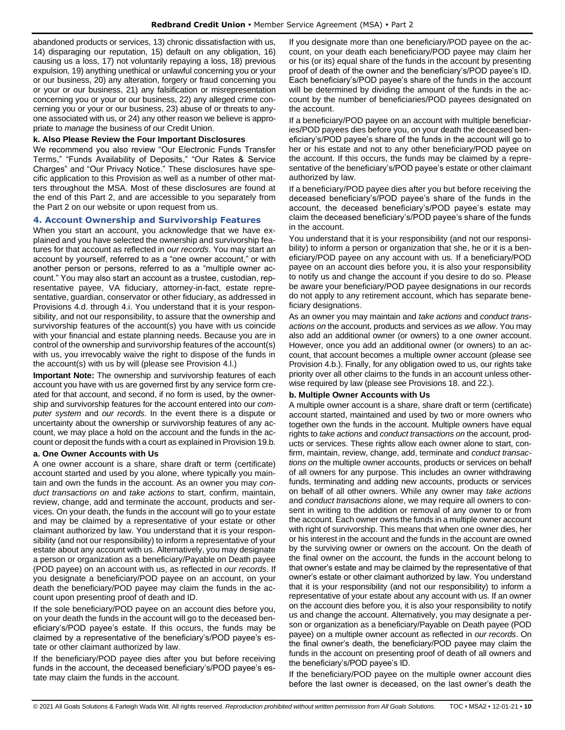abandoned products or services, 13) chronic dissatisfaction with us, 14) disparaging our reputation, 15) default on any obligation, 16) causing us a loss, 17) not voluntarily repaying a loss, 18) previous expulsion, 19) anything unethical or unlawful concerning you or your or our business, 20) any alteration, forgery or fraud concerning you or your or our business, 21) any falsification or misrepresentation concerning you or your or our business, 22) any alleged crime concerning you or your or our business, 23) abuse of or threats to anyone associated with us, or 24) any other reason we believe is appropriate to *manage* the business of our Credit Union.

**k. Also Please Review the Four Important Disclosures**

We recommend you also review "Our Electronic Funds Transfer Terms," "Funds Availability of Deposits," "Our Rates & Service Charges" and "Our Privacy Notice." These disclosures have specific application to this Provision as well as a number of other matters throughout the MSA. Most of these disclosures are found at the end of this Part 2, and are accessible to you separately from the Part 2 on our website or upon request from us.

## 4. Account Ownership and Survivorship Features

When you start an account, you acknowledge that we have explained and you have selected the ownership and survivorship features for that account as reflected in *our records*. You may start an account by yourself, referred to as a "one owner account," or with another person or persons, referred to as a "multiple owner account." You may also start an account as a trustee, custodian, representative payee, VA fiduciary, attorney-in-fact, estate representative, guardian, conservator or other fiduciary, as addressed in Provisions 4.d. through 4.i. You understand that it is your responsibility, and not our responsibility, to assure that the ownership and survivorship features of the account(s) you have with us coincide with your financial and estate planning needs. Because you are in control of the ownership and survivorship features of the account(s) with us, you irrevocably waive the right to dispose of the funds in the account(s) with us by will (please see Provision 4.l.)

**Important Note:** The ownership and survivorship features of each account you have with us are governed first by any service form created for that account, and second, if no form is used, by the ownership and survivorship features for the account entered into our *computer system* and *our records*. In the event there is a dispute or uncertainty about the ownership or survivorship features of any account, we may place a hold on the account and the funds in the account or deposit the funds with a court as explained in Provision 19.b.

**a. One Owner Accounts with Us**

A one owner account is a share, share draft or term (certificate) account started and used by you alone, where typically you maintain and own the funds in the account. As an owner you may *conduct transactions on* and *take actions* to start, confirm, maintain, review, change, add and terminate the account, products and services. On your death, the funds in the account will go to your estate and may be claimed by a representative of your estate or other claimant authorized by law. You understand that it is your responsibility (and not our responsibility) to inform a representative of your estate about any account with us. Alternatively, you may designate a person or organization as a beneficiary/Payable on Death payee (POD payee) on an account with us, as reflected in *our records*. If you designate a beneficiary/POD payee on an account, on your death the beneficiary/POD payee may claim the funds in the account upon presenting proof of death and ID.

If the sole beneficiary/POD payee on an account dies before you, on your death the funds in the account will go to the deceased beneficiary's/POD payee's estate. If this occurs, the funds may be claimed by a representative of the beneficiary's/POD payee's estate or other claimant authorized by law.

If the beneficiary/POD payee dies after you but before receiving funds in the account, the deceased beneficiary's/POD payee's estate may claim the funds in the account.

If you designate more than one beneficiary/POD payee on the account, on your death each beneficiary/POD payee may claim her or his (or its) equal share of the funds in the account by presenting proof of death of the owner and the beneficiary's/POD payee's ID. Each beneficiary's/POD payee's share of the funds in the account will be determined by dividing the amount of the funds in the account by the number of beneficiaries/POD payees designated on the account.

If a beneficiary/POD payee on an account with multiple beneficiaries/POD payees dies before you, on your death the deceased beneficiary's/POD payee's share of the funds in the account will go to her or his estate and not to any other beneficiary/POD payee on the account. If this occurs, the funds may be claimed by a representative of the beneficiary's/POD payee's estate or other claimant authorized by law.

If a beneficiary/POD payee dies after you but before receiving the deceased beneficiary's/POD payee's share of the funds in the account, the deceased beneficiary's/POD payee's estate may claim the deceased beneficiary's/POD payee's share of the funds in the account.

You understand that it is your responsibility (and not our responsibility) to inform a person or organization that she, he or it is a beneficiary/POD payee on any account with us. If a beneficiary/POD payee on an account dies before you, it is also your responsibility to notify us and change the account if you desire to do so. Please be aware your beneficiary/POD payee designations in our records do not apply to any retirement account, which has separate beneficiary designations.

As an owner you may maintain and *take actions* and *conduct transactions on* the account, products and services *as we allow*. You may also add an additional owner (or owners) to a one owner account. However, once you add an additional owner (or owners) to an account, that account becomes a multiple owner account (please see Provision 4.b.). Finally, for any obligation owed to us, our rights take priority over all other claims to the funds in an account unless otherwise required by law (please see Provisions 18. and 22.).

**b. Multiple Owner Accounts with Us**

A multiple owner account is a share, share draft or term (certificate) account started, maintained and used by two or more owners who together own the funds in the account. Multiple owners have equal rights to *take actions* and *conduct transactions on* the account, products or services. These rights allow each owner alone to start, confirm, maintain, review, change, add, terminate and *conduct transactions on* the multiple owner accounts, products or services on behalf of all owners for any purpose. This includes an owner withdrawing funds, terminating and adding new accounts, products or services on behalf of all other owners. While any owner may *take actions* and *conduct transactions* alone, we may require all owners to consent in writing to the addition or removal of any owner to or from the account. Each owner owns the funds in a multiple owner account with right of survivorship. This means that when one owner dies, her or his interest in the account and the funds in the account are owned by the surviving owner or owners on the account. On the death of the final owner on the account, the funds in the account belong to that owner's estate and may be claimed by the representative of that owner's estate or other claimant authorized by law. You understand that it is your responsibility (and not our responsibility) to inform a representative of your estate about any account with us. If an owner on the account dies before you, it is also your responsibility to notify us and change the account. Alternatively, you may designate a person or organization as a beneficiary/Payable on Death payee (POD payee) on a multiple owner account as reflected in *our records*. On the final owner's death, the beneficiary/POD payee may claim the funds in the account on presenting proof of death of all owners and the beneficiary's/POD payee's ID.

If the beneficiary/POD payee on the multiple owner account dies before the last owner is deceased, on the last owner's death the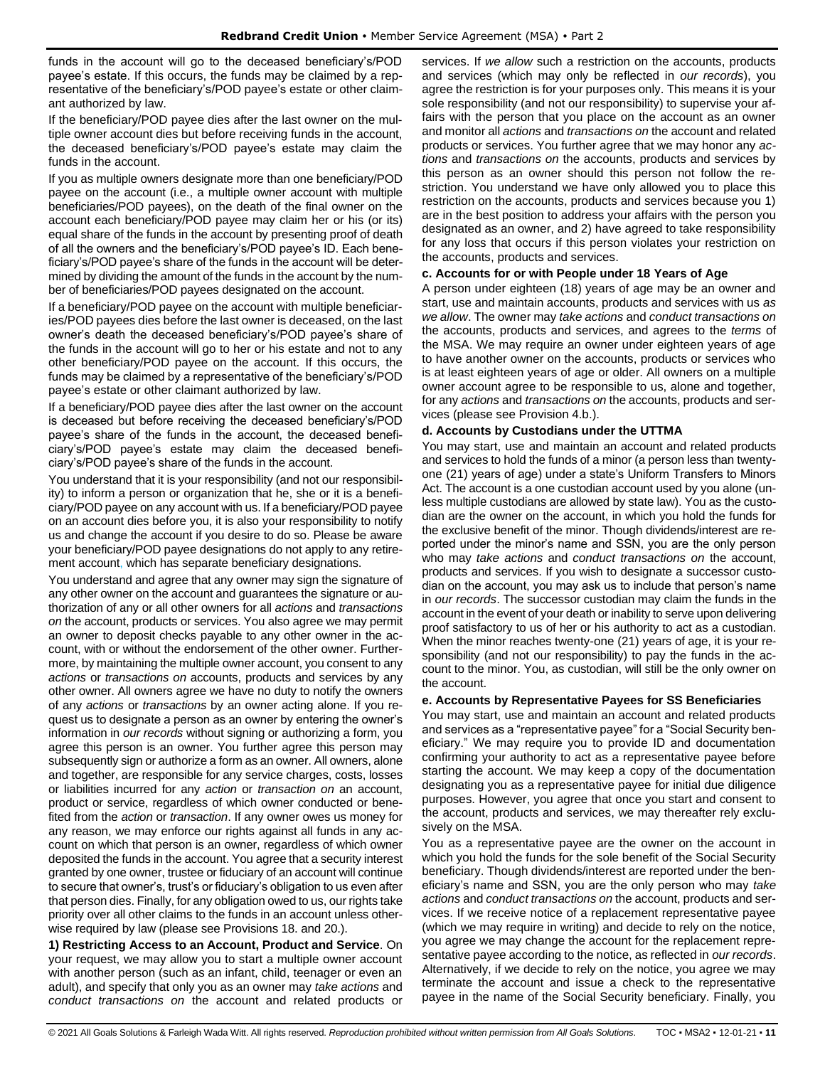funds in the account will go to the deceased beneficiary's/POD payee's estate. If this occurs, the funds may be claimed by a representative of the beneficiary's/POD payee's estate or other claimant authorized by law.

If the beneficiary/POD payee dies after the last owner on the multiple owner account dies but before receiving funds in the account, the deceased beneficiary's/POD payee's estate may claim the funds in the account.

If you as multiple owners designate more than one beneficiary/POD payee on the account (i.e., a multiple owner account with multiple beneficiaries/POD payees), on the death of the final owner on the account each beneficiary/POD payee may claim her or his (or its) equal share of the funds in the account by presenting proof of death of all the owners and the beneficiary's/POD payee's ID. Each beneficiary's/POD payee's share of the funds in the account will be determined by dividing the amount of the funds in the account by the number of beneficiaries/POD payees designated on the account.

If a beneficiary/POD payee on the account with multiple beneficiaries/POD payees dies before the last owner is deceased, on the last owner's death the deceased beneficiary's/POD payee's share of the funds in the account will go to her or his estate and not to any other beneficiary/POD payee on the account. If this occurs, the funds may be claimed by a representative of the beneficiary's/POD payee's estate or other claimant authorized by law.

If a beneficiary/POD payee dies after the last owner on the account is deceased but before receiving the deceased beneficiary's/POD payee's share of the funds in the account, the deceased beneficiary's/POD payee's estate may claim the deceased beneficiary's/POD payee's share of the funds in the account.

You understand that it is your responsibility (and not our responsibility) to inform a person or organization that he, she or it is a beneficiary/POD payee on any account with us. If a beneficiary/POD payee on an account dies before you, it is also your responsibility to notify us and change the account if you desire to do so. Please be aware your beneficiary/POD payee designations do not apply to any retirement account, which has separate beneficiary designations.

You understand and agree that any owner may sign the signature of any other owner on the account and guarantees the signature or authorization of any or all other owners for all *actions* and *transactions on* the account, products or services. You also agree we may permit an owner to deposit checks payable to any other owner in the account, with or without the endorsement of the other owner. Furthermore, by maintaining the multiple owner account, you consent to any *actions* or *transactions on* accounts, products and services by any other owner. All owners agree we have no duty to notify the owners of any *actions* or *transactions* by an owner acting alone. If you request us to designate a person as an owner by entering the owner's information in *our records* without signing or authorizing a form, you agree this person is an owner. You further agree this person may subsequently sign or authorize a form as an owner. All owners, alone and together, are responsible for any service charges, costs, losses or liabilities incurred for any *action* or *transaction on* an account, product or service, regardless of which owner conducted or benefited from the *action* or *transaction*. If any owner owes us money for any reason, we may enforce our rights against all funds in any account on which that person is an owner, regardless of which owner deposited the funds in the account. You agree that a security interest granted by one owner, trustee or fiduciary of an account will continue to secure that owner's, trust's or fiduciary's obligation to us even after that person dies. Finally, for any obligation owed to us, our rights take priority over all other claims to the funds in an account unless otherwise required by law (please see Provisions 18. and 20.).

**1) Restricting Access to an Account, Product and Service**. On your request, we may allow you to start a multiple owner account with another person (such as an infant, child, teenager or even an adult), and specify that only you as an owner may *take actions* and *conduct transactions on* the account and related products or services. If *we allow* such a restriction on the accounts, products and services (which may only be reflected in *our records*), you agree the restriction is for your purposes only. This means it is your sole responsibility (and not our responsibility) to supervise your affairs with the person that you place on the account as an owner and monitor all *actions* and *transactions on* the account and related products or services. You further agree that we may honor any *actions* and *transactions on* the accounts, products and services by this person as an owner should this person not follow the restriction. You understand we have only allowed you to place this restriction on the accounts, products and services because you 1) are in the best position to address your affairs with the person you designated as an owner, and 2) have agreed to take responsibility for any loss that occurs if this person violates your restriction on the accounts, products and services.

#### c. Accounts for or with People under 18 Years of Age

A person under eighteen (18) years of age may be an owner and start, use and maintain accounts, products and services with us *as we allow*. The owner may *take actions* and *conduct transactions on* the accounts, products and services, and agrees to the *terms* of the MSA. We may require an owner under eighteen years of age to have another owner on the accounts, products or services who is at least eighteen years of age or older. All owners on a multiple owner account agree to be responsible to us, alone and together, for any *actions* and *transactions on* the accounts, products and services (please see Provision 4.b.).

#### d. Accounts by Custodians under the UTTMA

You may start, use and maintain an account and related products and services to hold the funds of a minor (a person less than twenty-one (21) years of age) under a state's Uniform Transfers to Minors Act. The account is a one custodian account used by you alone (unless multiple custodians are allowed by state law). You as the custodian are the owner on the account, in which you hold the funds for the exclusive benefit of the minor. Though dividends/interest are reported under the minor's name and SSN, you are the only person who may *take actions* and *conduct transactions on* the account, products and services. If you wish to designate a successor custodian on the account, you may ask us to include that person's name in *our records*. The successor custodian may claim the funds in the account in the event of your death or inability to serve upon delivering proof satisfactory to us of her or his authority to act as a custodian. When the minor reaches twenty-one (21) years of age, it is your responsibility (and not our responsibility) to pay the funds in the account to the minor. You, as custodian, will still be the only owner on the account.

#### e. Accounts by Representative Payees for SS Beneficiaries

You may start, use and maintain an account and related products and services as a "representative payee" for a "Social Security beneficiary." We may require you to provide ID and documentation confirming your authority to act as a representative payee before starting the account. We may keep a copy of the documentation designating you as a representative payee for initial due diligence purposes. However, you agree that once you start and consent to the account, products and services, we may thereafter rely exclusively on the MSA.

You as a representative payee are the owner on the account in which you hold the funds for the sole benefit of the Social Security beneficiary. Though dividends/interest are reported under the beneficiary's name and SSN, you are the only person who may *take actions* and *conduct transactions on* the account, products and services. If we receive notice of a replacement representative payee (which we may require in writing) and decide to rely on the notice, you agree we may change the account for the replacement representative payee according to the notice, as reflected in *our records*. Alternatively, if we decide to rely on the notice, you agree we may terminate the account and issue a check to the representative payee in the name of the Social Security beneficiary. Finally, you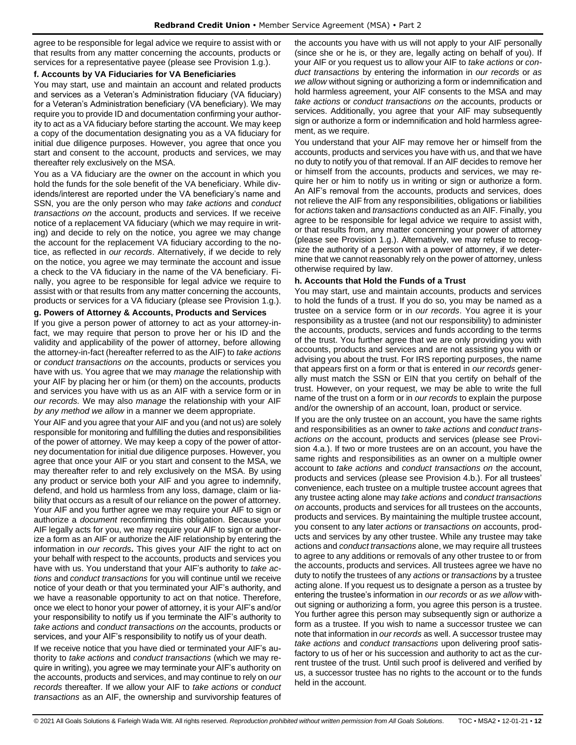agree to be responsible for legal advice we require to assist with or that results from any matter concerning the accounts, products or services for a representative payee (please see Provision 1.g.).

**f. Accounts by VA Fiduciaries for VA Beneficiaries**

You may start, use and maintain an account and related products and services as a Veteran's Administration fiduciary (VA fiduciary) for a Veteran's Administration beneficiary (VA beneficiary). We may require you to provide ID and documentation confirming your authority to act as a VA fiduciary before starting the account. We may keep a copy of the documentation designating you as a VA fiduciary for initial due diligence purposes. However, you agree that once you start and consent to the account, products and services, we may thereafter rely exclusively on the MSA.

You as a VA fiduciary are the owner on the account in which you hold the funds for the sole benefit of the VA beneficiary. While dividends/interest are reported under the VA beneficiary's name and SSN, you are the only person who may *take actions* and *conduct transactions on* the account, products and services. If we receive notice of a replacement VA fiduciary (which we may require in writing) and decide to rely on the notice, you agree we may change the account for the replacement VA fiduciary according to the notice, as reflected in *our records*. Alternatively, if we decide to rely on the notice, you agree we may terminate the account and issue a check to the VA fiduciary in the name of the VA beneficiary. Finally, you agree to be responsible for legal advice we require to assist with or that results from any matter concerning the accounts, products or services for a VA fiduciary (please see Provision 1.g.).

**g. Powers of Attorney & Accounts, Products and Services**

If you give a person power of attorney to act as your attorney-in-fact, we may require that person to prove her or his ID and the validity and applicability of the power of attorney, before allowing the attorney-in-fact (hereafter referred to as the AIF) to *take actions* or *conduct transactions on* the accounts, products or services you have with us. You agree that we may *manage* the relationship with your AIF by placing her or him (or them) on the accounts, products and services you have with us as an AIF with a service form or in *our records.* We may also *manage* the relationship with your AIF *by any method we allow* in a manner we deem appropriate.

Your AIF and you agree that your AIF and you (and not us) are solely responsible for monitoring and fulfilling the duties and responsibilities of the power of attorney. We may keep a copy of the power of attorney documentation for initial due diligence purposes. However, you agree that once your AIF or you start and consent to the MSA, we may thereafter refer to and rely exclusively on the MSA. By using any product or service both your AIF and you agree to indemnify, defend, and hold us harmless from any loss, damage, claim or liability that occurs as a result of our reliance on the power of attorney. Your AIF and you further agree we may require your AIF to sign or authorize a *document* reconfirming this obligation. Because your AIF legally acts for you, we may require your AIF to sign or authorize a form as an AIF or authorize the AIF relationship by entering the information in *our records***.** This gives your AIF the right to act on your behalf with respect to the accounts, products and services you have with us. You understand that your AIF's authority to *take actions* and *conduct transactions* for you will continue until we receive notice of your death or that you terminated your AIF's authority, and we have a reasonable opportunity to act on that notice. Therefore, once we elect to honor your power of attorney, it is your AIF's and/or your responsibility to notify us if you terminate the AIF's authority to *take actions* and *conduct transactions on* the accounts, products or services, and your AIF's responsibility to notify us of your death.

If we receive notice that you have died or terminated your AIF's authority to *take actions* and *conduct transactions* (which we may require in writing), you agree we may terminate your AIF's authority on the accounts, products and services, and may continue to rely on *our records* thereafter. If we allow your AIF to *take actions* or *conduct transactions* as an AIF, the ownership and survivorship features of the accounts you have with us will not apply to your AIF personally (since she or he is, or they are, legally acting on behalf of you). If your AIF or you request us to allow your AIF to *take actions* or *conduct transactions* by entering the information in *our records* or *as we allow* without signing or authorizing a form or indemnification and hold harmless agreement, your AIF consents to the MSA and may *take actions* or *conduct transactions on* the accounts, products or services. Additionally, you agree that your AIF may subsequently sign or authorize a form or indemnification and hold harmless agreement, as we require.

You understand that your AIF may remove her or himself from the accounts, products and services you have with us, and that we have no duty to notify you of that removal. If an AIF decides to remove her or himself from the accounts, products and services, we may require her or him to notify us in writing or sign or authorize a form. An AIF's removal from the accounts, products and services, does not relieve the AIF from any responsibilities, obligations or liabilities for *actions* taken and *transactions* conducted as an AIF. Finally, you agree to be responsible for legal advice we require to assist with, or that results from, any matter concerning your power of attorney (please see Provision 1.g.). Alternatively, we may refuse to recognize the authority of a person with a power of attorney, if we determine that we cannot reasonably rely on the power of attorney, unless otherwise required by law.

**h. Accounts that Hold the Funds of a Trust**

You may start, use and maintain accounts, products and services to hold the funds of a trust. If you do so, you may be named as a trustee on a service form or in *our records*. You agree it is your responsibility as a trustee (and not our responsibility) to administer the accounts, products, services and funds according to the terms of the trust. You further agree that we are only providing you with accounts, products and services and are not assisting you with or advising you about the trust. For IRS reporting purposes, the name that appears first on a form or that is entered in *our records* generally must match the SSN or EIN that you certify on behalf of the trust. However, on your request, we may be able to write the full name of the trust on a form or in *our records* to explain the purpose and/or the ownership of an account, loan, product or service.

If you are the only trustee on an account, you have the same rights and responsibilities as an owner to *take actions* and *conduct transactions on* the account, products and services (please see Provision 4.a.). If two or more trustees are on an account, you have the same rights and responsibilities as an owner on a multiple owner account to *take actions* and *conduct transactions on* the account, products and services (please see Provision 4.b.). For all trustees' convenience, each trustee on a multiple trustee account agrees that any trustee acting alone may *take actions* and *conduct transactions on* accounts, products and services for all trustees on the accounts, products and services. By maintaining the multiple trustee account, you consent to any later *actions* or *transactions on* accounts, products and services by any other trustee. While any trustee may take actions and *conduct transactions* alone, we may require all trustees to agree to any additions or removals of any other trustee to or from the accounts, products and services. All trustees agree we have no duty to notify the trustees of any *actions* or *transactions* by a trustee acting alone. If you request us to designate a person as a trustee by entering the trustee's information in *our records* or *as we allow* without signing or authorizing a form, you agree this person is a trustee. You further agree this person may subsequently sign or authorize a form as a trustee. If you wish to name a successor trustee we can note that information in *our records* as well. A successor trustee may *take actions* and *conduct transactions* upon delivering proof satisfactory to us of her or his succession and authority to act as the current trustee of the trust. Until such proof is delivered and verified by us, a successor trustee has no rights to the account or to the funds held in the account.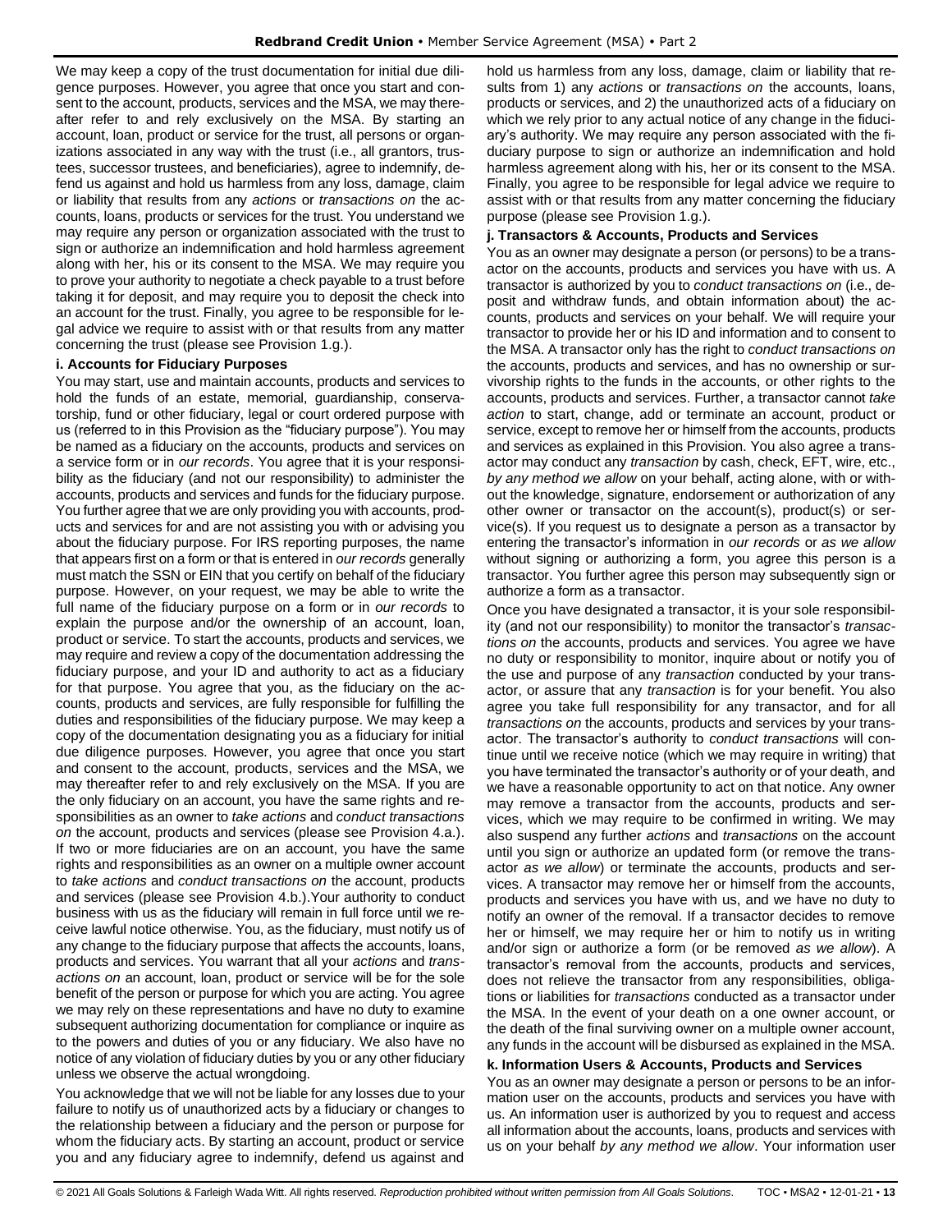We may keep a copy of the trust documentation for initial due diligence purposes. However, you agree that once you start and consent to the account, products, services and the MSA, we may thereafter refer to and rely exclusively on the MSA. By starting an account, loan, product or service for the trust, all persons or organizations associated in any way with the trust (i.e., all grantors, trustees, successor trustees, and beneficiaries), agree to indemnify, defend us against and hold us harmless from any loss, damage, claim or liability that results from any *actions* or *transactions on* the accounts, loans, products or services for the trust. You understand we may require any person or organization associated with the trust to sign or authorize an indemnification and hold harmless agreement along with her, his or its consent to the MSA. We may require you to prove your authority to negotiate a check payable to a trust before taking it for deposit, and may require you to deposit the check into an account for the trust. Finally, you agree to be responsible for legal advice we require to assist with or that results from any matter concerning the trust (please see Provision 1.g.).

### i. Accounts for Fiduciary Purposes

You may start, use and maintain accounts, products and services to hold the funds of an estate, memorial, guardianship, conservatorship, fund or other fiduciary, legal or court ordered purpose with us (referred to in this Provision as the "fiduciary purpose"). You may be named as a fiduciary on the accounts, products and services on a service form or in *our records*. You agree that it is your responsibility as the fiduciary (and not our responsibility) to administer the accounts, products and services and funds for the fiduciary purpose. You further agree that we are only providing you with accounts, products and services for and are not assisting you with or advising you about the fiduciary purpose. For IRS reporting purposes, the name that appears first on a form or that is entered in *our records* generally must match the SSN or EIN that you certify on behalf of the fiduciary purpose. However, on your request, we may be able to write the full name of the fiduciary purpose on a form or in *our records* to explain the purpose and/or the ownership of an account, loan, product or service. To start the accounts, products and services, we may require and review a copy of the documentation addressing the fiduciary purpose, and your ID and authority to act as a fiduciary for that purpose. You agree that you, as the fiduciary on the accounts, products and services, are fully responsible for fulfilling the duties and responsibilities of the fiduciary purpose. We may keep a copy of the documentation designating you as a fiduciary for initial due diligence purposes. However, you agree that once you start and consent to the account, products, services and the MSA, we may thereafter refer to and rely exclusively on the MSA. If you are the only fiduciary on an account, you have the same rights and responsibilities as an owner to *take actions* and *conduct transactions on* the account, products and services (please see Provision 4.a.). If two or more fiduciaries are on an account, you have the same rights and responsibilities as an owner on a multiple owner account to *take actions* and *conduct transactions on* the account, products and services (please see Provision 4.b.).Your authority to conduct business with us as the fiduciary will remain in full force until we receive lawful notice otherwise. You, as the fiduciary, must notify us of any change to the fiduciary purpose that affects the accounts, loans, products and services. You warrant that all your *actions* and *transactions on* an account, loan, product or service will be for the sole benefit of the person or purpose for which you are acting. You agree we may rely on these representations and have no duty to examine subsequent authorizing documentation for compliance or inquire as to the powers and duties of you or any fiduciary. We also have no notice of any violation of fiduciary duties by you or any other fiduciary unless we observe the actual wrongdoing.

You acknowledge that we will not be liable for any losses due to your failure to notify us of unauthorized acts by a fiduciary or changes to the relationship between a fiduciary and the person or purpose for whom the fiduciary acts. By starting an account, product or service you and any fiduciary agree to indemnify, defend us against and hold us harmless from any loss, damage, claim or liability that results from 1) any *actions* or *transactions on* the accounts, loans, products or services, and 2) the unauthorized acts of a fiduciary on which we rely prior to any actual notice of any change in the fiduciary's authority. We may require any person associated with the fiduciary purpose to sign or authorize an indemnification and hold harmless agreement along with his, her or its consent to the MSA. Finally, you agree to be responsible for legal advice we require to assist with or that results from any matter concerning the fiduciary purpose (please see Provision 1.g.).

### j. Transactors & Accounts, Products and Services

You as an owner may designate a person (or persons) to be a transactor on the accounts, products and services you have with us. A transactor is authorized by you to *conduct transactions on* (i.e., deposit and withdraw funds, and obtain information about) the accounts, products and services on your behalf. We will require your transactor to provide her or his ID and information and to consent to the MSA. A transactor only has the right to *conduct transactions on* the accounts, products and services, and has no ownership or survivorship rights to the funds in the accounts, or other rights to the accounts, products and services. Further, a transactor cannot *take action* to start, change, add or terminate an account, product or service, except to remove her or himself from the accounts, products and services as explained in this Provision. You also agree a transactor may conduct any *transaction* by cash, check, EFT, wire, etc., *by any method we allow* on your behalf, acting alone, with or without the knowledge, signature, endorsement or authorization of any other owner or transactor on the account(s), product(s) or service(s). If you request us to designate a person as a transactor by entering the transactor's information in *our records* or *as we allow* without signing or authorizing a form, you agree this person is a transactor. You further agree this person may subsequently sign or authorize a form as a transactor.

Once you have designated a transactor, it is your sole responsibility (and not our responsibility) to monitor the transactor's *transactions on* the accounts, products and services. You agree we have no duty or responsibility to monitor, inquire about or notify you of the use and purpose of any *transaction* conducted by your transactor, or assure that any *transaction* is for your benefit. You also agree you take full responsibility for any transactor, and for all *transactions on* the accounts, products and services by your transactor. The transactor's authority to *conduct transactions* will continue until we receive notice (which we may require in writing) that you have terminated the transactor's authority or of your death, and we have a reasonable opportunity to act on that notice. Any owner may remove a transactor from the accounts, products and services, which we may require to be confirmed in writing. We may also suspend any further *actions* and *transactions* on the account until you sign or authorize an updated form (or remove the transactor *as we allow*) or terminate the accounts, products and services. A transactor may remove her or himself from the accounts, products and services you have with us, and we have no duty to notify an owner of the removal. If a transactor decides to remove her or himself, we may require her or him to notify us in writing and/or sign or authorize a form (or be removed *as we allow*). A transactor's removal from the accounts, products and services, does not relieve the transactor from any responsibilities, obligations or liabilities for *transactions* conducted as a transactor under the MSA. In the event of your death on a one owner account, or the death of the final surviving owner on a multiple owner account, any funds in the account will be disbursed as explained in the MSA.

### k. Information Users & Accounts, Products and Services

You as an owner may designate a person or persons to be an information user on the accounts, products and services you have with us. An information user is authorized by you to request and access all information about the accounts, loans, products and services with us on your behalf *by any method we allow*. Your information user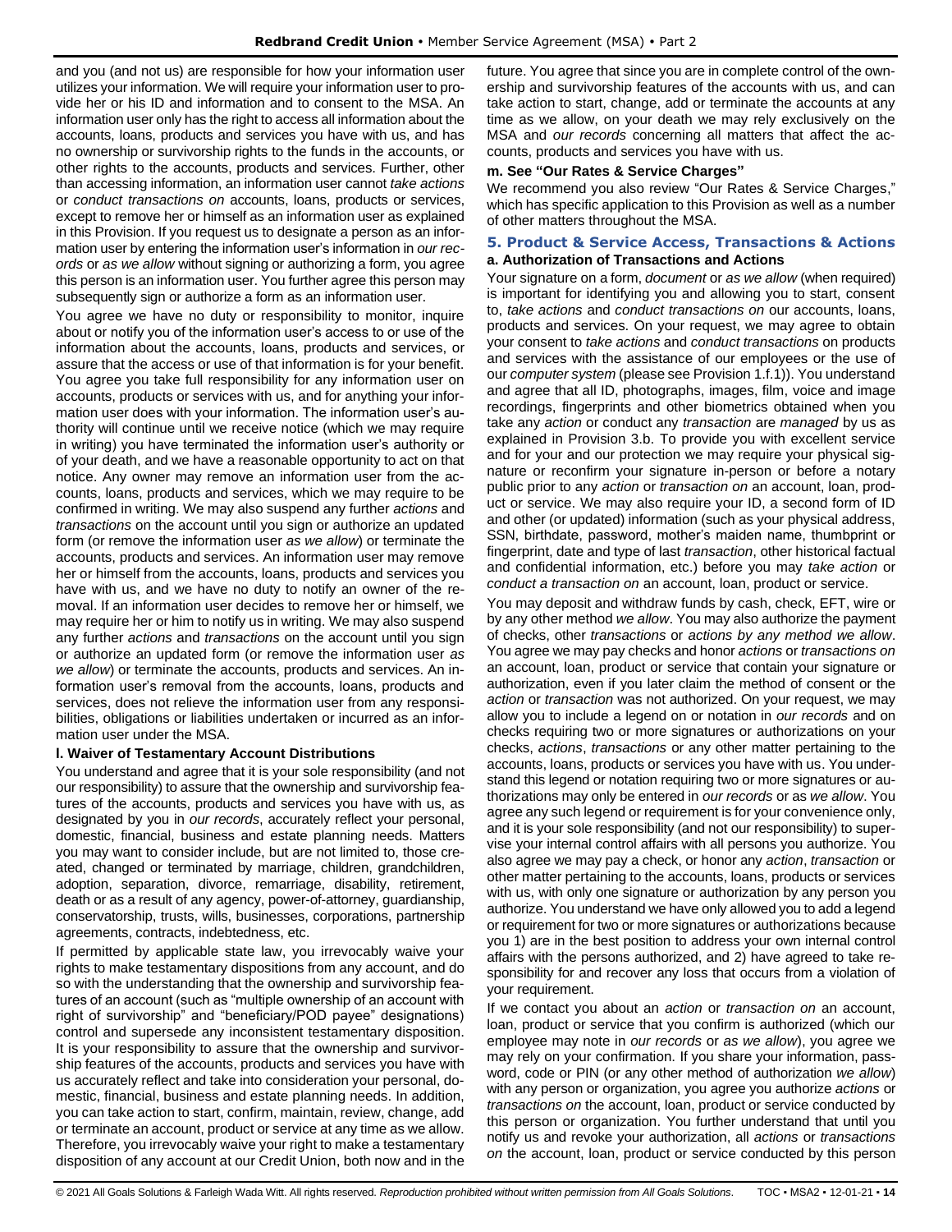and you (and not us) are responsible for how your information user utilizes your information. We will require your information user to provide her or his ID and information and to consent to the MSA. An information user only has the right to access all information about the accounts, loans, products and services you have with us, and has no ownership or survivorship rights to the funds in the accounts, or other rights to the accounts, products and services. Further, other than accessing information, an information user cannot *take actions* or *conduct transactions on* accounts, loans, products or services, except to remove her or himself as an information user as explained in this Provision. If you request us to designate a person as an information user by entering the information user's information in *our records* or *as we allow* without signing or authorizing a form, you agree this person is an information user. You further agree this person may subsequently sign or authorize a form as an information user.

You agree we have no duty or responsibility to monitor, inquire about or notify you of the information user's access to or use of the information about the accounts, loans, products and services, or assure that the access or use of that information is for your benefit. You agree you take full responsibility for any information user on accounts, products or services with us, and for anything your information user does with your information. The information user's authority will continue until we receive notice (which we may require in writing) you have terminated the information user's authority or of your death, and we have a reasonable opportunity to act on that notice. Any owner may remove an information user from the accounts, loans, products and services, which we may require to be confirmed in writing. We may also suspend any further *actions* and *transactions* on the account until you sign or authorize an updated form (or remove the information user *as we allow*) or terminate the accounts, products and services. An information user may remove her or himself from the accounts, loans, products and services you have with us, and we have no duty to notify an owner of the removal. If an information user decides to remove her or himself, we may require her or him to notify us in writing. We may also suspend any further *actions* and *transactions* on the account until you sign or authorize an updated form (or remove the information user *as we allow*) or terminate the accounts, products and services. An information user's removal from the accounts, loans, products and services, does not relieve the information user from any responsibilities, obligations or liabilities undertaken or incurred as an information user under the MSA.

**l. Waiver of Testamentary Account Distributions**

You understand and agree that it is your sole responsibility (and not our responsibility) to assure that the ownership and survivorship features of the accounts, products and services you have with us, as designated by you in *our records*, accurately reflect your personal, domestic, financial, business and estate planning needs. Matters you may want to consider include, but are not limited to, those created, changed or terminated by marriage, children, grandchildren, adoption, separation, divorce, remarriage, disability, retirement, death or as a result of any agency, power-of-attorney, guardianship, conservatorship, trusts, wills, businesses, corporations, partnership agreements, contracts, indebtedness, etc.

If permitted by applicable state law, you irrevocably waive your rights to make testamentary dispositions from any account, and do so with the understanding that the ownership and survivorship features of an account (such as "multiple ownership of an account with right of survivorship" and "beneficiary/POD payee" designations) control and supersede any inconsistent testamentary disposition. It is your responsibility to assure that the ownership and survivorship features of the accounts, products and services you have with us accurately reflect and take into consideration your personal, domestic, financial, business and estate planning needs. In addition, you can take action to start, confirm, maintain, review, change, add or terminate an account, product or service at any time as we allow. Therefore, you irrevocably waive your right to make a testamentary disposition of any account at our Credit Union, both now and in the future. You agree that since you are in complete control of the ownership and survivorship features of the accounts with us, and can take action to start, change, add or terminate the accounts at any time as we allow, on your death we may rely exclusively on the MSA and *our records* concerning all matters that affect the accounts, products and services you have with us.

**m. See "Our Rates & Service Charges"**

We recommend you also review "Our Rates & Service Charges," which has specific application to this Provision as well as a number of other matters throughout the MSA.

## 5. Product & Service Access, Transactions & Actions

**a. Authorization of Transactions and Actions**

Your signature on a form, *document* or *as we allow* (when required) is important for identifying you and allowing you to start, consent to, *take actions* and *conduct transactions on* our accounts, loans, products and services. On your request, we may agree to obtain your consent to *take actions* and *conduct transactions* on products and services with the assistance of our employees or the use of our *computer system* (please see Provision 1.f.1)). You understand and agree that all ID, photographs, images, film, voice and image recordings, fingerprints and other biometrics obtained when you take any *action* or conduct any *transaction* are *managed* by us as explained in Provision 3.b. To provide you with excellent service and for your and our protection we may require your physical signature or reconfirm your signature in-person or before a notary public prior to any *action* or *transaction on* an account, loan, product or service. We may also require your ID, a second form of ID and other (or updated) information (such as your physical address, SSN, birthdate, password, mother's maiden name, thumbprint or fingerprint, date and type of last *transaction*, other historical factual and confidential information, etc.) before you may *take action* or *conduct a transaction on* an account, loan, product or service.

You may deposit and withdraw funds by cash, check, EFT, wire or by any other method *we allow*. You may also authorize the payment of checks, other *transactions* or *actions by any method we allow*. You agree we may pay checks and honor *actions* or *transactions on* an account, loan, product or service that contain your signature or authorization, even if you later claim the method of consent or the *action* or *transaction* was not authorized. On your request, we may allow you to include a legend on or notation in *our records* and on checks requiring two or more signatures or authorizations on your checks, *actions*, *transactions* or any other matter pertaining to the accounts, loans, products or services you have with us. You understand this legend or notation requiring two or more signatures or authorizations may only be entered in *our records* or as *we allow*. You agree any such legend or requirement is for your convenience only, and it is your sole responsibility (and not our responsibility) to supervise your internal control affairs with all persons you authorize. You also agree we may pay a check, or honor any *action*, *transaction* or other matter pertaining to the accounts, loans, products or services with us, with only one signature or authorization by any person you authorize. You understand we have only allowed you to add a legend or requirement for two or more signatures or authorizations because you 1) are in the best position to address your own internal control affairs with the persons authorized, and 2) have agreed to take responsibility for and recover any loss that occurs from a violation of your requirement.

If we contact you about an *action* or *transaction on* an account, loan, product or service that you confirm is authorized (which our employee may note in *our records* or *as we allow*), you agree we may rely on your confirmation. If you share your information, password, code or PIN (or any other method of authorization *we allow*) with any person or organization, you agree you authorize *actions* or *transactions on* the account, loan, product or service conducted by this person or organization. You further understand that until you notify us and revoke your authorization, all *actions* or *transactions on* the account, loan, product or service conducted by this person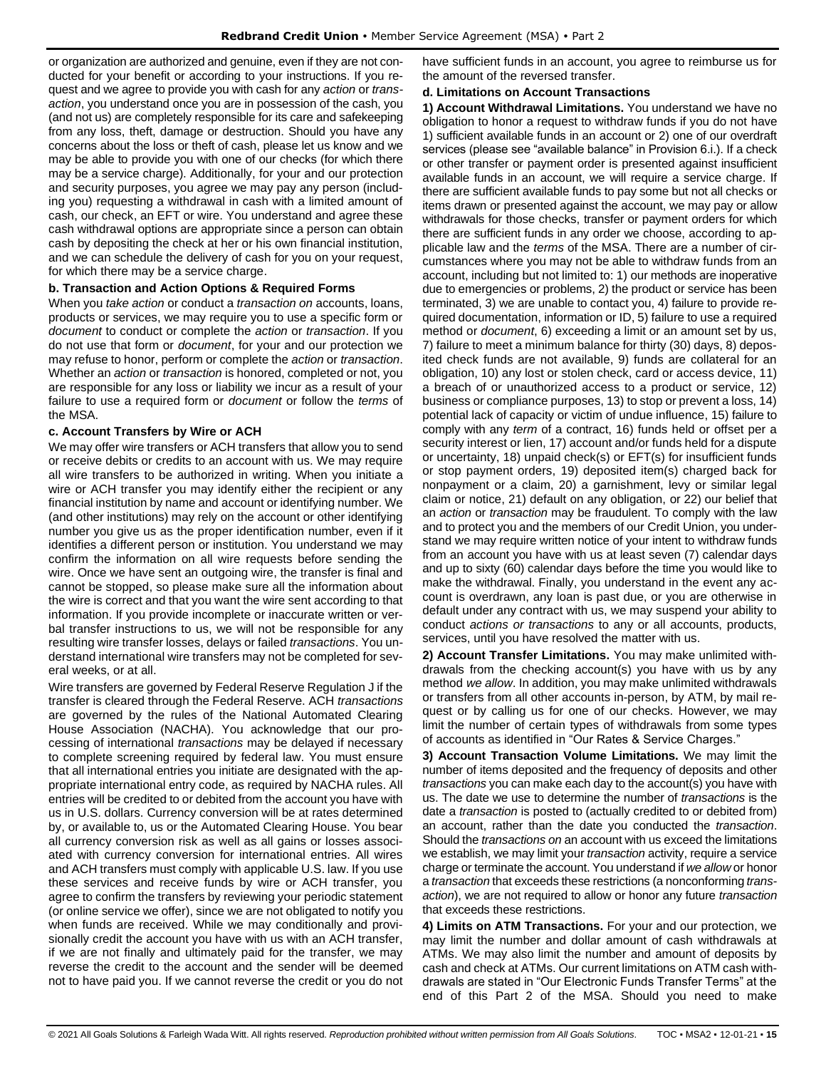or organization are authorized and genuine, even if they are not conducted for your benefit or according to your instructions. If you request and we agree to provide you with cash for any *action* or *transaction*, you understand once you are in possession of the cash, you (and not us) are completely responsible for its care and safekeeping from any loss, theft, damage or destruction. Should you have any concerns about the loss or theft of cash, please let us know and we may be able to provide you with one of our checks (for which there may be a service charge). Additionally, for your and our protection and security purposes, you agree we may pay any person (including you) requesting a withdrawal in cash with a limited amount of cash, our check, an EFT or wire. You understand and agree these cash withdrawal options are appropriate since a person can obtain cash by depositing the check at her or his own financial institution, and we can schedule the delivery of cash for you on your request, for which there may be a service charge.

**b. Transaction and Action Options & Required Forms**

When you *take action* or conduct a *transaction on* accounts, loans, products or services, we may require you to use a specific form or *document* to conduct or complete the *action* or *transaction*. If you do not use that form or *document*, for your and our protection we may refuse to honor, perform or complete the *action* or *transaction*. Whether an *action* or *transaction* is honored, completed or not, you are responsible for any loss or liability we incur as a result of your failure to use a required form or *document* or follow the *terms* of the MSA.

**c. Account Transfers by Wire or ACH**

We may offer wire transfers or ACH transfers that allow you to send or receive debits or credits to an account with us. We may require all wire transfers to be authorized in writing. When you initiate a wire or ACH transfer you may identify either the recipient or any financial institution by name and account or identifying number. We (and other institutions) may rely on the account or other identifying number you give us as the proper identification number, even if it identifies a different person or institution. You understand we may confirm the information on all wire requests before sending the wire. Once we have sent an outgoing wire, the transfer is final and cannot be stopped, so please make sure all the information about the wire is correct and that you want the wire sent according to that information. If you provide incomplete or inaccurate written or verbal transfer instructions to us, we will not be responsible for any resulting wire transfer losses, delays or failed *transactions*. You understand international wire transfers may not be completed for several weeks, or at all.

Wire transfers are governed by Federal Reserve Regulation J if the transfer is cleared through the Federal Reserve. ACH *transactions* are governed by the rules of the National Automated Clearing House Association (NACHA). You acknowledge that our processing of international *transactions* may be delayed if necessary to complete screening required by federal law. You must ensure that all international entries you initiate are designated with the appropriate international entry code, as required by NACHA rules. All entries will be credited to or debited from the account you have with us in U.S. dollars. Currency conversion will be at rates determined by, or available to, us or the Automated Clearing House. You bear all currency conversion risk as well as all gains or losses associated with currency conversion for international entries. All wires and ACH transfers must comply with applicable U.S. law. If you use these services and receive funds by wire or ACH transfer, you agree to confirm the transfers by reviewing your periodic statement (or online service we offer), since we are not obligated to notify you when funds are received. While we may conditionally and provisionally credit the account you have with us with an ACH transfer, if we are not finally and ultimately paid for the transfer, we may reverse the credit to the account and the sender will be deemed not to have paid you. If we cannot reverse the credit or you do not have sufficient funds in an account, you agree to reimburse us for the amount of the reversed transfer.

**d. Limitations on Account Transactions**

**1) Account Withdrawal Limitations.** You understand we have no obligation to honor a request to withdraw funds if you do not have 1) sufficient available funds in an account or 2) one of our overdraft services (please see "available balance" in Provision 6.i.). If a check or other transfer or payment order is presented against insufficient available funds in an account, we will require a service charge. If there are sufficient available funds to pay some but not all checks or items drawn or presented against the account, we may pay or allow withdrawals for those checks, transfer or payment orders for which there are sufficient funds in any order we choose, according to applicable law and the *terms* of the MSA. There are a number of circumstances where you may not be able to withdraw funds from an account, including but not limited to: 1) our methods are inoperative due to emergencies or problems, 2) the product or service has been terminated, 3) we are unable to contact you, 4) failure to provide required documentation, information or ID, 5) failure to use a required method or *document*, 6) exceeding a limit or an amount set by us, 7) failure to meet a minimum balance for thirty (30) days, 8) deposited check funds are not available, 9) funds are collateral for an obligation, 10) any lost or stolen check, card or access device, 11) a breach of or unauthorized access to a product or service, 12) business or compliance purposes, 13) to stop or prevent a loss, 14) potential lack of capacity or victim of undue influence, 15) failure to comply with any *term* of a contract, 16) funds held or offset per a security interest or lien, 17) account and/or funds held for a dispute or uncertainty, 18) unpaid check(s) or EFT(s) for insufficient funds or stop payment orders, 19) deposited item(s) charged back for nonpayment or a claim, 20) a garnishment, levy or similar legal claim or notice, 21) default on any obligation, or 22) our belief that an *action* or *transaction* may be fraudulent. To comply with the law and to protect you and the members of our Credit Union, you understand we may require written notice of your intent to withdraw funds from an account you have with us at least seven (7) calendar days and up to sixty (60) calendar days before the time you would like to make the withdrawal. Finally, you understand in the event any account is overdrawn, any loan is past due, or you are otherwise in default under any contract with us, we may suspend your ability to conduct *actions or transactions* to any or all accounts, products, services, until you have resolved the matter with us.

**2) Account Transfer Limitations.** You may make unlimited withdrawals from the checking account(s) you have with us by any method *we allow*. In addition, you may make unlimited withdrawals or transfers from all other accounts in-person, by ATM, by mail request or by calling us for one of our checks. However, we may limit the number of certain types of withdrawals from some types of accounts as identified in "Our Rates & Service Charges."

**3) Account Transaction Volume Limitations.** We may limit the number of items deposited and the frequency of deposits and other *transactions* you can make each day to the account(s) you have with us. The date we use to determine the number of *transactions* is the date a *transaction* is posted to (actually credited to or debited from) an account, rather than the date you conducted the *transaction*. Should the *transactions on* an account with us exceed the limitations we establish, we may limit your *transaction* activity, require a service charge or terminate the account. You understand if *we allow* or honor a *transaction* that exceeds these restrictions (a nonconforming *transaction*), we are not required to allow or honor any future *transaction* that exceeds these restrictions.

**4) Limits on ATM Transactions.** For your and our protection, we may limit the number and dollar amount of cash withdrawals at ATMs. We may also limit the number and amount of deposits by cash and check at ATMs. Our current limitations on ATM cash withdrawals are stated in "Our Electronic Funds Transfer Terms" at the end of this Part 2 of the MSA. Should you need to make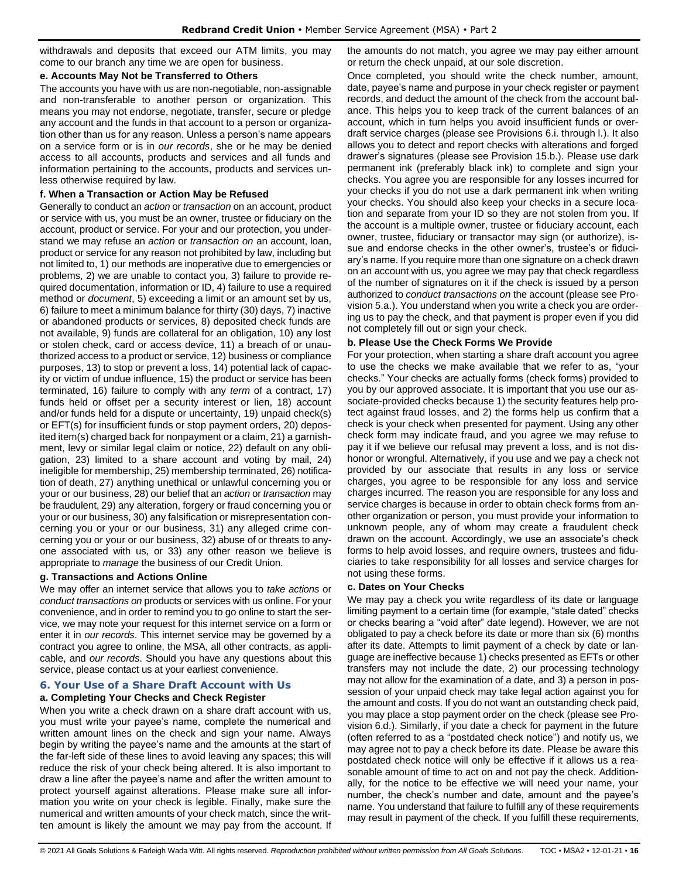withdrawals and deposits that exceed our ATM limits, you may come to our branch any time we are open for business.

**e. Accounts May Not be Transferred to Others**

The accounts you have with us are non-negotiable, non-assignable and non-transferable to another person or organization. This means you may not endorse, negotiate, transfer, secure or pledge any account and the funds in that account to a person or organization other than us for any reason. Unless a person's name appears on a service form or is in *our records*, she or he may be denied access to all accounts, products and services and all funds and information pertaining to the accounts, products and services unless otherwise required by law.

**f. When a Transaction or Action May be Refused**

Generally to conduct an *action* or *transaction* on an account, product or service with us, you must be an owner, trustee or fiduciary on the account, product or service. For your and our protection, you understand we may refuse an *action* or *transaction on* an account, loan, product or service for any reason not prohibited by law, including but not limited to, 1) our methods are inoperative due to emergencies or problems, 2) we are unable to contact you, 3) failure to provide required documentation, information or ID, 4) failure to use a required method or *document*, 5) exceeding a limit or an amount set by us, 6) failure to meet a minimum balance for thirty (30) days, 7) inactive or abandoned products or services, 8) deposited check funds are not available, 9) funds are collateral for an obligation, 10) any lost or stolen check, card or access device, 11) a breach of or unauthorized access to a product or service, 12) business or compliance purposes, 13) to stop or prevent a loss, 14) potential lack of capacity or victim of undue influence, 15) the product or service has been terminated, 16) failure to comply with any *term* of a contract, 17) funds held or offset per a security interest or lien, 18) account and/or funds held for a dispute or uncertainty, 19) unpaid check(s) or EFT(s) for insufficient funds or stop payment orders, 20) deposited item(s) charged back for nonpayment or a claim, 21) a garnishment, levy or similar legal claim or notice, 22) default on any obligation, 23) limited to a share account and voting by mail, 24) ineligible for membership, 25) membership terminated, 26) notification of death, 27) anything unethical or unlawful concerning you or your or our business, 28) our belief that an *action* or *transaction* may be fraudulent, 29) any alteration, forgery or fraud concerning you or your or our business, 30) any falsification or misrepresentation concerning you or your or our business, 31) any alleged crime concerning you or your or our business, 32) abuse of or threats to anyone associated with us, or 33) any other reason we believe is appropriate to *manage* the business of our Credit Union.

**g. Transactions and Actions Online**

We may offer an internet service that allows you to *take actions* or *conduct transactions on* products or services with us online. For your convenience, and in order to remind you to go online to start the service, we may note your request for this internet service on a form or enter it in *our records*. This internet service may be governed by a contract you agree to online, the MSA, all other contracts, as applicable, and *our records*. Should you have any questions about this service, please contact us at your earliest convenience.

## 6. Your Use of a Share Draft Account with Us

**a. Completing Your Checks and Check Register**

When you write a check drawn on a share draft account with us, you must write your payee's name, complete the numerical and written amount lines on the check and sign your name. Always begin by writing the payee's name and the amounts at the start of the far-left side of these lines to avoid leaving any spaces; this will reduce the risk of your check being altered. It is also important to draw a line after the payee's name and after the written amount to protect yourself against alterations. Please make sure all information you write on your check is legible. Finally, make sure the numerical and written amounts of your check match, since the written amount is likely the amount we may pay from the account. If the amounts do not match, you agree we may pay either amount or return the check unpaid, at our sole discretion.

Once completed, you should write the check number, amount, date, payee's name and purpose in your check register or payment records, and deduct the amount of the check from the account balance. This helps you to keep track of the current balances of an account, which in turn helps you avoid insufficient funds or overdraft service charges (please see Provisions 6.i. through l.). It also allows you to detect and report checks with alterations and forged drawer's signatures (please see Provision 15.b.). Please use dark permanent ink (preferably black ink) to complete and sign your checks. You agree you are responsible for any losses incurred for your checks if you do not use a dark permanent ink when writing your checks. You should also keep your checks in a secure location and separate from your ID so they are not stolen from you. If the account is a multiple owner, trustee or fiduciary account, each owner, trustee, fiduciary or transactor may sign (or authorize), issue and endorse checks in the other owner's, trustee's or fiduciary's name. If you require more than one signature on a check drawn on an account with us, you agree we may pay that check regardless of the number of signatures on it if the check is issued by a person authorized to *conduct transactions on* the account (please see Provision 5.a.). You understand when you write a check you are ordering us to pay the check, and that payment is proper even if you did not completely fill out or sign your check.

**b. Please Use the Check Forms We Provide**

For your protection, when starting a share draft account you agree to use the checks we make available that we refer to as, "your checks." Your checks are actually forms (check forms) provided to you by our approved associate. It is important that you use our associate-provided checks because 1) the security features help protect against fraud losses, and 2) the forms help us confirm that a check is your check when presented for payment. Using any other check form may indicate fraud, and you agree we may refuse to pay it if we believe our refusal may prevent a loss, and is not dishonor or wrongful. Alternatively, if you use and we pay a check not provided by our associate that results in any loss or service charges, you agree to be responsible for any loss and service charges incurred. The reason you are responsible for any loss and service charges is because in order to obtain check forms from another organization or person, you must provide your information to unknown people, any of whom may create a fraudulent check drawn on the account. Accordingly, we use an associate's check forms to help avoid losses, and require owners, trustees and fiduciaries to take responsibility for all losses and service charges for not using these forms.

**c. Dates on Your Checks**

We may pay a check you write regardless of its date or language limiting payment to a certain time (for example, "stale dated" checks or checks bearing a "void after" date legend). However, we are not obligated to pay a check before its date or more than six (6) months after its date. Attempts to limit payment of a check by date or language are ineffective because 1) checks presented as EFTs or other transfers may not include the date, 2) our processing technology may not allow for the examination of a date, and 3) a person in possession of your unpaid check may take legal action against you for the amount and costs. If you do not want an outstanding check paid, you may place a stop payment order on the check (please see Provision 6.d.). Similarly, if you date a check for payment in the future (often referred to as a "postdated check notice") and notify us, we may agree not to pay a check before its date. Please be aware this postdated check notice will only be effective if it allows us a reasonable amount of time to act on and not pay the check. Additionally, for the notice to be effective we will need your name, your number, the check's number and date, amount and the payee's name. You understand that failure to fulfill any of these requirements may result in payment of the check. If you fulfill these requirements,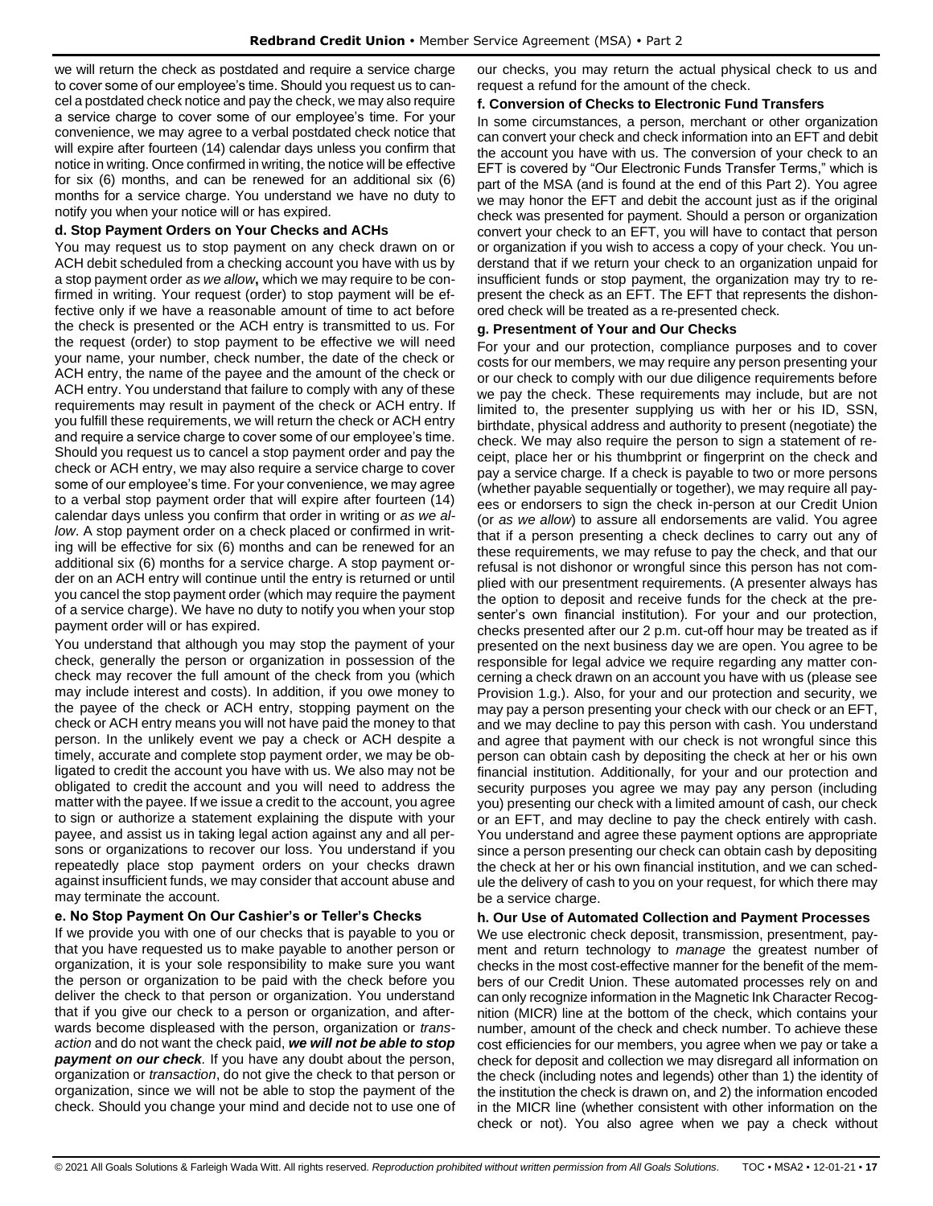we will return the check as postdated and require a service charge to cover some of our employee's time. Should you request us to cancel a postdated check notice and pay the check, we may also require a service charge to cover some of our employee's time. For your convenience, we may agree to a verbal postdated check notice that will expire after fourteen (14) calendar days unless you confirm that notice in writing. Once confirmed in writing, the notice will be effective for six (6) months, and can be renewed for an additional six (6) months for a service charge. You understand we have no duty to notify you when your notice will or has expired.

**d. Stop Payment Orders on Your Checks and ACHs**

You may request us to stop payment on any check drawn on or ACH debit scheduled from a checking account you have with us by a stop payment order *as we allow***,** which we may require to be confirmed in writing. Your request (order) to stop payment will be effective only if we have a reasonable amount of time to act before the check is presented or the ACH entry is transmitted to us. For the request (order) to stop payment to be effective we will need your name, your number, check number, the date of the check or ACH entry, the name of the payee and the amount of the check or ACH entry. You understand that failure to comply with any of these requirements may result in payment of the check or ACH entry. If you fulfill these requirements, we will return the check or ACH entry and require a service charge to cover some of our employee's time. Should you request us to cancel a stop payment order and pay the check or ACH entry, we may also require a service charge to cover some of our employee's time. For your convenience, we may agree to a verbal stop payment order that will expire after fourteen (14) calendar days unless you confirm that order in writing or *as we allow*. A stop payment order on a check placed or confirmed in writing will be effective for six (6) months and can be renewed for an additional six (6) months for a service charge. A stop payment order on an ACH entry will continue until the entry is returned or until you cancel the stop payment order (which may require the payment of a service charge). We have no duty to notify you when your stop payment order will or has expired.

You understand that although you may stop the payment of your check, generally the person or organization in possession of the check may recover the full amount of the check from you (which may include interest and costs). In addition, if you owe money to the payee of the check or ACH entry, stopping payment on the check or ACH entry means you will not have paid the money to that person. In the unlikely event we pay a check or ACH despite a timely, accurate and complete stop payment order, we may be obligated to credit the account you have with us. We also may not be obligated to credit the account and you will need to address the matter with the payee. If we issue a credit to the account, you agree to sign or authorize a statement explaining the dispute with your payee, and assist us in taking legal action against any and all persons or organizations to recover our loss. You understand if you repeatedly place stop payment orders on your checks drawn against insufficient funds, we may consider that account abuse and may terminate the account.

**e. No Stop Payment On Our Cashier's or Teller's Checks**

If we provide you with one of our checks that is payable to you or that you have requested us to make payable to another person or organization, it is your sole responsibility to make sure you want the person or organization to be paid with the check before you deliver the check to that person or organization. You understand that if you give our check to a person or organization, and afterwards become displeased with the person, organization or *transaction* and do not want the check paid, ***we will not be able to stop payment on our check**.* If you have any doubt about the person, organization or *transaction*, do not give the check to that person or organization, since we will not be able to stop the payment of the check. Should you change your mind and decide not to use one of our checks, you may return the actual physical check to us and request a refund for the amount of the check.

**f. Conversion of Checks to Electronic Fund Transfers**

In some circumstances, a person, merchant or other organization can convert your check and check information into an EFT and debit the account you have with us. The conversion of your check to an EFT is covered by "Our Electronic Funds Transfer Terms," which is part of the MSA (and is found at the end of this Part 2). You agree we may honor the EFT and debit the account just as if the original check was presented for payment. Should a person or organization convert your check to an EFT, you will have to contact that person or organization if you wish to access a copy of your check. You understand that if we return your check to an organization unpaid for insufficient funds or stop payment, the organization may try to re-present the check as an EFT. The EFT that represents the dishonored check will be treated as a re-presented check.

**g. Presentment of Your and Our Checks**

For your and our protection, compliance purposes and to cover costs for our members, we may require any person presenting your or our check to comply with our due diligence requirements before we pay the check. These requirements may include, but are not limited to, the presenter supplying us with her or his ID, SSN, birthdate, physical address and authority to present (negotiate) the check. We may also require the person to sign a statement of receipt, place her or his thumbprint or fingerprint on the check and pay a service charge. If a check is payable to two or more persons (whether payable sequentially or together), we may require all payees or endorsers to sign the check in-person at our Credit Union (or *as we allow*) to assure all endorsements are valid. You agree that if a person presenting a check declines to carry out any of these requirements, we may refuse to pay the check, and that our refusal is not dishonor or wrongful since this person has not complied with our presentment requirements. (A presenter always has the option to deposit and receive funds for the check at the presenter's own financial institution). For your and our protection, checks presented after our 2 p.m. cut-off hour may be treated as if presented on the next business day we are open. You agree to be responsible for legal advice we require regarding any matter concerning a check drawn on an account you have with us (please see Provision 1.g.). Also, for your and our protection and security, we may pay a person presenting your check with our check or an EFT, and we may decline to pay this person with cash. You understand and agree that payment with our check is not wrongful since this person can obtain cash by depositing the check at her or his own financial institution. Additionally, for your and our protection and security purposes you agree we may pay any person (including you) presenting our check with a limited amount of cash, our check or an EFT, and may decline to pay the check entirely with cash. You understand and agree these payment options are appropriate since a person presenting our check can obtain cash by depositing the check at her or his own financial institution, and we can schedule the delivery of cash to you on your request, for which there may be a service charge.

**h. Our Use of Automated Collection and Payment Processes**

We use electronic check deposit, transmission, presentment, payment and return technology to *manage* the greatest number of checks in the most cost-effective manner for the benefit of the members of our Credit Union. These automated processes rely on and can only recognize information in the Magnetic Ink Character Recognition (MICR) line at the bottom of the check, which contains your number, amount of the check and check number. To achieve these cost efficiencies for our members, you agree when we pay or take a check for deposit and collection we may disregard all information on the check (including notes and legends) other than 1) the identity of the institution the check is drawn on, and 2) the information encoded in the MICR line (whether consistent with other information on the check or not). You also agree when we pay a check without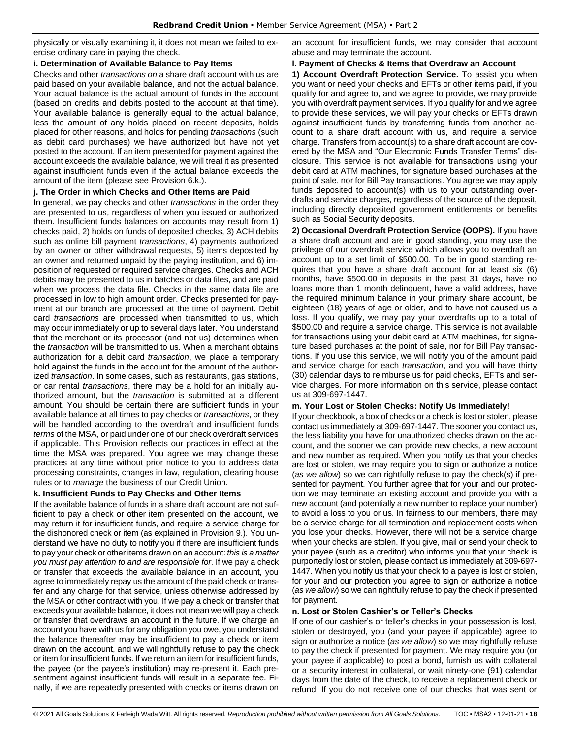physically or visually examining it, it does not mean we failed to exercise ordinary care in paying the check.

**i. Determination of Available Balance to Pay Items**

Checks and other *transactions on* a share draft account with us are paid based on your available balance, and not the actual balance. Your actual balance is the actual amount of funds in the account (based on credits and debits posted to the account at that time). Your available balance is generally equal to the actual balance, less the amount of any holds placed on recent deposits, holds placed for other reasons, and holds for pending *transactions* (such as debit card purchases) we have authorized but have not yet posted to the account. If an item presented for payment against the account exceeds the available balance, we will treat it as presented against insufficient funds even if the actual balance exceeds the amount of the item (please see Provision 6.k.).

**j. The Order in which Checks and Other Items are Paid**

In general, we pay checks and other *transactions* in the order they are presented to us, regardless of when you issued or authorized them. Insufficient funds balances on accounts may result from 1) checks paid, 2) holds on funds of deposited checks, 3) ACH debits such as online bill payment *transactions*, 4) payments authorized by an owner or other withdrawal requests, 5) items deposited by an owner and returned unpaid by the paying institution, and 6) imposition of requested or required service charges. Checks and ACH debits may be presented to us in batches or data files, and are paid when we process the data file. Checks in the same data file are processed in low to high amount order. Checks presented for payment at our branch are processed at the time of payment. Debit card *transactions* are processed when transmitted to us, which may occur immediately or up to several days later. You understand that the merchant or its processor (and not us) determines when the *transaction* will be transmitted to us. When a merchant obtains authorization for a debit card *transaction*, we place a temporary hold against the funds in the account for the amount of the authorized *transaction*. In some cases, such as restaurants, gas stations, or car rental *transactions*, there may be a hold for an initially authorized amount, but the *transaction* is submitted at a different amount. You should be certain there are sufficient funds in your available balance at all times to pay checks or *transactions*, or they will be handled according to the overdraft and insufficient funds *terms* of the MSA, or paid under one of our check overdraft services if applicable. This Provision reflects our practices in effect at the time the MSA was prepared. You agree we may change these practices at any time without prior notice to you to address data processing constraints, changes in law, regulation, clearing house rules or to *manage* the business of our Credit Union.

**k. Insufficient Funds to Pay Checks and Other Items**

If the available balance of funds in a share draft account are not sufficient to pay a check or other item presented on the account, we may return it for insufficient funds, and require a service charge for the dishonored check or item (as explained in Provision 9.). You understand we have no duty to notify you if there are insufficient funds to pay your check or other items drawn on an account: *this is a matter you must pay attention to and are responsible for*. If we pay a check or transfer that exceeds the available balance in an account, you agree to immediately repay us the amount of the paid check or transfer and any charge for that service, unless otherwise addressed by the MSA or other contract with you. If we pay a check or transfer that exceeds your available balance, it does not mean we will pay a check or transfer that overdraws an account in the future. If we charge an account you have with us for any obligation you owe, you understand the balance thereafter may be insufficient to pay a check or item drawn on the account, and we will rightfully refuse to pay the check or item for insufficient funds. If we return an item for insufficient funds, the payee (or the payee's institution) may re-present it. Each presentment against insufficient funds will result in a separate fee. Finally, if we are repeatedly presented with checks or items drawn on an account for insufficient funds, we may consider that account abuse and may terminate the account.

**l. Payment of Checks & Items that Overdraw an Account**

**1) Account Overdraft Protection Service.** To assist you when you want or need your checks and EFTs or other items paid, if you qualify for and agree to, and we agree to provide, we may provide you with overdraft payment services. If you qualify for and we agree to provide these services, we will pay your checks or EFTs drawn against insufficient funds by transferring funds from another account to a share draft account with us, and require a service charge. Transfers from account(s) to a share draft account are covered by the MSA and "Our Electronic Funds Transfer Terms" disclosure. This service is not available for transactions using your debit card at ATM machines, for signature based purchases at the point of sale, nor for Bill Pay transactions. You agree we may apply funds deposited to account(s) with us to your outstanding overdrafts and service charges, regardless of the source of the deposit, including directly deposited government entitlements or benefits such as Social Security deposits.

**2) Occasional Overdraft Protection Service (OOPS).** If you have a share draft account and are in good standing, you may use the privilege of our overdraft service which allows you to overdraft an account up to a set limit of $500.00. To be in good standing requires that you have a share draft account for at least six (6) months, have $500.00 in deposits in the past 31 days, have no loans more than 1 month delinquent, have a valid address, have the required minimum balance in your primary share account, be eighteen (18) years of age or older, and to have not caused us a loss. If you qualify, we may pay your overdrafts up to a total of $500.00 and require a service charge. This service is not available for transactions using your debit card at ATM machines, for signature based purchases at the point of sale, nor for Bill Pay transactions. If you use this service, we will notify you of the amount paid and service charge for each *transaction*, and you will have thirty (30) calendar days to reimburse us for paid checks, EFTs and service charges. For more information on this service, please contact us at 309-697-1447.

**m. Your Lost or Stolen Checks: Notify Us Immediately!**

If your checkbook, a box of checks or a check is lost or stolen, please contact us immediately at 309-697-1447. The sooner you contact us, the less liability you have for unauthorized checks drawn on the account, and the sooner we can provide new checks, a new account and new number as required. When you notify us that your checks are lost or stolen, we may require you to sign or authorize a notice (*as we allow*) so we can rightfully refuse to pay the check(s) if presented for payment. You further agree that for your and our protection we may terminate an existing account and provide you with a new account (and potentially a new number to replace your number) to avoid a loss to you or us. In fairness to our members, there may be a service charge for all termination and replacement costs when you lose your checks. However, there will not be a service charge when your checks are stolen. If you give, mail or send your check to your payee (such as a creditor) who informs you that your check is purportedly lost or stolen, please contact us immediately at 309-697-1447. When you notify us that your check to a payee is lost or stolen, for your and our protection you agree to sign or authorize a notice (*as we allow*) so we can rightfully refuse to pay the check if presented for payment.

**n. Lost or Stolen Cashier's or Teller's Checks**

If one of our cashier's or teller's checks in your possession is lost, stolen or destroyed, you (and your payee if applicable) agree to sign or authorize a notice (*as we allow*) so we may rightfully refuse to pay the check if presented for payment. We may require you (or your payee if applicable) to post a bond, furnish us with collateral or a security interest in collateral, or wait ninety-one (91) calendar days from the date of the check, to receive a replacement check or refund. If you do not receive one of our checks that was sent or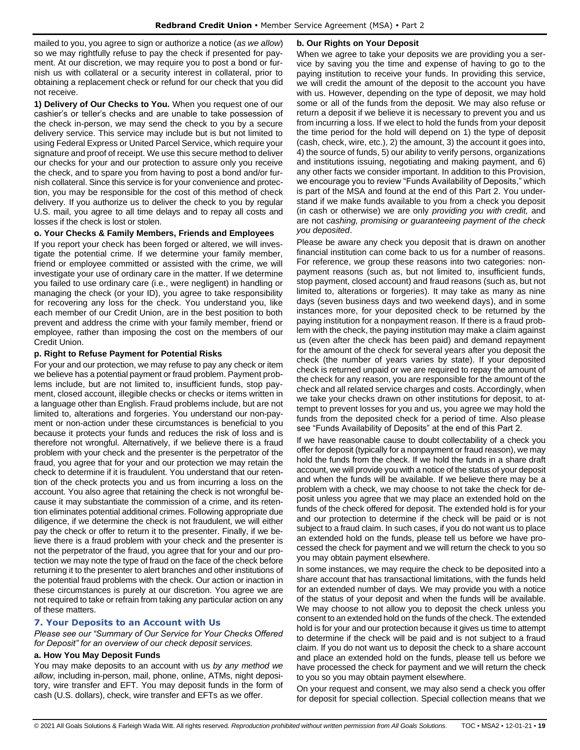mailed to you, you agree to sign or authorize a notice (*as we allow*) so we may rightfully refuse to pay the check if presented for payment. At our discretion, we may require you to post a bond or furnish us with collateral or a security interest in collateral, prior to obtaining a replacement check or refund for our check that you did not receive.

**1) Delivery of Our Checks to You.** When you request one of our cashier's or teller's checks and are unable to take possession of the check in-person, we may send the check to you by a secure delivery service. This service may include but is but not limited to using Federal Express or United Parcel Service, which require your signature and proof of receipt. We use this secure method to deliver our checks for your and our protection to assure only you receive the check, and to spare you from having to post a bond and/or furnish collateral. Since this service is for your convenience and protection, you may be responsible for the cost of this method of check delivery. If you authorize us to deliver the check to you by regular U.S. mail, you agree to all time delays and to repay all costs and losses if the check is lost or stolen.

**o. Your Checks & Family Members, Friends and Employees**

If you report your check has been forged or altered, we will investigate the potential crime. If we determine your family member, friend or employee committed or assisted with the crime, we will investigate your use of ordinary care in the matter. If we determine you failed to use ordinary care (i.e., were negligent) in handling or managing the check (or your ID), you agree to take responsibility for recovering any loss for the check. You understand you, like each member of our Credit Union, are in the best position to both prevent and address the crime with your family member, friend or employee, rather than imposing the cost on the members of our Credit Union.

**p. Right to Refuse Payment for Potential Risks**

For your and our protection, we may refuse to pay any check or item we believe has a potential payment or fraud problem. Payment problems include, but are not limited to, insufficient funds, stop payment, closed account, illegible checks or checks or items written in a language other than English. Fraud problems include, but are not limited to, alterations and forgeries. You understand our non-payment or non-action under these circumstances is beneficial to you because it protects your funds and reduces the risk of loss and is therefore not wrongful. Alternatively, if we believe there is a fraud problem with your check and the presenter is the perpetrator of the fraud, you agree that for your and our protection we may retain the check to determine if it is fraudulent. You understand that our retention of the check protects you and us from incurring a loss on the account. You also agree that retaining the check is not wrongful because it may substantiate the commission of a crime, and its retention eliminates potential additional crimes. Following appropriate due diligence, if we determine the check is not fraudulent, we will either pay the check or offer to return it to the presenter. Finally, if we believe there is a fraud problem with your check and the presenter is not the perpetrator of the fraud, you agree that for your and our protection we may note the type of fraud on the face of the check before returning it to the presenter to alert branches and other institutions of the potential fraud problems with the check. Our action or inaction in these circumstances is purely at our discretion. You agree we are not required to take or refrain from taking any particular action on any of these matters.

## 7. Your Deposits to an Account with Us

*Please see our "Summary of Our Service for Your Checks Offered for Deposit" for an overview of our check deposit services.*

**a. How You May Deposit Funds**

You may make deposits to an account with us *by any method we allow*, including in-person, mail, phone, online, ATMs, night depository, wire transfer and EFT. You may deposit funds in the form of cash (U.S. dollars), check, wire transfer and EFTs as we offer.

**b. Our Rights on Your Deposit**

When we agree to take your deposits we are providing you a service by saving you the time and expense of having to go to the paying institution to receive your funds. In providing this service, we will credit the amount of the deposit to the account you have with us. However, depending on the type of deposit, we may hold some or all of the funds from the deposit. We may also refuse or return a deposit if we believe it is necessary to prevent you and us from incurring a loss. If we elect to hold the funds from your deposit the time period for the hold will depend on 1) the type of deposit (cash, check, wire, etc.), 2) the amount, 3) the account it goes into, 4) the source of funds, 5) our ability to verify persons, organizations and institutions issuing, negotiating and making payment, and 6) any other facts we consider important. In addition to this Provision, we encourage you to review "Funds Availability of Deposits," which is part of the MSA and found at the end of this Part 2. You understand if we make funds available to you from a check you deposit (in cash or otherwise) we are only *providing you with credit,* and are not *cashing, promising or guaranteeing payment of the check you deposited*.

Please be aware any check you deposit that is drawn on another financial institution can come back to us for a number of reasons. For reference, we group these reasons into two categories: nonpayment reasons (such as, but not limited to, insufficient funds, stop payment, closed account) and fraud reasons (such as, but not limited to, alterations or forgeries). It may take as many as nine days (seven business days and two weekend days), and in some instances more, for your deposited check to be returned by the paying institution for a nonpayment reason. If there is a fraud problem with the check, the paying institution may make a claim against us (even after the check has been paid) and demand repayment for the amount of the check for several years after you deposit the check (the number of years varies by state). If your deposited check is returned unpaid or we are required to repay the amount of the check for any reason, you are responsible for the amount of the check and all related service charges and costs. Accordingly, when we take your checks drawn on other institutions for deposit, to attempt to prevent losses for you and us, you agree we may hold the funds from the deposited check for a period of time. Also please see "Funds Availability of Deposits" at the end of this Part 2.

If we have reasonable cause to doubt collectability of a check you offer for deposit (typically for a nonpayment or fraud reason), we may hold the funds from the check. If we hold the funds in a share draft account, we will provide you with a notice of the status of your deposit and when the funds will be available. If we believe there may be a problem with a check, we may choose to not take the check for deposit unless you agree that we may place an extended hold on the funds of the check offered for deposit. The extended hold is for your and our protection to determine if the check will be paid or is not subject to a fraud claim. In such cases, if you do not want us to place an extended hold on the funds, please tell us before we have processed the check for payment and we will return the check to you so you may obtain payment elsewhere.

In some instances, we may require the check to be deposited into a share account that has transactional limitations, with the funds held for an extended number of days. We may provide you with a notice of the status of your deposit and when the funds will be available. We may choose to not allow you to deposit the check unless you consent to an extended hold on the funds of the check. The extended hold is for your and our protection because it gives us time to attempt to determine if the check will be paid and is not subject to a fraud claim. If you do not want us to deposit the check to a share account and place an extended hold on the funds, please tell us before we have processed the check for payment and we will return the check to you so you may obtain payment elsewhere.

On your request and consent, we may also send a check you offer for deposit for special collection. Special collection means that we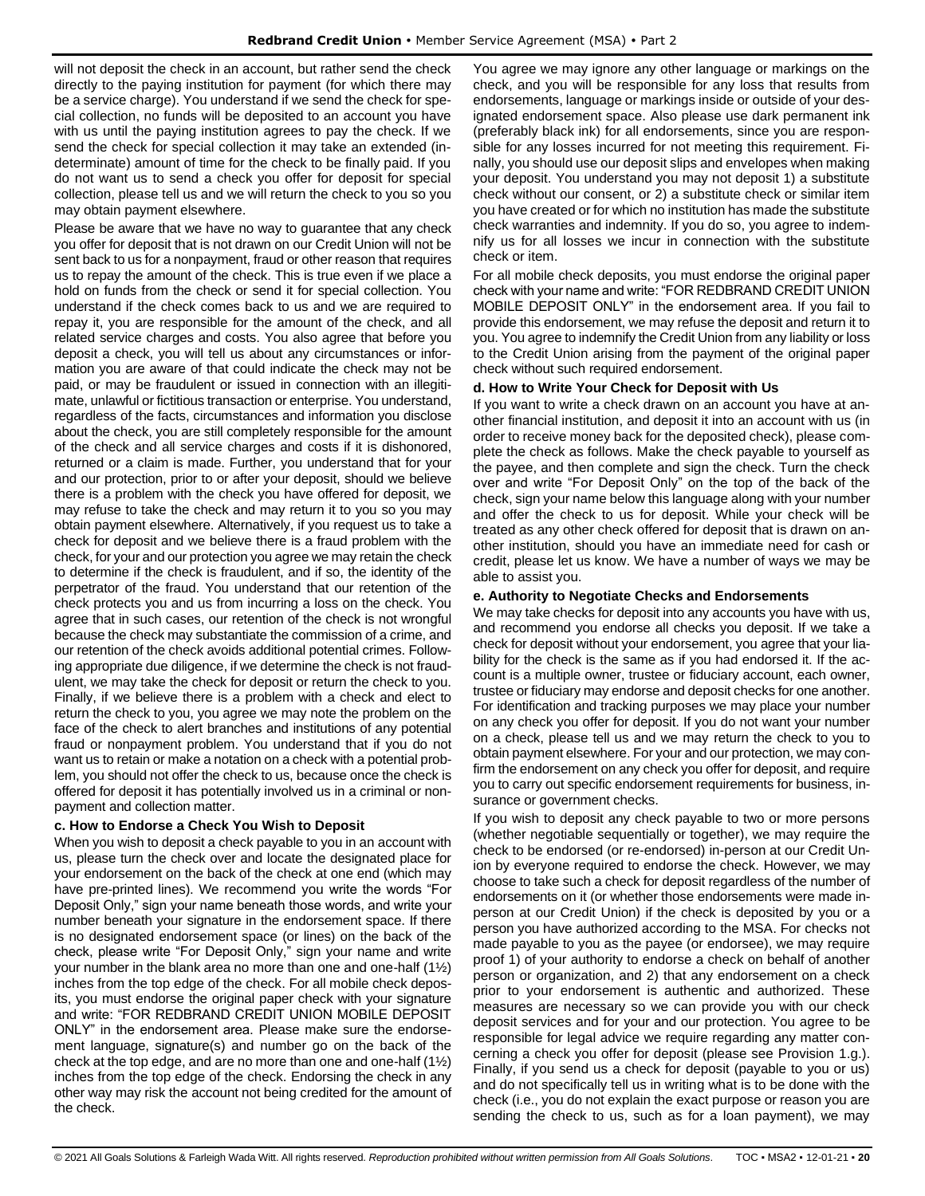will not deposit the check in an account, but rather send the check directly to the paying institution for payment (for which there may be a service charge). You understand if we send the check for special collection, no funds will be deposited to an account you have with us until the paying institution agrees to pay the check. If we send the check for special collection it may take an extended (indeterminate) amount of time for the check to be finally paid. If you do not want us to send a check you offer for deposit for special collection, please tell us and we will return the check to you so you may obtain payment elsewhere.

Please be aware that we have no way to guarantee that any check you offer for deposit that is not drawn on our Credit Union will not be sent back to us for a nonpayment, fraud or other reason that requires us to repay the amount of the check. This is true even if we place a hold on funds from the check or send it for special collection. You understand if the check comes back to us and we are required to repay it, you are responsible for the amount of the check, and all related service charges and costs. You also agree that before you deposit a check, you will tell us about any circumstances or information you are aware of that could indicate the check may not be paid, or may be fraudulent or issued in connection with an illegitimate, unlawful or fictitious transaction or enterprise. You understand, regardless of the facts, circumstances and information you disclose about the check, you are still completely responsible for the amount of the check and all service charges and costs if it is dishonored, returned or a claim is made. Further, you understand that for your and our protection, prior to or after your deposit, should we believe there is a problem with the check you have offered for deposit, we may refuse to take the check and may return it to you so you may obtain payment elsewhere. Alternatively, if you request us to take a check for deposit and we believe there is a fraud problem with the check, for your and our protection you agree we may retain the check to determine if the check is fraudulent, and if so, the identity of the perpetrator of the fraud. You understand that our retention of the check protects you and us from incurring a loss on the check. You agree that in such cases, our retention of the check is not wrongful because the check may substantiate the commission of a crime, and our retention of the check avoids additional potential crimes. Following appropriate due diligence, if we determine the check is not fraudulent, we may take the check for deposit or return the check to you. Finally, if we believe there is a problem with a check and elect to return the check to you, you agree we may note the problem on the face of the check to alert branches and institutions of any potential fraud or nonpayment problem. You understand that if you do not want us to retain or make a notation on a check with a potential problem, you should not offer the check to us, because once the check is offered for deposit it has potentially involved us in a criminal or nonpayment and collection matter.

**c. How to Endorse a Check You Wish to Deposit**

When you wish to deposit a check payable to you in an account with us, please turn the check over and locate the designated place for your endorsement on the back of the check at one end (which may have pre-printed lines). We recommend you write the words "For Deposit Only," sign your name beneath those words, and write your number beneath your signature in the endorsement space. If there is no designated endorsement space (or lines) on the back of the check, please write "For Deposit Only," sign your name and write your number in the blank area no more than one and one-half (1½) inches from the top edge of the check. For all mobile check deposits, you must endorse the original paper check with your signature and write: "FOR REDBRAND CREDIT UNION MOBILE DEPOSIT ONLY" in the endorsement area. Please make sure the endorsement language, signature(s) and number go on the back of the check at the top edge, and are no more than one and one-half (1½) inches from the top edge of the check. Endorsing the check in any other way may risk the account not being credited for the amount of the check.

You agree we may ignore any other language or markings on the check, and you will be responsible for any loss that results from endorsements, language or markings inside or outside of your designated endorsement space. Also please use dark permanent ink (preferably black ink) for all endorsements, since you are responsible for any losses incurred for not meeting this requirement. Finally, you should use our deposit slips and envelopes when making your deposit. You understand you may not deposit 1) a substitute check without our consent, or 2) a substitute check or similar item you have created or for which no institution has made the substitute check warranties and indemnity. If you do so, you agree to indemnify us for all losses we incur in connection with the substitute check or item.

For all mobile check deposits, you must endorse the original paper check with your name and write: "FOR REDBRAND CREDIT UNION MOBILE DEPOSIT ONLY" in the endorsement area. If you fail to provide this endorsement, we may refuse the deposit and return it to you. You agree to indemnify the Credit Union from any liability or loss to the Credit Union arising from the payment of the original paper check without such required endorsement.

**d. How to Write Your Check for Deposit with Us**

If you want to write a check drawn on an account you have at another financial institution, and deposit it into an account with us (in order to receive money back for the deposited check), please complete the check as follows. Make the check payable to yourself as the payee, and then complete and sign the check. Turn the check over and write "For Deposit Only" on the top of the back of the check, sign your name below this language along with your number and offer the check to us for deposit. While your check will be treated as any other check offered for deposit that is drawn on another institution, should you have an immediate need for cash or credit, please let us know. We have a number of ways we may be able to assist you.

**e. Authority to Negotiate Checks and Endorsements**

We may take checks for deposit into any accounts you have with us, and recommend you endorse all checks you deposit. If we take a check for deposit without your endorsement, you agree that your liability for the check is the same as if you had endorsed it. If the account is a multiple owner, trustee or fiduciary account, each owner, trustee or fiduciary may endorse and deposit checks for one another. For identification and tracking purposes we may place your number on any check you offer for deposit. If you do not want your number on a check, please tell us and we may return the check to you to obtain payment elsewhere. For your and our protection, we may confirm the endorsement on any check you offer for deposit, and require you to carry out specific endorsement requirements for business, insurance or government checks.

If you wish to deposit any check payable to two or more persons (whether negotiable sequentially or together), we may require the check to be endorsed (or re-endorsed) in-person at our Credit Union by everyone required to endorse the check. However, we may choose to take such a check for deposit regardless of the number of endorsements on it (or whether those endorsements were made in-person at our Credit Union) if the check is deposited by you or a person you have authorized according to the MSA. For checks not made payable to you as the payee (or endorsee), we may require proof 1) of your authority to endorse a check on behalf of another person or organization, and 2) that any endorsement on a check prior to your endorsement is authentic and authorized. These measures are necessary so we can provide you with our check deposit services and for your and our protection. You agree to be responsible for legal advice we require regarding any matter concerning a check you offer for deposit (please see Provision 1.g.). Finally, if you send us a check for deposit (payable to you or us) and do not specifically tell us in writing what is to be done with the check (i.e., you do not explain the exact purpose or reason you are sending the check to us, such as for a loan payment), we may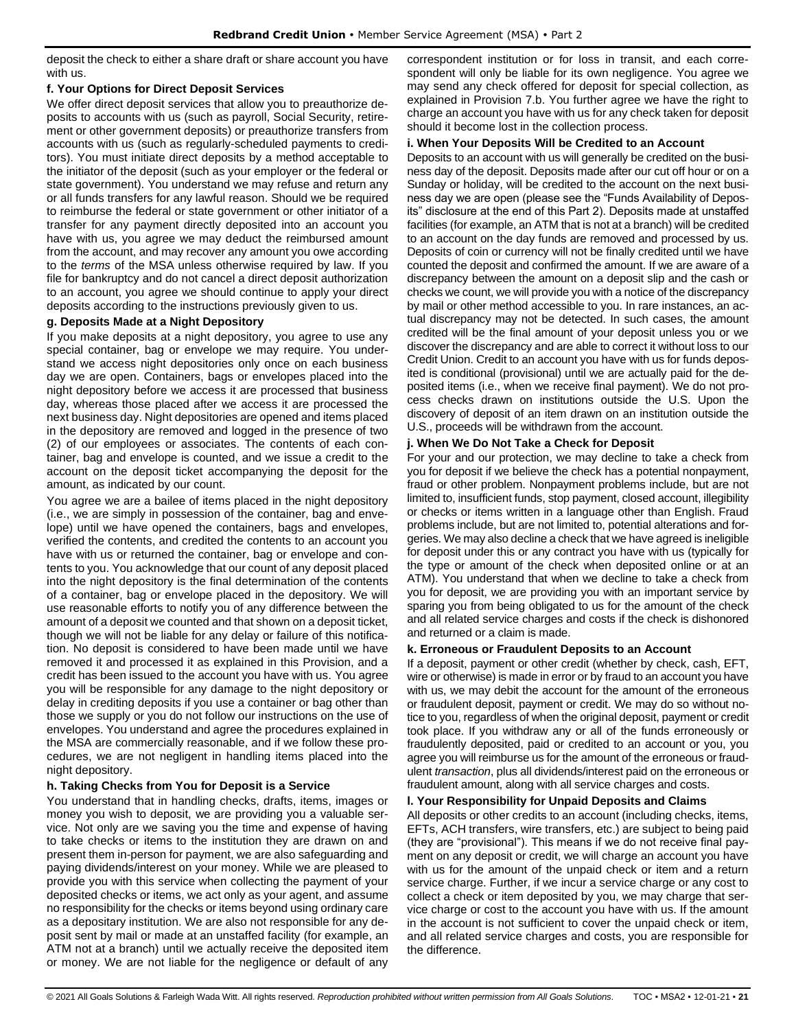deposit the check to either a share draft or share account you have with us.

**f. Your Options for Direct Deposit Services**

We offer direct deposit services that allow you to preauthorize deposits to accounts with us (such as payroll, Social Security, retirement or other government deposits) or preauthorize transfers from accounts with us (such as regularly-scheduled payments to creditors). You must initiate direct deposits by a method acceptable to the initiator of the deposit (such as your employer or the federal or state government). You understand we may refuse and return any or all funds transfers for any lawful reason. Should we be required to reimburse the federal or state government or other initiator of a transfer for any payment directly deposited into an account you have with us, you agree we may deduct the reimbursed amount from the account, and may recover any amount you owe according to the *terms* of the MSA unless otherwise required by law. If you file for bankruptcy and do not cancel a direct deposit authorization to an account, you agree we should continue to apply your direct deposits according to the instructions previously given to us.

**g. Deposits Made at a Night Depository**

If you make deposits at a night depository, you agree to use any special container, bag or envelope we may require. You understand we access night depositories only once on each business day we are open. Containers, bags or envelopes placed into the night depository before we access it are processed that business day, whereas those placed after we access it are processed the next business day. Night depositories are opened and items placed in the depository are removed and logged in the presence of two (2) of our employees or associates. The contents of each container, bag and envelope is counted, and we issue a credit to the account on the deposit ticket accompanying the deposit for the amount, as indicated by our count.

You agree we are a bailee of items placed in the night depository (i.e., we are simply in possession of the container, bag and envelope) until we have opened the containers, bags and envelopes, verified the contents, and credited the contents to an account you have with us or returned the container, bag or envelope and contents to you. You acknowledge that our count of any deposit placed into the night depository is the final determination of the contents of a container, bag or envelope placed in the depository. We will use reasonable efforts to notify you of any difference between the amount of a deposit we counted and that shown on a deposit ticket, though we will not be liable for any delay or failure of this notification. No deposit is considered to have been made until we have removed it and processed it as explained in this Provision, and a credit has been issued to the account you have with us. You agree you will be responsible for any damage to the night depository or delay in crediting deposits if you use a container or bag other than those we supply or you do not follow our instructions on the use of envelopes. You understand and agree the procedures explained in the MSA are commercially reasonable, and if we follow these procedures, we are not negligent in handling items placed into the night depository.

**h. Taking Checks from You for Deposit is a Service**

You understand that in handling checks, drafts, items, images or money you wish to deposit, we are providing you a valuable service. Not only are we saving you the time and expense of having to take checks or items to the institution they are drawn on and present them in-person for payment, we are also safeguarding and paying dividends/interest on your money. While we are pleased to provide you with this service when collecting the payment of your deposited checks or items, we act only as your agent, and assume no responsibility for the checks or items beyond using ordinary care as a depositary institution. We are also not responsible for any deposit sent by mail or made at an unstaffed facility (for example, an ATM not at a branch) until we actually receive the deposited item or money. We are not liable for the negligence or default of any correspondent institution or for loss in transit, and each correspondent will only be liable for its own negligence. You agree we may send any check offered for deposit for special collection, as explained in Provision 7.b. You further agree we have the right to charge an account you have with us for any check taken for deposit should it become lost in the collection process.

**i. When Your Deposits Will be Credited to an Account**

Deposits to an account with us will generally be credited on the business day of the deposit. Deposits made after our cut off hour or on a Sunday or holiday, will be credited to the account on the next business day we are open (please see the "Funds Availability of Deposits" disclosure at the end of this Part 2). Deposits made at unstaffed facilities (for example, an ATM that is not at a branch) will be credited to an account on the day funds are removed and processed by us. Deposits of coin or currency will not be finally credited until we have counted the deposit and confirmed the amount. If we are aware of a discrepancy between the amount on a deposit slip and the cash or checks we count, we will provide you with a notice of the discrepancy by mail or other method accessible to you. In rare instances, an actual discrepancy may not be detected. In such cases, the amount credited will be the final amount of your deposit unless you or we discover the discrepancy and are able to correct it without loss to our Credit Union. Credit to an account you have with us for funds deposited is conditional (provisional) until we are actually paid for the deposited items (i.e., when we receive final payment). We do not process checks drawn on institutions outside the U.S. Upon the discovery of deposit of an item drawn on an institution outside the U.S., proceeds will be withdrawn from the account.

**j. When We Do Not Take a Check for Deposit**

For your and our protection, we may decline to take a check from you for deposit if we believe the check has a potential nonpayment, fraud or other problem. Nonpayment problems include, but are not limited to, insufficient funds, stop payment, closed account, illegibility or checks or items written in a language other than English. Fraud problems include, but are not limited to, potential alterations and forgeries. We may also decline a check that we have agreed is ineligible for deposit under this or any contract you have with us (typically for the type or amount of the check when deposited online or at an ATM). You understand that when we decline to take a check from you for deposit, we are providing you with an important service by sparing you from being obligated to us for the amount of the check and all related service charges and costs if the check is dishonored and returned or a claim is made.

**k. Erroneous or Fraudulent Deposits to an Account**

If a deposit, payment or other credit (whether by check, cash, EFT, wire or otherwise) is made in error or by fraud to an account you have with us, we may debit the account for the amount of the erroneous or fraudulent deposit, payment or credit. We may do so without notice to you, regardless of when the original deposit, payment or credit took place. If you withdraw any or all of the funds erroneously or fraudulently deposited, paid or credited to an account or you, you agree you will reimburse us for the amount of the erroneous or fraudulent *transaction*, plus all dividends/interest paid on the erroneous or fraudulent amount, along with all service charges and costs.

**l. Your Responsibility for Unpaid Deposits and Claims**

All deposits or other credits to an account (including checks, items, EFTs, ACH transfers, wire transfers, etc.) are subject to being paid (they are "provisional"). This means if we do not receive final payment on any deposit or credit, we will charge an account you have with us for the amount of the unpaid check or item and a return service charge. Further, if we incur a service charge or any cost to collect a check or item deposited by you, we may charge that service charge or cost to the account you have with us. If the amount in the account is not sufficient to cover the unpaid check or item, and all related service charges and costs, you are responsible for the difference.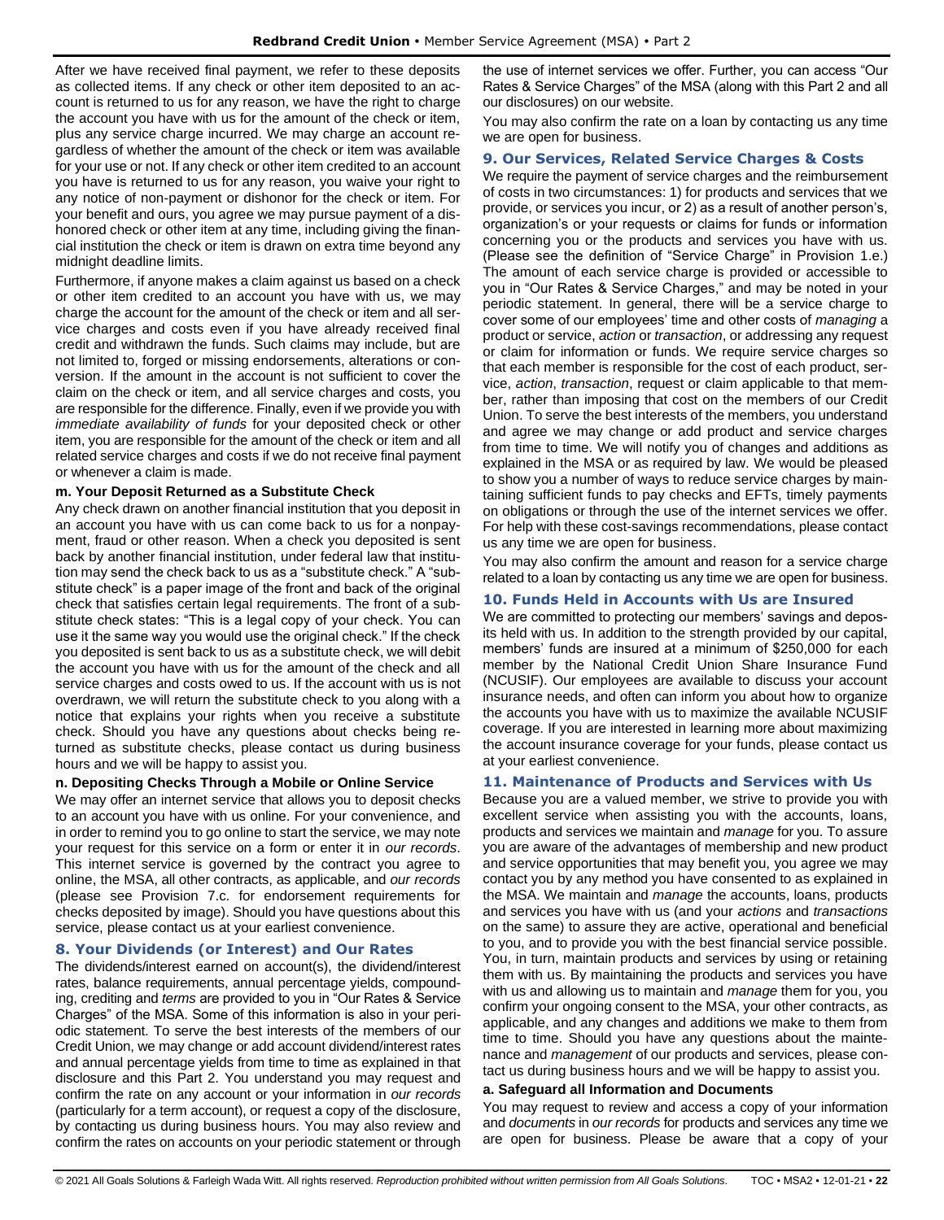After we have received final payment, we refer to these deposits as collected items. If any check or other item deposited to an account is returned to us for any reason, we have the right to charge the account you have with us for the amount of the check or item, plus any service charge incurred. We may charge an account regardless of whether the amount of the check or item was available for your use or not. If any check or other item credited to an account you have is returned to us for any reason, you waive your right to any notice of non-payment or dishonor for the check or item. For your benefit and ours, you agree we may pursue payment of a dishonored check or other item at any time, including giving the financial institution the check or item is drawn on extra time beyond any midnight deadline limits.

Furthermore, if anyone makes a claim against us based on a check or other item credited to an account you have with us, we may charge the account for the amount of the check or item and all service charges and costs even if you have already received final credit and withdrawn the funds. Such claims may include, but are not limited to, forged or missing endorsements, alterations or conversion. If the amount in the account is not sufficient to cover the claim on the check or item, and all service charges and costs, you are responsible for the difference. Finally, even if we provide you with *immediate availability of funds* for your deposited check or other item, you are responsible for the amount of the check or item and all related service charges and costs if we do not receive final payment or whenever a claim is made.

**m. Your Deposit Returned as a Substitute Check**

Any check drawn on another financial institution that you deposit in an account you have with us can come back to us for a nonpayment, fraud or other reason. When a check you deposited is sent back by another financial institution, under federal law that institution may send the check back to us as a "substitute check." A "substitute check" is a paper image of the front and back of the original check that satisfies certain legal requirements. The front of a substitute check states: "This is a legal copy of your check. You can use it the same way you would use the original check." If the check you deposited is sent back to us as a substitute check, we will debit the account you have with us for the amount of the check and all service charges and costs owed to us. If the account with us is not overdrawn, we will return the substitute check to you along with a notice that explains your rights when you receive a substitute check. Should you have any questions about checks being returned as substitute checks, please contact us during business hours and we will be happy to assist you.

**n. Depositing Checks Through a Mobile or Online Service**

We may offer an internet service that allows you to deposit checks to an account you have with us online. For your convenience, and in order to remind you to go online to start the service, we may note your request for this service on a form or enter it in *our records*. This internet service is governed by the contract you agree to online, the MSA, all other contracts, as applicable, and *our records* (please see Provision 7.c. for endorsement requirements for checks deposited by image). Should you have questions about this service, please contact us at your earliest convenience.

## 8. Your Dividends (or Interest) and Our Rates

The dividends/interest earned on account(s), the dividend/interest rates, balance requirements, annual percentage yields, compounding, crediting and *terms* are provided to you in "Our Rates & Service Charges" of the MSA. Some of this information is also in your periodic statement. To serve the best interests of the members of our Credit Union, we may change or add account dividend/interest rates and annual percentage yields from time to time as explained in that disclosure and this Part 2. You understand you may request and confirm the rate on any account or your information in *our records* (particularly for a term account), or request a copy of the disclosure, by contacting us during business hours. You may also review and confirm the rates on accounts on your periodic statement or through the use of internet services we offer. Further, you can access "Our Rates & Service Charges" of the MSA (along with this Part 2 and all our disclosures) on our website.

You may also confirm the rate on a loan by contacting us any time we are open for business.

## 9. Our Services, Related Service Charges & Costs

We require the payment of service charges and the reimbursement of costs in two circumstances: 1) for products and services that we provide, or services you incur, or 2) as a result of another person's, organization's or your requests or claims for funds or information concerning you or the products and services you have with us. (Please see the definition of "Service Charge" in Provision 1.e.) The amount of each service charge is provided or accessible to you in "Our Rates & Service Charges," and may be noted in your periodic statement. In general, there will be a service charge to cover some of our employees' time and other costs of *managing* a product or service, *action* or *transaction*, or addressing any request or claim for information or funds. We require service charges so that each member is responsible for the cost of each product, service, *action*, *transaction*, request or claim applicable to that member, rather than imposing that cost on the members of our Credit Union. To serve the best interests of the members, you understand and agree we may change or add product and service charges from time to time. We will notify you of changes and additions as explained in the MSA or as required by law. We would be pleased to show you a number of ways to reduce service charges by maintaining sufficient funds to pay checks and EFTs, timely payments on obligations or through the use of the internet services we offer. For help with these cost-savings recommendations, please contact us any time we are open for business.

You may also confirm the amount and reason for a service charge related to a loan by contacting us any time we are open for business.

## 10. Funds Held in Accounts with Us are Insured

We are committed to protecting our members' savings and deposits held with us. In addition to the strength provided by our capital, members' funds are insured at a minimum of $250,000 for each member by the National Credit Union Share Insurance Fund (NCUSIF). Our employees are available to discuss your account insurance needs, and often can inform you about how to organize the accounts you have with us to maximize the available NCUSIF coverage. If you are interested in learning more about maximizing the account insurance coverage for your funds, please contact us at your earliest convenience.

## 11. Maintenance of Products and Services with Us

Because you are a valued member, we strive to provide you with excellent service when assisting you with the accounts, loans, products and services we maintain and *manage* for you. To assure you are aware of the advantages of membership and new product and service opportunities that may benefit you, you agree we may contact you by any method you have consented to as explained in the MSA. We maintain and *manage* the accounts, loans, products and services you have with us (and your *actions* and *transactions* on the same) to assure they are active, operational and beneficial to you, and to provide you with the best financial service possible. You, in turn, maintain products and services by using or retaining them with us. By maintaining the products and services you have with us and allowing us to maintain and *manage* them for you, you confirm your ongoing consent to the MSA, your other contracts, as applicable, and any changes and additions we make to them from time to time. Should you have any questions about the maintenance and *management* of our products and services, please contact us during business hours and we will be happy to assist you.

**a. Safeguard all Information and Documents**

You may request to review and access a copy of your information and *documents* in *our records* for products and services any time we are open for business. Please be aware that a copy of your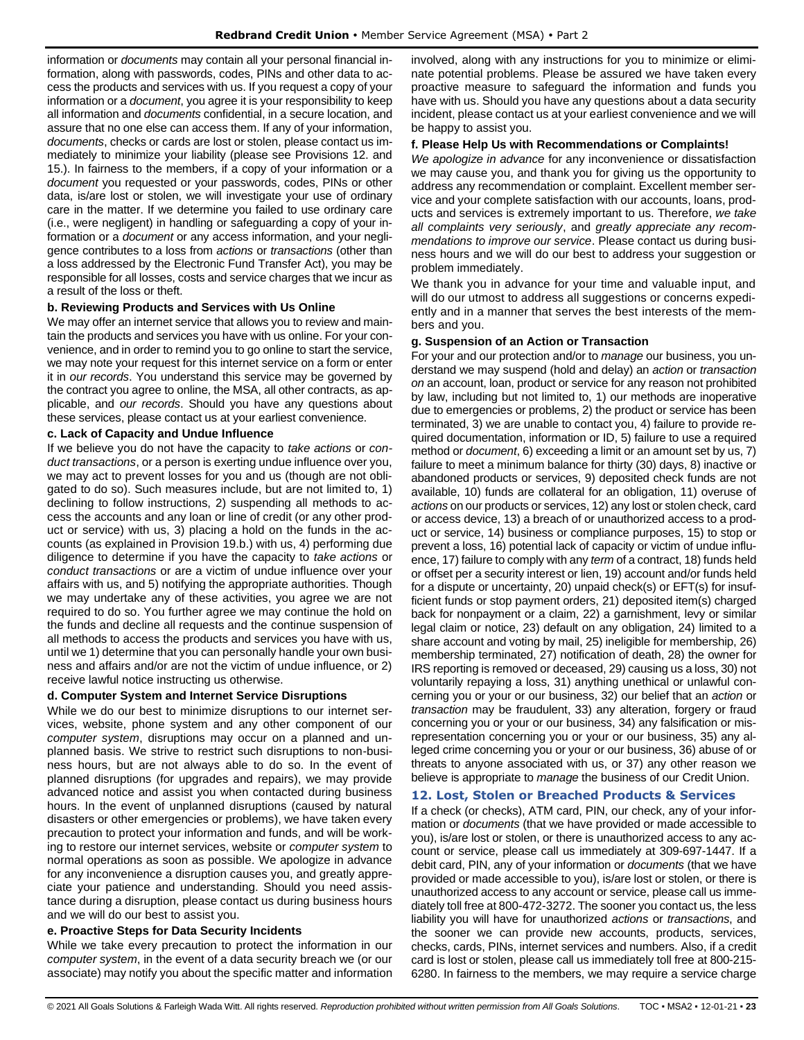information or *documents* may contain all your personal financial information, along with passwords, codes, PINs and other data to access the products and services with us. If you request a copy of your information or a *document*, you agree it is your responsibility to keep all information and *documents* confidential, in a secure location, and assure that no one else can access them. If any of your information, *documents*, checks or cards are lost or stolen, please contact us immediately to minimize your liability (please see Provisions 12. and 15.). In fairness to the members, if a copy of your information or a *document* you requested or your passwords, codes, PINs or other data, is/are lost or stolen, we will investigate your use of ordinary care in the matter. If we determine you failed to use ordinary care (i.e., were negligent) in handling or safeguarding a copy of your information or a *document* or any access information, and your negligence contributes to a loss from *actions* or *transactions* (other than a loss addressed by the Electronic Fund Transfer Act), you may be responsible for all losses, costs and service charges that we incur as a result of the loss or theft.

#### b. Reviewing Products and Services with Us Online

We may offer an internet service that allows you to review and maintain the products and services you have with us online. For your convenience, and in order to remind you to go online to start the service, we may note your request for this internet service on a form or enter it in *our records*. You understand this service may be governed by the contract you agree to online, the MSA, all other contracts, as applicable, and *our records*. Should you have any questions about these services, please contact us at your earliest convenience.

#### c. Lack of Capacity and Undue Influence

If we believe you do not have the capacity to *take actions* or *conduct transactions*, or a person is exerting undue influence over you, we may act to prevent losses for you and us (though are not obligated to do so). Such measures include, but are not limited to, 1) declining to follow instructions, 2) suspending all methods to access the accounts and any loan or line of credit (or any other product or service) with us, 3) placing a hold on the funds in the accounts (as explained in Provision 19.b.) with us, 4) performing due diligence to determine if you have the capacity to *take actions* or *conduct transactions* or are a victim of undue influence over your affairs with us, and 5) notifying the appropriate authorities. Though we may undertake any of these activities, you agree we are not required to do so. You further agree we may continue the hold on the funds and decline all requests and the continue suspension of all methods to access the products and services you have with us, until we 1) determine that you can personally handle your own business and affairs and/or are not the victim of undue influence, or 2) receive lawful notice instructing us otherwise.

#### d. Computer System and Internet Service Disruptions

While we do our best to minimize disruptions to our internet services, website, phone system and any other component of our *computer system*, disruptions may occur on a planned and unplanned basis. We strive to restrict such disruptions to non-business hours, but are not always able to do so. In the event of planned disruptions (for upgrades and repairs), we may provide advanced notice and assist you when contacted during business hours. In the event of unplanned disruptions (caused by natural disasters or other emergencies or problems), we have taken every precaution to protect your information and funds, and will be working to restore our internet services, website or *computer system* to normal operations as soon as possible. We apologize in advance for any inconvenience a disruption causes you, and greatly appreciate your patience and understanding. Should you need assistance during a disruption, please contact us during business hours and we will do our best to assist you.

#### e. Proactive Steps for Data Security Incidents

While we take every precaution to protect the information in our *computer system*, in the event of a data security breach we (or our associate) may notify you about the specific matter and information involved, along with any instructions for you to minimize or eliminate potential problems. Please be assured we have taken every proactive measure to safeguard the information and funds you have with us. Should you have any questions about a data security incident, please contact us at your earliest convenience and we will be happy to assist you.

#### f. Please Help Us with Recommendations or Complaints!

*We apologize in advance* for any inconvenience or dissatisfaction we may cause you, and thank you for giving us the opportunity to address any recommendation or complaint. Excellent member service and your complete satisfaction with our accounts, loans, products and services is extremely important to us. Therefore, *we take all complaints very seriously*, and *greatly appreciate any recommendations to improve our service*. Please contact us during business hours and we will do our best to address your suggestion or problem immediately.

We thank you in advance for your time and valuable input, and will do our utmost to address all suggestions or concerns expediently and in a manner that serves the best interests of the members and you.

#### g. Suspension of an Action or Transaction

For your and our protection and/or to *manage* our business, you understand we may suspend (hold and delay) an *action* or *transaction on* an account, loan, product or service for any reason not prohibited by law, including but not limited to, 1) our methods are inoperative due to emergencies or problems, 2) the product or service has been terminated, 3) we are unable to contact you, 4) failure to provide required documentation, information or ID, 5) failure to use a required method or *document*, 6) exceeding a limit or an amount set by us, 7) failure to meet a minimum balance for thirty (30) days, 8) inactive or abandoned products or services, 9) deposited check funds are not available, 10) funds are collateral for an obligation, 11) overuse of *actions* on our products or services, 12) any lost or stolen check, card or access device, 13) a breach of or unauthorized access to a product or service, 14) business or compliance purposes, 15) to stop or prevent a loss, 16) potential lack of capacity or victim of undue influence, 17) failure to comply with any *term* of a contract, 18) funds held or offset per a security interest or lien, 19) account and/or funds held for a dispute or uncertainty, 20) unpaid check(s) or EFT(s) for insufficient funds or stop payment orders, 21) deposited item(s) charged back for nonpayment or a claim, 22) a garnishment, levy or similar legal claim or notice, 23) default on any obligation, 24) limited to a share account and voting by mail, 25) ineligible for membership, 26) membership terminated, 27) notification of death, 28) the owner for IRS reporting is removed or deceased, 29) causing us a loss, 30) not voluntarily repaying a loss, 31) anything unethical or unlawful concerning you or your or our business, 32) our belief that an *action* or *transaction* may be fraudulent, 33) any alteration, forgery or fraud concerning you or your or our business, 34) any falsification or misrepresentation concerning you or your or our business, 35) any alleged crime concerning you or your or our business, 36) abuse of or threats to anyone associated with us, or 37) any other reason we believe is appropriate to *manage* the business of our Credit Union.

### 12. Lost, Stolen or Breached Products & Services

If a check (or checks), ATM card, PIN, our check, any of your information or *documents* (that we have provided or made accessible to you), is/are lost or stolen, or there is unauthorized access to any account or service, please call us immediately at 309-697-1447. If a debit card, PIN, any of your information or *documents* (that we have provided or made accessible to you), is/are lost or stolen, or there is unauthorized access to any account or service, please call us immediately toll free at 800-472-3272. The sooner you contact us, the less liability you will have for unauthorized *actions* or *transactions*, and the sooner we can provide new accounts, products, services, checks, cards, PINs, internet services and numbers. Also, if a credit card is lost or stolen, please call us immediately toll free at 800-215-6280. In fairness to the members, we may require a service charge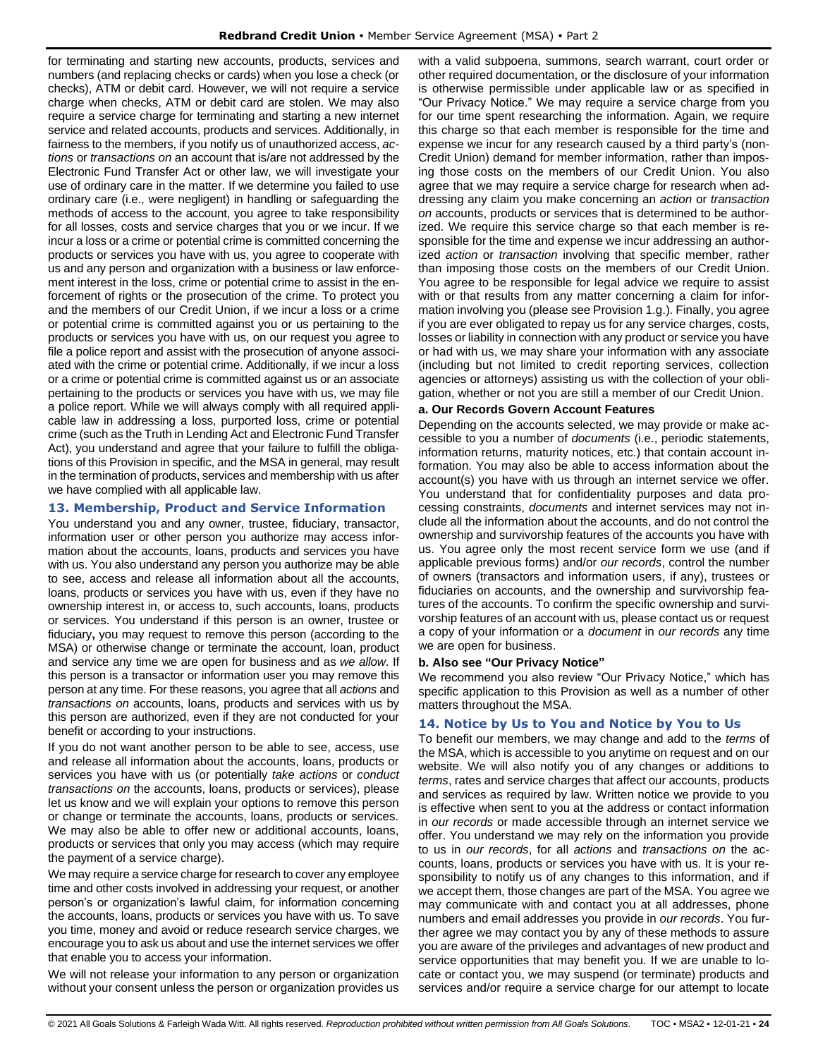for terminating and starting new accounts, products, services and numbers (and replacing checks or cards) when you lose a check (or checks), ATM or debit card. However, we will not require a service charge when checks, ATM or debit card are stolen. We may also require a service charge for terminating and starting a new internet service and related accounts, products and services. Additionally, in fairness to the members, if you notify us of unauthorized access, *actions* or *transactions on* an account that is/are not addressed by the Electronic Fund Transfer Act or other law, we will investigate your use of ordinary care in the matter. If we determine you failed to use ordinary care (i.e., were negligent) in handling or safeguarding the methods of access to the account, you agree to take responsibility for all losses, costs and service charges that you or we incur. If we incur a loss or a crime or potential crime is committed concerning the products or services you have with us, you agree to cooperate with us and any person and organization with a business or law enforcement interest in the loss, crime or potential crime to assist in the enforcement of rights or the prosecution of the crime. To protect you and the members of our Credit Union, if we incur a loss or a crime or potential crime is committed against you or us pertaining to the products or services you have with us, on our request you agree to file a police report and assist with the prosecution of anyone associated with the crime or potential crime. Additionally, if we incur a loss or a crime or potential crime is committed against us or an associate pertaining to the products or services you have with us, we may file a police report. While we will always comply with all required applicable law in addressing a loss, purported loss, crime or potential crime (such as the Truth in Lending Act and Electronic Fund Transfer Act), you understand and agree that your failure to fulfill the obligations of this Provision in specific, and the MSA in general, may result in the termination of products, services and membership with us after we have complied with all applicable law.

## 13. Membership, Product and Service Information

You understand you and any owner, trustee, fiduciary, transactor, information user or other person you authorize may access information about the accounts, loans, products and services you have with us. You also understand any person you authorize may be able to see, access and release all information about all the accounts, loans, products or services you have with us, even if they have no ownership interest in, or access to, such accounts, loans, products or services. You understand if this person is an owner, trustee or fiduciary**,** you may request to remove this person (according to the MSA) or otherwise change or terminate the account, loan, product and service any time we are open for business and as *we allow*. If this person is a transactor or information user you may remove this person at any time. For these reasons, you agree that all *actions* and *transactions on* accounts, loans, products and services with us by this person are authorized, even if they are not conducted for your benefit or according to your instructions.

If you do not want another person to be able to see, access, use and release all information about the accounts, loans, products or services you have with us (or potentially *take actions* or *conduct transactions on* the accounts, loans, products or services), please let us know and we will explain your options to remove this person or change or terminate the accounts, loans, products or services. We may also be able to offer new or additional accounts, loans, products or services that only you may access (which may require the payment of a service charge).

We may require a service charge for research to cover any employee time and other costs involved in addressing your request, or another person's or organization's lawful claim, for information concerning the accounts, loans, products or services you have with us. To save you time, money and avoid or reduce research service charges, we encourage you to ask us about and use the internet services we offer that enable you to access your information.

We will not release your information to any person or organization without your consent unless the person or organization provides us with a valid subpoena, summons, search warrant, court order or other required documentation, or the disclosure of your information is otherwise permissible under applicable law or as specified in "Our Privacy Notice." We may require a service charge from you for our time spent researching the information. Again, we require this charge so that each member is responsible for the time and expense we incur for any research caused by a third party's (non-Credit Union) demand for member information, rather than imposing those costs on the members of our Credit Union. You also agree that we may require a service charge for research when addressing any claim you make concerning an *action* or *transaction on* accounts, products or services that is determined to be authorized. We require this service charge so that each member is responsible for the time and expense we incur addressing an authorized *action* or *transaction* involving that specific member, rather than imposing those costs on the members of our Credit Union. You agree to be responsible for legal advice we require to assist with or that results from any matter concerning a claim for information involving you (please see Provision 1.g.). Finally, you agree if you are ever obligated to repay us for any service charges, costs, losses or liability in connection with any product or service you have or had with us, we may share your information with any associate (including but not limited to credit reporting services, collection agencies or attorneys) assisting us with the collection of your obligation, whether or not you are still a member of our Credit Union.

### a. Our Records Govern Account Features

Depending on the accounts selected, we may provide or make accessible to you a number of *documents* (i.e., periodic statements, information returns, maturity notices, etc.) that contain account information. You may also be able to access information about the account(s) you have with us through an internet service we offer. You understand that for confidentiality purposes and data processing constraints, *documents* and internet services may not include all the information about the accounts, and do not control the ownership and survivorship features of the accounts you have with us. You agree only the most recent service form we use (and if applicable previous forms) and/or *our records*, control the number of owners (transactors and information users, if any), trustees or fiduciaries on accounts, and the ownership and survivorship features of the accounts. To confirm the specific ownership and survivorship features of an account with us, please contact us or request a copy of your information or a *document* in *our records* any time we are open for business.

### b. Also see "Our Privacy Notice"

We recommend you also review "Our Privacy Notice," which has specific application to this Provision as well as a number of other matters throughout the MSA.

## 14. Notice by Us to You and Notice by You to Us

To benefit our members, we may change and add to the *terms* of the MSA, which is accessible to you anytime on request and on our website. We will also notify you of any changes or additions to *terms*, rates and service charges that affect our accounts, products and services as required by law. Written notice we provide to you is effective when sent to you at the address or contact information in *our records* or made accessible through an internet service we offer. You understand we may rely on the information you provide to us in *our records*, for all *actions* and *transactions on* the accounts, loans, products or services you have with us. It is your responsibility to notify us of any changes to this information, and if we accept them, those changes are part of the MSA. You agree we may communicate with and contact you at all addresses, phone numbers and email addresses you provide in *our records*. You further agree we may contact you by any of these methods to assure you are aware of the privileges and advantages of new product and service opportunities that may benefit you. If we are unable to locate or contact you, we may suspend (or terminate) products and services and/or require a service charge for our attempt to locate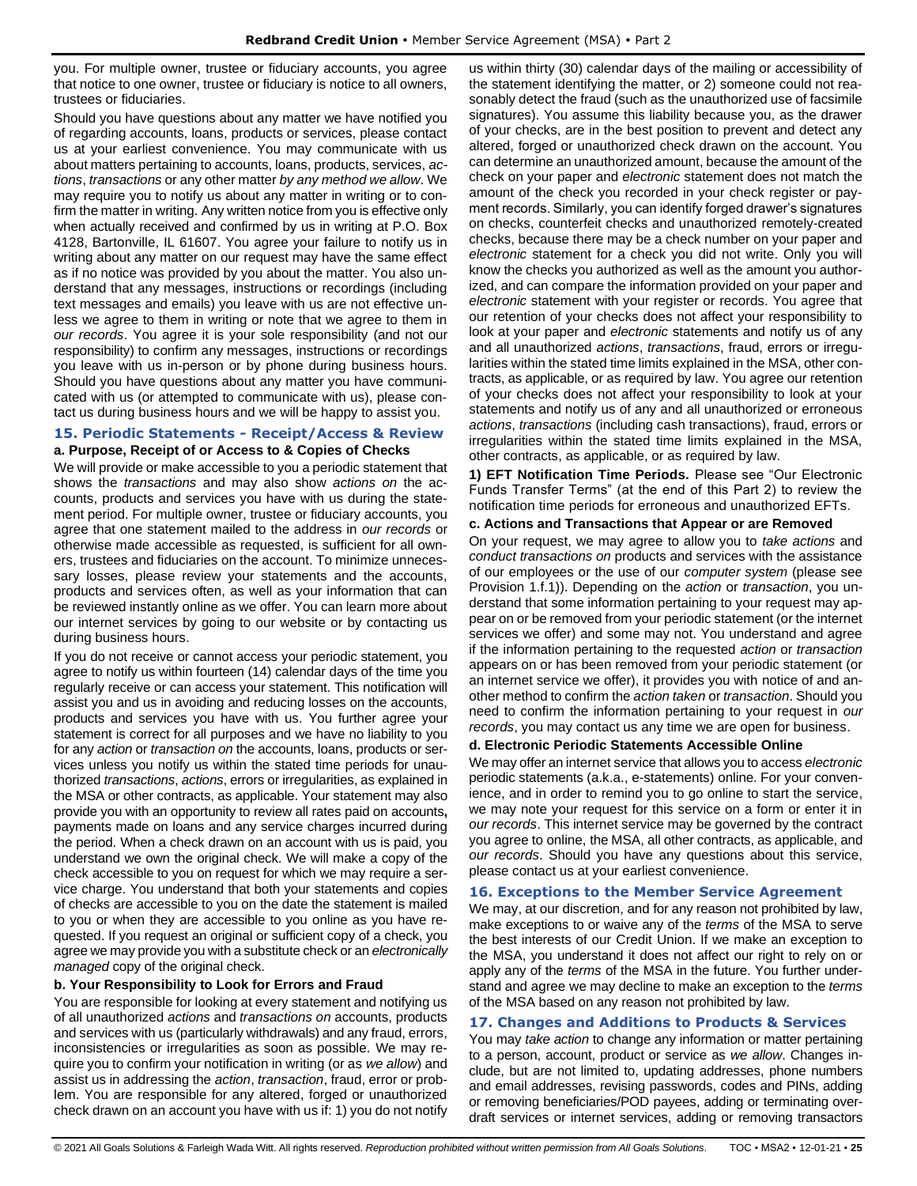you. For multiple owner, trustee or fiduciary accounts, you agree that notice to one owner, trustee or fiduciary is notice to all owners, trustees or fiduciaries.

Should you have questions about any matter we have notified you of regarding accounts, loans, products or services, please contact us at your earliest convenience. You may communicate with us about matters pertaining to accounts, loans, products, services, *actions*, *transactions* or any other matter *by any method we allow*. We may require you to notify us about any matter in writing or to confirm the matter in writing. Any written notice from you is effective only when actually received and confirmed by us in writing at P.O. Box 4128, Bartonville, IL 61607. You agree your failure to notify us in writing about any matter on our request may have the same effect as if no notice was provided by you about the matter. You also understand that any messages, instructions or recordings (including text messages and emails) you leave with us are not effective unless we agree to them in writing or note that we agree to them in *our records*. You agree it is your sole responsibility (and not our responsibility) to confirm any messages, instructions or recordings you leave with us in-person or by phone during business hours. Should you have questions about any matter you have communicated with us (or attempted to communicate with us), please contact us during business hours and we will be happy to assist you.

## 15. Periodic Statements - Receipt/Access & Review

### a. Purpose, Receipt of or Access to & Copies of Checks

We will provide or make accessible to you a periodic statement that shows the *transactions* and may also show *actions on* the accounts, products and services you have with us during the statement period. For multiple owner, trustee or fiduciary accounts, you agree that one statement mailed to the address in *our records* or otherwise made accessible as requested, is sufficient for all owners, trustees and fiduciaries on the account. To minimize unnecessary losses, please review your statements and the accounts, products and services often, as well as your information that can be reviewed instantly online as we offer. You can learn more about our internet services by going to our website or by contacting us during business hours.

If you do not receive or cannot access your periodic statement, you agree to notify us within fourteen (14) calendar days of the time you regularly receive or can access your statement. This notification will assist you and us in avoiding and reducing losses on the accounts, products and services you have with us. You further agree your statement is correct for all purposes and we have no liability to you for any *action* or *transaction on* the accounts, loans, products or services unless you notify us within the stated time periods for unauthorized *transactions*, *actions*, errors or irregularities, as explained in the MSA or other contracts, as applicable. Your statement may also provide you with an opportunity to review all rates paid on accounts**,** payments made on loans and any service charges incurred during the period. When a check drawn on an account with us is paid, you understand we own the original check. We will make a copy of the check accessible to you on request for which we may require a service charge. You understand that both your statements and copies of checks are accessible to you on the date the statement is mailed to you or when they are accessible to you online as you have requested. If you request an original or sufficient copy of a check, you agree we may provide you with a substitute check or an *electronically managed* copy of the original check.

### b. Your Responsibility to Look for Errors and Fraud

You are responsible for looking at every statement and notifying us of all unauthorized *actions* and *transactions on* accounts, products and services with us (particularly withdrawals) and any fraud, errors, inconsistencies or irregularities as soon as possible. We may require you to confirm your notification in writing (or as *we allow*) and assist us in addressing the *action*, *transaction*, fraud, error or problem. You are responsible for any altered, forged or unauthorized check drawn on an account you have with us if: 1) you do not notify us within thirty (30) calendar days of the mailing or accessibility of the statement identifying the matter, or 2) someone could not reasonably detect the fraud (such as the unauthorized use of facsimile signatures). You assume this liability because you, as the drawer of your checks, are in the best position to prevent and detect any altered, forged or unauthorized check drawn on the account. You can determine an unauthorized amount, because the amount of the check on your paper and *electronic* statement does not match the amount of the check you recorded in your check register or payment records. Similarly, you can identify forged drawer's signatures on checks, counterfeit checks and unauthorized remotely-created checks, because there may be a check number on your paper and *electronic* statement for a check you did not write. Only you will know the checks you authorized as well as the amount you authorized, and can compare the information provided on your paper and *electronic* statement with your register or records. You agree that our retention of your checks does not affect your responsibility to look at your paper and *electronic* statements and notify us of any and all unauthorized *actions*, *transactions*, fraud, errors or irregularities within the stated time limits explained in the MSA, other contracts, as applicable, or as required by law. You agree our retention of your checks does not affect your responsibility to look at your statements and notify us of any and all unauthorized or erroneous *actions*, *transactions* (including cash transactions), fraud, errors or irregularities within the stated time limits explained in the MSA, other contracts, as applicable, or as required by law.

**1) EFT Notification Time Periods.** Please see "Our Electronic Funds Transfer Terms" (at the end of this Part 2) to review the notification time periods for erroneous and unauthorized EFTs.

### c. Actions and Transactions that Appear or are Removed

On your request, we may agree to allow you to *take actions* and *conduct transactions on* products and services with the assistance of our employees or the use of our *computer system* (please see Provision 1.f.1)). Depending on the *action* or *transaction*, you understand that some information pertaining to your request may appear on or be removed from your periodic statement (or the internet services we offer) and some may not. You understand and agree if the information pertaining to the requested *action* or *transaction* appears on or has been removed from your periodic statement (or an internet service we offer), it provides you with notice of and another method to confirm the *action taken* or *transaction*. Should you need to confirm the information pertaining to your request in *our records*, you may contact us any time we are open for business.

### d. Electronic Periodic Statements Accessible Online

We may offer an internet service that allows you to access *electronic* periodic statements (a.k.a., e-statements) online. For your convenience, and in order to remind you to go online to start the service, we may note your request for this service on a form or enter it in *our records*. This internet service may be governed by the contract you agree to online, the MSA, all other contracts, as applicable, and *our records*. Should you have any questions about this service, please contact us at your earliest convenience.

## 16. Exceptions to the Member Service Agreement

We may, at our discretion, and for any reason not prohibited by law, make exceptions to or waive any of the *terms* of the MSA to serve the best interests of our Credit Union. If we make an exception to the MSA, you understand it does not affect our right to rely on or apply any of the *terms* of the MSA in the future. You further understand and agree we may decline to make an exception to the *terms* of the MSA based on any reason not prohibited by law.

## 17. Changes and Additions to Products & Services

You may *take action* to change any information or matter pertaining to a person, account, product or service as *we allow*. Changes include, but are not limited to, updating addresses, phone numbers and email addresses, revising passwords, codes and PINs, adding or removing beneficiaries/POD payees, adding or terminating overdraft services or internet services, adding or removing transactors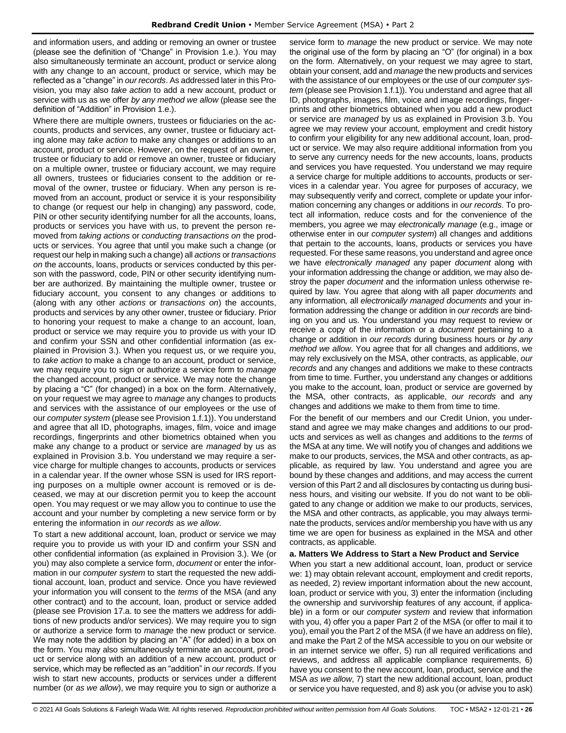and information users, and adding or removing an owner or trustee (please see the definition of "Change" in Provision 1.e.). You may also simultaneously terminate an account, product or service along with any change to an account, product or service, which may be reflected as a "change" in *our records*. As addressed later in this Provision, you may also *take action* to add a new account, product or service with us as we offer *by any method we allow* (please see the definition of "Addition" in Provision 1.e.).

Where there are multiple owners, trustees or fiduciaries on the accounts, products and services, any owner, trustee or fiduciary acting alone may *take action* to make any changes or additions to an account, product or service. However, on the request of an owner, trustee or fiduciary to add or remove an owner, trustee or fiduciary on a multiple owner, trustee or fiduciary account, we may require all owners, trustees or fiduciaries consent to the addition or removal of the owner, trustee or fiduciary. When any person is removed from an account, product or service it is your responsibility to change (or request our help in changing) any password, code, PIN or other security identifying number for all the accounts, loans, products or services you have with us, to prevent the person removed from *taking actions* or *conducting transactions on* the products or services. You agree that until you make such a change (or request our help in making such a change) all *actions* or *transactions on* the accounts, loans, products or services conducted by this person with the password, code, PIN or other security identifying number are authorized. By maintaining the multiple owner, trustee or fiduciary account, you consent to any changes or additions to (along with any other *actions* or *transactions on*) the accounts, products and services by any other owner, trustee or fiduciary. Prior to honoring your request to make a change to an account, loan, product or service we may require you to provide us with your ID and confirm your SSN and other confidential information (as explained in Provision 3.). When you request us, or we require you, to *take action* to make a change to an account, product or service, we may require you to sign or authorize a service form to *manage* the changed account, product or service. We may note the change by placing a "C" (for changed) in a box on the form. Alternatively, on your request we may agree to *manage* any changes to products and services with the assistance of our employees or the use of our *computer system* (please see Provision 1.f.1)). You understand and agree that all ID, photographs, images, film, voice and image recordings, fingerprints and other biometrics obtained when you make any change to a product or service are *managed* by us as explained in Provision 3.b. You understand we may require a service charge for multiple changes to accounts, products or services in a calendar year. If the owner whose SSN is used for IRS reporting purposes on a multiple owner account is removed or is deceased, we may at our discretion permit you to keep the account open. You may request or we may allow you to continue to use the account and your number by completing a new service form or by entering the information in *our records* as *we allow*.

To start a new additional account, loan, product or service we may require you to provide us with your ID and confirm your SSN and other confidential information (as explained in Provision 3.). We (or you) may also complete a service form, *document* or enter the information in our *computer system* to start the requested the new additional account, loan, product and service. Once you have reviewed your information you will consent to the *terms* of the MSA (and any other contract) and to the account, loan, product or service added (please see Provision 17.a. to see the matters we address for additions of new products and/or services). We may require you to sign or authorize a service form to *manage* the new product or service. We may note the addition by placing an "A" (for added) in a box on the form. You may also simultaneously terminate an account, product or service along with an addition of a new account, product or service, which may be reflected as an "addition" in *our records*. If you wish to start new accounts, products or services under a different number (or *as we allow*), we may require you to sign or authorize a service form to *manage* the new product or service. We may note the original use of the form by placing an "O" (for original) in a box on the form. Alternatively, on your request we may agree to start, obtain your consent, add and *manage* the new products and services with the assistance of our employees or the use of our *computer system* (please see Provision 1.f.1)). You understand and agree that all ID, photographs, images, film, voice and image recordings, fingerprints and other biometrics obtained when you add a new product or service are *managed* by us as explained in Provision 3.b. You agree we may review your account, employment and credit history to confirm your eligibility for any new additional account, loan, product or service. We may also require additional information from you to serve any currency needs for the new accounts, loans, products and services you have requested. You understand we may require a service charge for multiple additions to accounts, products or services in a calendar year. You agree for purposes of accuracy, we may subsequently verify and correct, complete or update your information concerning any changes or additions in *our records*. To protect all information, reduce costs and for the convenience of the members, you agree we may *electronically manage* (e.g., image or otherwise enter in our *computer system*) all changes and additions that pertain to the accounts, loans, products or services you have requested. For these same reasons, you understand and agree once we have *electronically managed* any paper *document* along with your information addressing the change or addition, we may also destroy the paper *document* and the information unless otherwise required by law. You agree that along with all paper *documents* and any information, all *electronically managed documents* and your information addressing the change or addition in *our records* are binding on you and us. You understand you may request to review or receive a copy of the information or a *document* pertaining to a change or addition in *our records* during business hours or *by any method we allow*. You agree that for all changes and additions, we may rely exclusively on the MSA, other contracts, as applicable, *our records* and any changes and additions we make to these contracts from time to time. Further, you understand any changes or additions you make to the account, loan, product or service are governed by the MSA, other contracts, as applicable, *our records* and any changes and additions we make to them from time to time.

For the benefit of our members and our Credit Union, you understand and agree we may make changes and additions to our products and services as well as changes and additions to the *terms* of the MSA at any time. We will notify you of changes and additions we make to our products, services, the MSA and other contracts, as applicable, as required by law. You understand and agree you are bound by these changes and additions, and may access the current version of this Part 2 and all disclosures by contacting us during business hours, and visiting our website. If you do not want to be obligated to any change or addition we make to our products, services, the MSA and other contracts, as applicable, you may always terminate the products, services and/or membership you have with us any time we are open for business as explained in the MSA and other contracts, as applicable.

**a. Matters We Address to Start a New Product and Service**

When you start a new additional account, loan, product or service we: 1) may obtain relevant account, employment and credit reports, as needed, 2) review important information about the new account, loan, product or service with you, 3) enter the information (including the ownership and survivorship features of any account, if applicable) in a form or our *computer system* and review that information with you, 4) offer you a paper Part 2 of the MSA (or offer to mail it to you), email you the Part 2 of the MSA (if we have an address on file), and make the Part 2 of the MSA accessible to you on our website or in an internet service we offer, 5) run all required verifications and reviews, and address all applicable compliance requirements, 6) have you consent to the new account, loan, product, service and the MSA *as we allow*, 7) start the new additional account, loan, product or service you have requested, and 8) ask you (or advise you to ask)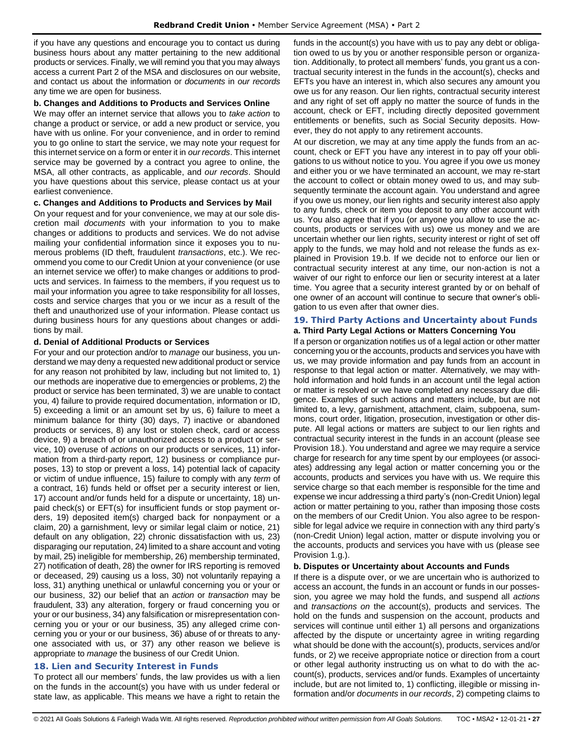if you have any questions and encourage you to contact us during business hours about any matter pertaining to the new additional products or services. Finally, we will remind you that you may always access a current Part 2 of the MSA and disclosures on our website, and contact us about the information or *documents* in *our records* any time we are open for business.

**b. Changes and Additions to Products and Services Online**

We may offer an internet service that allows you to *take action* to change a product or service, or add a new product or service, you have with us online. For your convenience, and in order to remind you to go online to start the service, we may note your request for this internet service on a form or enter it in *our records*. This internet service may be governed by a contract you agree to online, the MSA, all other contracts, as applicable, and *our records*. Should you have questions about this service, please contact us at your earliest convenience.

**c. Changes and Additions to Products and Services by Mail**

On your request and for your convenience, we may at our sole discretion mail *documents* with your information to you to make changes or additions to products and services. We do not advise mailing your confidential information since it exposes you to numerous problems (ID theft, fraudulent *transactions*, etc.). We recommend you come to our Credit Union at your convenience (or use an internet service we offer) to make changes or additions to products and services. In fairness to the members, if you request us to mail your information you agree to take responsibility for all losses, costs and service charges that you or we incur as a result of the theft and unauthorized use of your information. Please contact us during business hours for any questions about changes or additions by mail.

**d. Denial of Additional Products or Services**

For your and our protection and/or to *manage* our business, you understand we may deny a requested new additional product or service for any reason not prohibited by law, including but not limited to, 1) our methods are inoperative due to emergencies or problems, 2) the product or service has been terminated, 3) we are unable to contact you, 4) failure to provide required documentation, information or ID, 5) exceeding a limit or an amount set by us, 6) failure to meet a minimum balance for thirty (30) days, 7) inactive or abandoned products or services, 8) any lost or stolen check, card or access device, 9) a breach of or unauthorized access to a product or service, 10) overuse of *actions* on our products or services, 11) information from a third-party report, 12) business or compliance purposes, 13) to stop or prevent a loss, 14) potential lack of capacity or victim of undue influence, 15) failure to comply with any *term* of a contract, 16) funds held or offset per a security interest or lien, 17) account and/or funds held for a dispute or uncertainty, 18) unpaid check(s) or EFT(s) for insufficient funds or stop payment orders, 19) deposited item(s) charged back for nonpayment or a claim, 20) a garnishment, levy or similar legal claim or notice, 21) default on any obligation, 22) chronic dissatisfaction with us, 23) disparaging our reputation, 24) limited to a share account and voting by mail, 25) ineligible for membership, 26) membership terminated, 27) notification of death, 28) the owner for IRS reporting is removed or deceased, 29) causing us a loss, 30) not voluntarily repaying a loss, 31) anything unethical or unlawful concerning you or your or our business, 32) our belief that an *action* or *transaction* may be fraudulent, 33) any alteration, forgery or fraud concerning you or your or our business, 34) any falsification or misrepresentation concerning you or your or our business, 35) any alleged crime concerning you or your or our business, 36) abuse of or threats to anyone associated with us, or 37) any other reason we believe is appropriate to *manage* the business of our Credit Union.

## 18. Lien and Security Interest in Funds

To protect all our members' funds, the law provides us with a lien on the funds in the account(s) you have with us under federal or state law, as applicable. This means we have a right to retain the funds in the account(s) you have with us to pay any debt or obligation owed to us by you or another responsible person or organization. Additionally, to protect all members' funds, you grant us a contractual security interest in the funds in the account(s), checks and EFTs you have an interest in, which also secures any amount you owe us for any reason. Our lien rights, contractual security interest and any right of set off apply no matter the source of funds in the account, check or EFT, including directly deposited government entitlements or benefits, such as Social Security deposits. However, they do not apply to any retirement accounts.

At our discretion, we may at any time apply the funds from an account, check or EFT you have any interest in to pay off your obligations to us without notice to you. You agree if you owe us money and either you or we have terminated an account, we may re-start the account to collect or obtain money owed to us, and may subsequently terminate the account again. You understand and agree if you owe us money, our lien rights and security interest also apply to any funds, check or item you deposit to any other account with us. You also agree that if you (or anyone you allow to use the accounts, products or services with us) owe us money and we are uncertain whether our lien rights, security interest or right of set off apply to the funds, we may hold and not release the funds as explained in Provision 19.b. If we decide not to enforce our lien or contractual security interest at any time, our non-action is not a waiver of our right to enforce our lien or security interest at a later time. You agree that a security interest granted by or on behalf of one owner of an account will continue to secure that owner's obligation to us even after that owner dies.

## 19. Third Party Actions and Uncertainty about Funds

**a. Third Party Legal Actions or Matters Concerning You**

If a person or organization notifies us of a legal action or other matter concerning you or the accounts, products and services you have with us, we may provide information and pay funds from an account in response to that legal action or matter. Alternatively, we may withhold information and hold funds in an account until the legal action or matter is resolved or we have completed any necessary due diligence. Examples of such actions and matters include, but are not limited to, a levy, garnishment, attachment, claim, subpoena, summons, court order, litigation, prosecution, investigation or other dispute. All legal actions or matters are subject to our lien rights and contractual security interest in the funds in an account (please see Provision 18.). You understand and agree we may require a service charge for research for any time spent by our employees (or associates) addressing any legal action or matter concerning you or the accounts, products and services you have with us. We require this service charge so that each member is responsible for the time and expense we incur addressing a third party's (non-Credit Union) legal action or matter pertaining to you, rather than imposing those costs on the members of our Credit Union. You also agree to be responsible for legal advice we require in connection with any third party's (non-Credit Union) legal action, matter or dispute involving you or the accounts, products and services you have with us (please see Provision 1.g.).

**b. Disputes or Uncertainty about Accounts and Funds**

If there is a dispute over, or we are uncertain who is authorized to access an account, the funds in an account or funds in our possession, you agree we may hold the funds, and suspend all *actions* and *transactions on* the account(s), products and services. The hold on the funds and suspension on the account, products and services will continue until either 1) all persons and organizations affected by the dispute or uncertainty agree in writing regarding what should be done with the account(s), products, services and/or funds, or 2) we receive appropriate notice or direction from a court or other legal authority instructing us on what to do with the account(s), products, services and/or funds. Examples of uncertainty include, but are not limited to, 1) conflicting, illegible or missing information and/or *documents* in *our records*, 2) competing claims to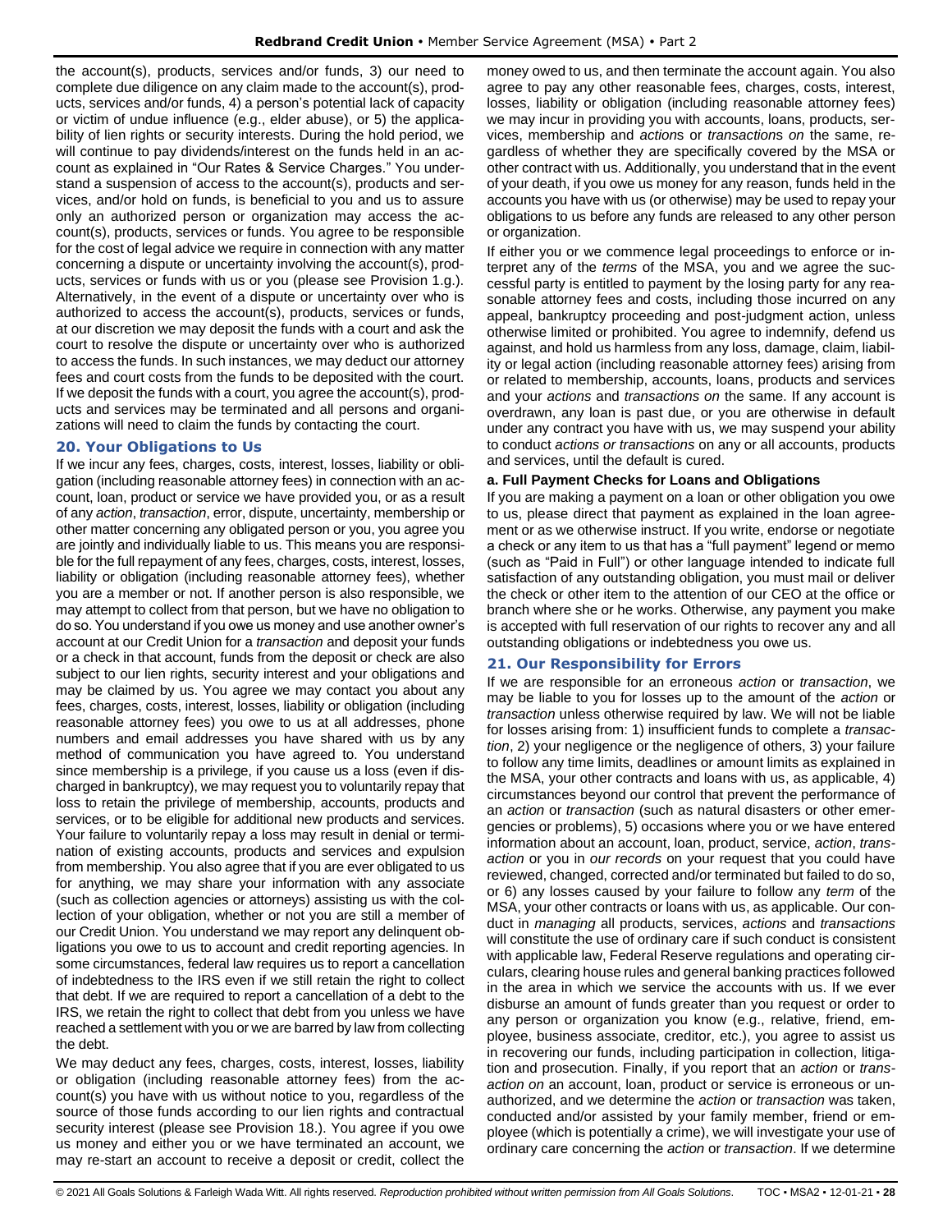the account(s), products, services and/or funds, 3) our need to complete due diligence on any claim made to the account(s), products, services and/or funds, 4) a person's potential lack of capacity or victim of undue influence (e.g., elder abuse), or 5) the applicability of lien rights or security interests. During the hold period, we will continue to pay dividends/interest on the funds held in an account as explained in "Our Rates & Service Charges." You understand a suspension of access to the account(s), products and services, and/or hold on funds, is beneficial to you and us to assure only an authorized person or organization may access the account(s), products, services or funds. You agree to be responsible for the cost of legal advice we require in connection with any matter concerning a dispute or uncertainty involving the account(s), products, services or funds with us or you (please see Provision 1.g.). Alternatively, in the event of a dispute or uncertainty over who is authorized to access the account(s), products, services or funds, at our discretion we may deposit the funds with a court and ask the court to resolve the dispute or uncertainty over who is authorized to access the funds. In such instances, we may deduct our attorney fees and court costs from the funds to be deposited with the court. If we deposit the funds with a court, you agree the account(s), products and services may be terminated and all persons and organizations will need to claim the funds by contacting the court.

## 20. Your Obligations to Us

If we incur any fees, charges, costs, interest, losses, liability or obligation (including reasonable attorney fees) in connection with an account, loan, product or service we have provided you, or as a result of any *action*, *transaction*, error, dispute, uncertainty, membership or other matter concerning any obligated person or you, you agree you are jointly and individually liable to us. This means you are responsible for the full repayment of any fees, charges, costs, interest, losses, liability or obligation (including reasonable attorney fees), whether you are a member or not. If another person is also responsible, we may attempt to collect from that person, but we have no obligation to do so. You understand if you owe us money and use another owner's account at our Credit Union for a *transaction* and deposit your funds or a check in that account, funds from the deposit or check are also subject to our lien rights, security interest and your obligations and may be claimed by us. You agree we may contact you about any fees, charges, costs, interest, losses, liability or obligation (including reasonable attorney fees) you owe to us at all addresses, phone numbers and email addresses you have shared with us by any method of communication you have agreed to. You understand since membership is a privilege, if you cause us a loss (even if discharged in bankruptcy), we may request you to voluntarily repay that loss to retain the privilege of membership, accounts, products and services, or to be eligible for additional new products and services. Your failure to voluntarily repay a loss may result in denial or termination of existing accounts, products and services and expulsion from membership. You also agree that if you are ever obligated to us for anything, we may share your information with any associate (such as collection agencies or attorneys) assisting us with the collection of your obligation, whether or not you are still a member of our Credit Union. You understand we may report any delinquent obligations you owe to us to account and credit reporting agencies. In some circumstances, federal law requires us to report a cancellation of indebtedness to the IRS even if we still retain the right to collect that debt. If we are required to report a cancellation of a debt to the IRS, we retain the right to collect that debt from you unless we have reached a settlement with you or we are barred by law from collecting the debt.

We may deduct any fees, charges, costs, interest, losses, liability or obligation (including reasonable attorney fees) from the account(s) you have with us without notice to you, regardless of the source of those funds according to our lien rights and contractual security interest (please see Provision 18.). You agree if you owe us money and either you or we have terminated an account, we may re-start an account to receive a deposit or credit, collect the money owed to us, and then terminate the account again. You also agree to pay any other reasonable fees, charges, costs, interest, losses, liability or obligation (including reasonable attorney fees) we may incur in providing you with accounts, loans, products, services, membership and *action*s or *transaction*s *on* the same, regardless of whether they are specifically covered by the MSA or other contract with us. Additionally, you understand that in the event of your death, if you owe us money for any reason, funds held in the accounts you have with us (or otherwise) may be used to repay your obligations to us before any funds are released to any other person or organization.

If either you or we commence legal proceedings to enforce or interpret any of the *terms* of the MSA, you and we agree the successful party is entitled to payment by the losing party for any reasonable attorney fees and costs, including those incurred on any appeal, bankruptcy proceeding and post-judgment action, unless otherwise limited or prohibited. You agree to indemnify, defend us against, and hold us harmless from any loss, damage, claim, liability or legal action (including reasonable attorney fees) arising from or related to membership, accounts, loans, products and services and your *actions* and *transactions on* the same. If any account is overdrawn, any loan is past due, or you are otherwise in default under any contract you have with us, we may suspend your ability to conduct *actions or transactions* on any or all accounts, products and services, until the default is cured.

**a. Full Payment Checks for Loans and Obligations**

If you are making a payment on a loan or other obligation you owe to us, please direct that payment as explained in the loan agreement or as we otherwise instruct. If you write, endorse or negotiate a check or any item to us that has a "full payment" legend or memo (such as "Paid in Full") or other language intended to indicate full satisfaction of any outstanding obligation, you must mail or deliver the check or other item to the attention of our CEO at the office or branch where she or he works. Otherwise, any payment you make is accepted with full reservation of our rights to recover any and all outstanding obligations or indebtedness you owe us.

## 21. Our Responsibility for Errors

If we are responsible for an erroneous *action* or *transaction*, we may be liable to you for losses up to the amount of the *action* or *transaction* unless otherwise required by law. We will not be liable for losses arising from: 1) insufficient funds to complete a *transaction*, 2) your negligence or the negligence of others, 3) your failure to follow any time limits, deadlines or amount limits as explained in the MSA, your other contracts and loans with us, as applicable, 4) circumstances beyond our control that prevent the performance of an *action* or *transaction* (such as natural disasters or other emergencies or problems), 5) occasions where you or we have entered information about an account, loan, product, service, *action*, *transaction* or you in *our records* on your request that you could have reviewed, changed, corrected and/or terminated but failed to do so, or 6) any losses caused by your failure to follow any *term* of the MSA, your other contracts or loans with us, as applicable. Our conduct in *managing* all products, services, *actions* and *transactions* will constitute the use of ordinary care if such conduct is consistent with applicable law, Federal Reserve regulations and operating circulars, clearing house rules and general banking practices followed in the area in which we service the accounts with us. If we ever disburse an amount of funds greater than you request or order to any person or organization you know (e.g., relative, friend, employee, business associate, creditor, etc.), you agree to assist us in recovering our funds, including participation in collection, litigation and prosecution. Finally, if you report that an *action* or *transaction on* an account, loan, product or service is erroneous or unauthorized, and we determine the *action* or *transaction* was taken, conducted and/or assisted by your family member, friend or employee (which is potentially a crime), we will investigate your use of ordinary care concerning the *action* or *transaction*. If we determine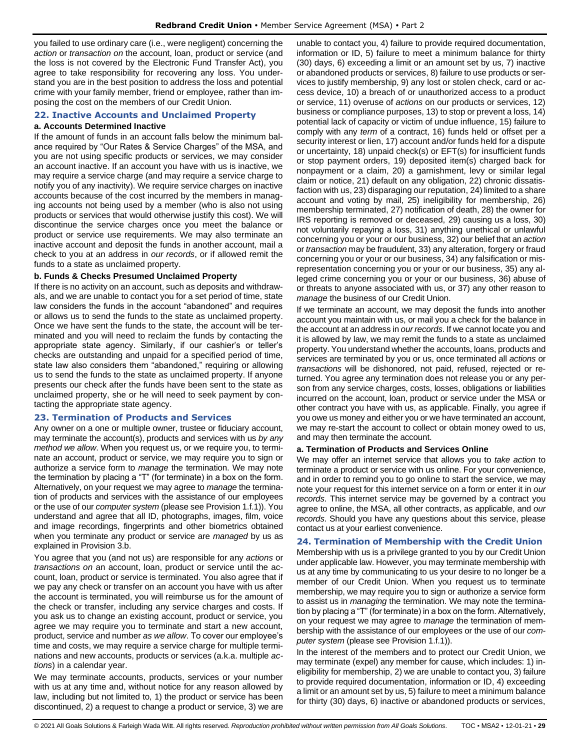you failed to use ordinary care (i.e., were negligent) concerning the *action* or *transaction on* the account, loan, product or service (and the loss is not covered by the Electronic Fund Transfer Act), you agree to take responsibility for recovering any loss. You understand you are in the best position to address the loss and potential crime with your family member, friend or employee, rather than imposing the cost on the members of our Credit Union.

## 22. Inactive Accounts and Unclaimed Property

### a. Accounts Determined Inactive

If the amount of funds in an account falls below the minimum balance required by "Our Rates & Service Charges" of the MSA, and you are not using specific products or services, we may consider an account inactive. If an account you have with us is inactive, we may require a service charge (and may require a service charge to notify you of any inactivity). We require service charges on inactive accounts because of the cost incurred by the members in managing accounts not being used by a member (who is also not using products or services that would otherwise justify this cost). We will discontinue the service charges once you meet the balance or product or service use requirements. We may also terminate an inactive account and deposit the funds in another account, mail a check to you at an address in *our records*, or if allowed remit the funds to a state as unclaimed property.

### b. Funds & Checks Presumed Unclaimed Property

If there is no activity on an account, such as deposits and withdrawals, and we are unable to contact you for a set period of time, state law considers the funds in the account "abandoned" and requires or allows us to send the funds to the state as unclaimed property. Once we have sent the funds to the state, the account will be terminated and you will need to reclaim the funds by contacting the appropriate state agency. Similarly, if our cashier's or teller's checks are outstanding and unpaid for a specified period of time, state law also considers them "abandoned," requiring or allowing us to send the funds to the state as unclaimed property. If anyone presents our check after the funds have been sent to the state as unclaimed property, she or he will need to seek payment by contacting the appropriate state agency.

## 23. Termination of Products and Services

Any owner on a one or multiple owner, trustee or fiduciary account, may terminate the account(s), products and services with us *by any method we allow*. When you request us, or we require you, to terminate an account, product or service, we may require you to sign or authorize a service form to *manage* the termination. We may note the termination by placing a "T" (for terminate) in a box on the form. Alternatively, on your request we may agree to *manage* the termination of products and services with the assistance of our employees or the use of our *computer system* (please see Provision 1.f.1)). You understand and agree that all ID, photographs, images, film, voice and image recordings, fingerprints and other biometrics obtained when you terminate any product or service are *managed* by us as explained in Provision 3.b.

You agree that you (and not us) are responsible for any *actions* or *transactions on* an account, loan, product or service until the account, loan, product or service is terminated. You also agree that if we pay any check or transfer on an account you have with us after the account is terminated, you will reimburse us for the amount of the check or transfer, including any service charges and costs. If you ask us to change an existing account, product or service, you agree we may require you to terminate and start a new account, product, service and number *as we allow*. To cover our employee's time and costs, we may require a service charge for multiple terminations and new accounts, products or services (a.k.a. multiple *actions*) in a calendar year.

We may terminate accounts, products, services or your number with us at any time and, without notice for any reason allowed by law, including but not limited to, 1) the product or service has been discontinued, 2) a request to change a product or service, 3) we are unable to contact you, 4) failure to provide required documentation, information or ID, 5) failure to meet a minimum balance for thirty (30) days, 6) exceeding a limit or an amount set by us, 7) inactive or abandoned products or services, 8) failure to use products or services to justify membership, 9) any lost or stolen check, card or access device, 10) a breach of or unauthorized access to a product or service, 11) overuse of *actions* on our products or services, 12) business or compliance purposes, 13) to stop or prevent a loss, 14) potential lack of capacity or victim of undue influence, 15) failure to comply with any *term* of a contract, 16) funds held or offset per a security interest or lien, 17) account and/or funds held for a dispute or uncertainty, 18) unpaid check(s) or EFT(s) for insufficient funds or stop payment orders, 19) deposited item(s) charged back for nonpayment or a claim, 20) a garnishment, levy or similar legal claim or notice, 21) default on any obligation, 22) chronic dissatisfaction with us, 23) disparaging our reputation, 24) limited to a share account and voting by mail, 25) ineligibility for membership, 26) membership terminated, 27) notification of death, 28) the owner for IRS reporting is removed or deceased, 29) causing us a loss, 30) not voluntarily repaying a loss, 31) anything unethical or unlawful concerning you or your or our business, 32) our belief that an *action* or *transaction* may be fraudulent, 33) any alteration, forgery or fraud concerning you or your or our business, 34) any falsification or misrepresentation concerning you or your or our business, 35) any alleged crime concerning you or your or our business, 36) abuse of or threats to anyone associated with us, or 37) any other reason to *manage* the business of our Credit Union.

If we terminate an account, we may deposit the funds into another account you maintain with us, or mail you a check for the balance in the account at an address in *our records*. If we cannot locate you and it is allowed by law, we may remit the funds to a state as unclaimed property. You understand whether the accounts, loans, products and services are terminated by you or us, once terminated all *actions* or *transactions* will be dishonored, not paid, refused, rejected or returned. You agree any termination does not release you or any person from any service charges, costs, losses, obligations or liabilities incurred on the account, loan, product or service under the MSA or other contract you have with us, as applicable. Finally, you agree if you owe us money and either you or we have terminated an account, we may re-start the account to collect or obtain money owed to us, and may then terminate the account.

### a. Termination of Products and Services Online

We may offer an internet service that allows you to *take action* to terminate a product or service with us online. For your convenience, and in order to remind you to go online to start the service, we may note your request for this internet service on a form or enter it in *our records*. This internet service may be governed by a contract you agree to online, the MSA, all other contracts, as applicable, and *our records*. Should you have any questions about this service, please contact us at your earliest convenience.

## 24. Termination of Membership with the Credit Union

Membership with us is a privilege granted to you by our Credit Union under applicable law. However, you may terminate membership with us at any time by communicating to us your desire to no longer be a member of our Credit Union. When you request us to terminate membership, we may require you to sign or authorize a service form to assist us in *managing* the termination. We may note the termination by placing a "T" (for terminate) in a box on the form. Alternatively, on your request we may agree to *manage* the termination of membership with the assistance of our employees or the use of our *computer system* (please see Provision 1.f.1)).

In the interest of the members and to protect our Credit Union, we may terminate (expel) any member for cause, which includes: 1) ineligibility for membership, 2) we are unable to contact you, 3) failure to provide required documentation, information or ID, 4) exceeding a limit or an amount set by us, 5) failure to meet a minimum balance for thirty (30) days, 6) inactive or abandoned products or services,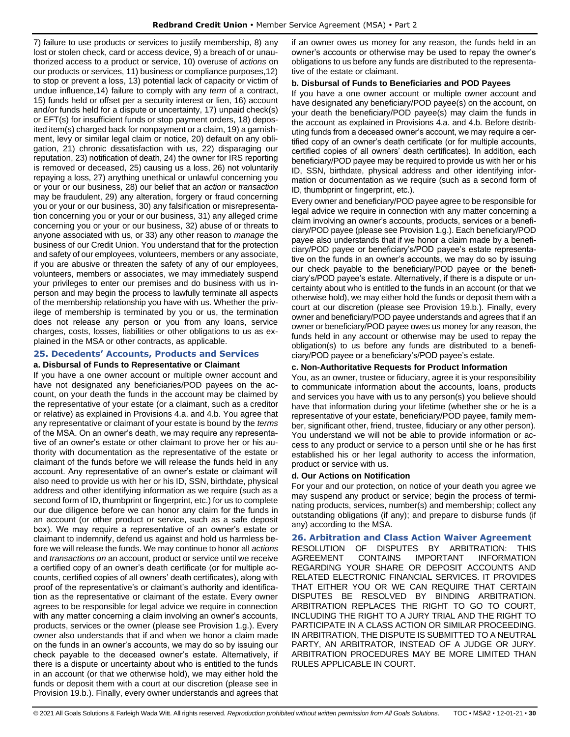7) failure to use products or services to justify membership, 8) any lost or stolen check, card or access device, 9) a breach of or unauthorized access to a product or service, 10) overuse of *actions* on our products or services, 11) business or compliance purposes,12) to stop or prevent a loss, 13) potential lack of capacity or victim of undue influence,14) failure to comply with any *term* of a contract, 15) funds held or offset per a security interest or lien, 16) account and/or funds held for a dispute or uncertainty, 17) unpaid check(s) or EFT(s) for insufficient funds or stop payment orders, 18) deposited item(s) charged back for nonpayment or a claim, 19) a garnishment, levy or similar legal claim or notice, 20) default on any obligation, 21) chronic dissatisfaction with us, 22) disparaging our reputation, 23) notification of death, 24) the owner for IRS reporting is removed or deceased, 25) causing us a loss, 26) not voluntarily repaying a loss, 27) anything unethical or unlawful concerning you or your or our business, 28) our belief that an *action* or *transaction* may be fraudulent, 29) any alteration, forgery or fraud concerning you or your or our business, 30) any falsification or misrepresentation concerning you or your or our business, 31) any alleged crime concerning you or your or our business, 32) abuse of or threats to anyone associated with us, or 33) any other reason to *manage* the business of our Credit Union. You understand that for the protection and safety of our employees, volunteers, members or any associate, if you are abusive or threaten the safety of any of our employees, volunteers, members or associates, we may immediately suspend your privileges to enter our premises and do business with us in-person and may begin the process to lawfully terminate all aspects of the membership relationship you have with us. Whether the privilege of membership is terminated by you or us, the termination does not release any person or you from any loans, service charges, costs, losses, liabilities or other obligations to us as explained in the MSA or other contracts, as applicable.

## 25. Decedents' Accounts, Products and Services

### a. Disbursal of Funds to Representative or Claimant

If you have a one owner account or multiple owner account and have not designated any beneficiaries/POD payees on the account, on your death the funds in the account may be claimed by the representative of your estate (or a claimant, such as a creditor or relative) as explained in Provisions 4.a. and 4.b. You agree that any representative or claimant of your estate is bound by the *terms* of the MSA. On an owner's death, we may require any representative of an owner's estate or other claimant to prove her or his authority with documentation as the representative of the estate or claimant of the funds before we will release the funds held in any account. Any representative of an owner's estate or claimant will also need to provide us with her or his ID, SSN, birthdate, physical address and other identifying information as we require (such as a second form of ID, thumbprint or fingerprint, etc.) for us to complete our due diligence before we can honor any claim for the funds in an account (or other product or service, such as a safe deposit box). We may require a representative of an owner's estate or claimant to indemnify, defend us against and hold us harmless before we will release the funds. We may continue to honor all *actions* and *transactions on* an account, product or service until we receive a certified copy of an owner's death certificate (or for multiple accounts, certified copies of all owners' death certificates), along with proof of the representative's or claimant's authority and identification as the representative or claimant of the estate. Every owner agrees to be responsible for legal advice we require in connection with any matter concerning a claim involving an owner's accounts, products, services or the owner (please see Provision 1.g.). Every owner also understands that if and when we honor a claim made on the funds in an owner's accounts, we may do so by issuing our check payable to the deceased owner's estate. Alternatively, if there is a dispute or uncertainty about who is entitled to the funds in an account (or that we otherwise hold), we may either hold the funds or deposit them with a court at our discretion (please see in Provision 19.b.). Finally, every owner understands and agrees that if an owner owes us money for any reason, the funds held in an owner's accounts or otherwise may be used to repay the owner's obligations to us before any funds are distributed to the representative of the estate or claimant.

### b. Disbursal of Funds to Beneficiaries and POD Payees

If you have a one owner account or multiple owner account and have designated any beneficiary/POD payee(s) on the account, on your death the beneficiary/POD payee(s) may claim the funds in the account as explained in Provisions 4.a. and 4.b. Before distributing funds from a deceased owner's account, we may require a certified copy of an owner's death certificate (or for multiple accounts, certified copies of all owners' death certificates). In addition, each beneficiary/POD payee may be required to provide us with her or his ID, SSN, birthdate, physical address and other identifying information or documentation as we require (such as a second form of ID, thumbprint or fingerprint, etc.).

Every owner and beneficiary/POD payee agree to be responsible for legal advice we require in connection with any matter concerning a claim involving an owner's accounts, products, services or a beneficiary/POD payee (please see Provision 1.g.). Each beneficiary/POD payee also understands that if we honor a claim made by a beneficiary/POD payee or beneficiary's/POD payee's estate representative on the funds in an owner's accounts, we may do so by issuing our check payable to the beneficiary/POD payee or the beneficiary's/POD payee's estate. Alternatively, if there is a dispute or uncertainty about who is entitled to the funds in an account (or that we otherwise hold), we may either hold the funds or deposit them with a court at our discretion (please see Provision 19.b.). Finally, every owner and beneficiary/POD payee understands and agrees that if an owner or beneficiary/POD payee owes us money for any reason, the funds held in any account or otherwise may be used to repay the obligation(s) to us before any funds are distributed to a beneficiary/POD payee or a beneficiary's/POD payee's estate.

### c. Non-Authoritative Requests for Product Information

You, as an owner, trustee or fiduciary, agree it is your responsibility to communicate information about the accounts, loans, products and services you have with us to any person(s) you believe should have that information during your lifetime (whether she or he is a representative of your estate, beneficiary/POD payee, family member, significant other, friend, trustee, fiduciary or any other person). You understand we will not be able to provide information or access to any product or service to a person until she or he has first established his or her legal authority to access the information, product or service with us.

### d. Our Actions on Notification

For your and our protection, on notice of your death you agree we may suspend any product or service; begin the process of terminating products, services, number(s) and membership; collect any outstanding obligations (if any); and prepare to disburse funds (if any) according to the MSA.

## 26. Arbitration and Class Action Waiver Agreement

RESOLUTION OF DISPUTES BY ARBITRATION: THIS AGREEMENT CONTAINS IMPORTANT INFORMATION REGARDING YOUR SHARE OR DEPOSIT ACCOUNTS AND RELATED ELECTRONIC FINANCIAL SERVICES. IT PROVIDES THAT EITHER YOU OR WE CAN REQUIRE THAT CERTAIN DISPUTES BE RESOLVED BY BINDING ARBITRATION. ARBITRATION REPLACES THE RIGHT TO GO TO COURT, INCLUDING THE RIGHT TO A JURY TRIAL AND THE RIGHT TO PARTICIPATE IN A CLASS ACTION OR SIMILAR PROCEEDING. IN ARBITRATION, THE DISPUTE IS SUBMITTED TO A NEUTRAL PARTY, AN ARBITRATOR, INSTEAD OF A JUDGE OR JURY. ARBITRATION PROCEDURES MAY BE MORE LIMITED THAN RULES APPLICABLE IN COURT.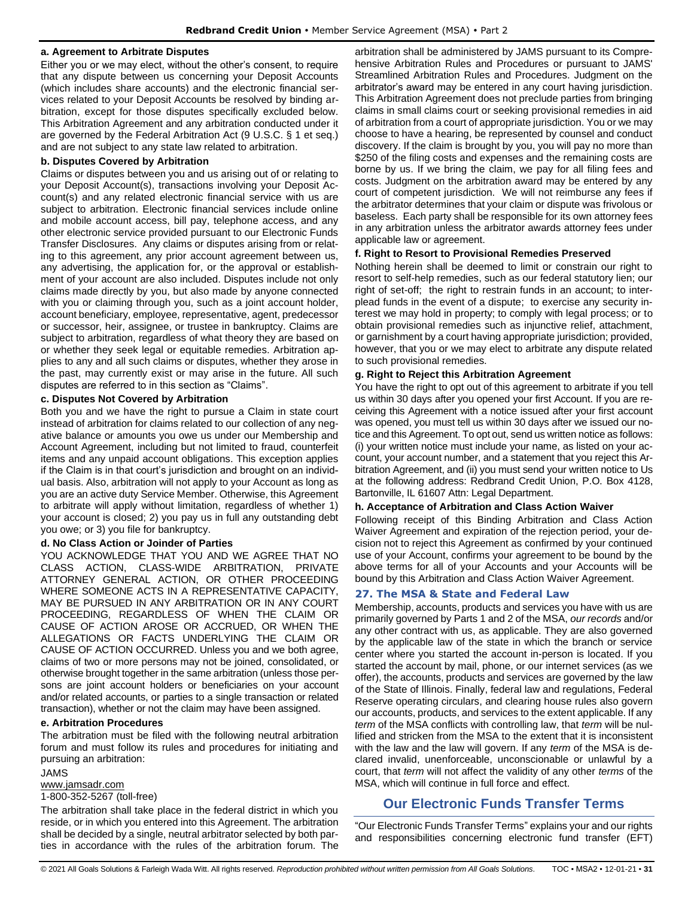**a. Agreement to Arbitrate Disputes**

Either you or we may elect, without the other's consent, to require that any dispute between us concerning your Deposit Accounts (which includes share accounts) and the electronic financial services related to your Deposit Accounts be resolved by binding arbitration, except for those disputes specifically excluded below. This Arbitration Agreement and any arbitration conducted under it are governed by the Federal Arbitration Act (9 U.S.C. § 1 et seq.) and are not subject to any state law related to arbitration.

**b. Disputes Covered by Arbitration**

Claims or disputes between you and us arising out of or relating to your Deposit Account(s), transactions involving your Deposit Account(s) and any related electronic financial service with us are subject to arbitration. Electronic financial services include online and mobile account access, bill pay, telephone access, and any other electronic service provided pursuant to our Electronic Funds Transfer Disclosures. Any claims or disputes arising from or relating to this agreement, any prior account agreement between us, any advertising, the application for, or the approval or establishment of your account are also included. Disputes include not only claims made directly by you, but also made by anyone connected with you or claiming through you, such as a joint account holder, account beneficiary, employee, representative, agent, predecessor or successor, heir, assignee, or trustee in bankruptcy. Claims are subject to arbitration, regardless of what theory they are based on or whether they seek legal or equitable remedies. Arbitration applies to any and all such claims or disputes, whether they arose in the past, may currently exist or may arise in the future. All such disputes are referred to in this section as "Claims".

**c. Disputes Not Covered by Arbitration**

Both you and we have the right to pursue a Claim in state court instead of arbitration for claims related to our collection of any negative balance or amounts you owe us under our Membership and Account Agreement, including but not limited to fraud, counterfeit items and any unpaid account obligations. This exception applies if the Claim is in that court's jurisdiction and brought on an individual basis. Also, arbitration will not apply to your Account as long as you are an active duty Service Member. Otherwise, this Agreement to arbitrate will apply without limitation, regardless of whether 1) your account is closed; 2) you pay us in full any outstanding debt you owe; or 3) you file for bankruptcy.

**d. No Class Action or Joinder of Parties**

YOU ACKNOWLEDGE THAT YOU AND WE AGREE THAT NO CLASS ACTION, CLASS-WIDE ARBITRATION, PRIVATE ATTORNEY GENERAL ACTION, OR OTHER PROCEEDING WHERE SOMEONE ACTS IN A REPRESENTATIVE CAPACITY, MAY BE PURSUED IN ANY ARBITRATION OR IN ANY COURT PROCEEDING, REGARDLESS OF WHEN THE CLAIM OR CAUSE OF ACTION AROSE OR ACCRUED, OR WHEN THE ALLEGATIONS OR FACTS UNDERLYING THE CLAIM OR CAUSE OF ACTION OCCURRED. Unless you and we both agree, claims of two or more persons may not be joined, consolidated, or otherwise brought together in the same arbitration (unless those persons are joint account holders or beneficiaries on your account and/or related accounts, or parties to a single transaction or related transaction), whether or not the claim may have been assigned.

**e. Arbitration Procedures**

The arbitration must be filed with the following neutral arbitration forum and must follow its rules and procedures for initiating and pursuing an arbitration:

JAMS
www.jamsadr.com
1-800-352-5267 (toll-free)

The arbitration shall take place in the federal district in which you reside, or in which you entered into this Agreement. The arbitration shall be decided by a single, neutral arbitrator selected by both parties in accordance with the rules of the arbitration forum. The arbitration shall be administered by JAMS pursuant to its Comprehensive Arbitration Rules and Procedures or pursuant to JAMS' Streamlined Arbitration Rules and Procedures. Judgment on the arbitrator's award may be entered in any court having jurisdiction. This Arbitration Agreement does not preclude parties from bringing claims in small claims court or seeking provisional remedies in aid of arbitration from a court of appropriate jurisdiction. You or we may choose to have a hearing, be represented by counsel and conduct discovery. If the claim is brought by you, you will pay no more than $250 of the filing costs and expenses and the remaining costs are borne by us. If we bring the claim, we pay for all filing fees and costs. Judgment on the arbitration award may be entered by any court of competent jurisdiction. We will not reimburse any fees if the arbitrator determines that your claim or dispute was frivolous or baseless. Each party shall be responsible for its own attorney fees in any arbitration unless the arbitrator awards attorney fees under applicable law or agreement.

**f. Right to Resort to Provisional Remedies Preserved**

Nothing herein shall be deemed to limit or constrain our right to resort to self-help remedies, such as our federal statutory lien; our right of set-off; the right to restrain funds in an account; to interplead funds in the event of a dispute; to exercise any security interest we may hold in property; to comply with legal process; or to obtain provisional remedies such as injunctive relief, attachment, or garnishment by a court having appropriate jurisdiction; provided, however, that you or we may elect to arbitrate any dispute related to such provisional remedies.

**g. Right to Reject this Arbitration Agreement**

You have the right to opt out of this agreement to arbitrate if you tell us within 30 days after you opened your first Account. If you are receiving this Agreement with a notice issued after your first account was opened, you must tell us within 30 days after we issued our notice and this Agreement. To opt out, send us written notice as follows: (i) your written notice must include your name, as listed on your account, your account number, and a statement that you reject this Arbitration Agreement, and (ii) you must send your written notice to Us at the following address: Redbrand Credit Union, P.O. Box 4128, Bartonville, IL 61607 Attn: Legal Department.

**h. Acceptance of Arbitration and Class Action Waiver**

Following receipt of this Binding Arbitration and Class Action Waiver Agreement and expiration of the rejection period, your decision not to reject this Agreement as confirmed by your continued use of your Account, confirms your agreement to be bound by the above terms for all of your Accounts and your Accounts will be bound by this Arbitration and Class Action Waiver Agreement.

### 27. The MSA & State and Federal Law

Membership, accounts, products and services you have with us are primarily governed by Parts 1 and 2 of the MSA, *our records* and/or any other contract with us, as applicable. They are also governed by the applicable law of the state in which the branch or service center where you started the account in-person is located. If you started the account by mail, phone, or our internet services (as we offer), the accounts, products and services are governed by the law of the State of Illinois. Finally, federal law and regulations, Federal Reserve operating circulars, and clearing house rules also govern our accounts, products, and services to the extent applicable. If any *term* of the MSA conflicts with controlling law, that *term* will be nullified and stricken from the MSA to the extent that it is inconsistent with the law and the law will govern. If any *term* of the MSA is declared invalid, unenforceable, unconscionable or unlawful by a court, that *term* will not affect the validity of any other *terms* of the MSA, which will continue in full force and effect.

## Our Electronic Funds Transfer Terms

"Our Electronic Funds Transfer Terms" explains your and our rights and responsibilities concerning electronic fund transfer (EFT)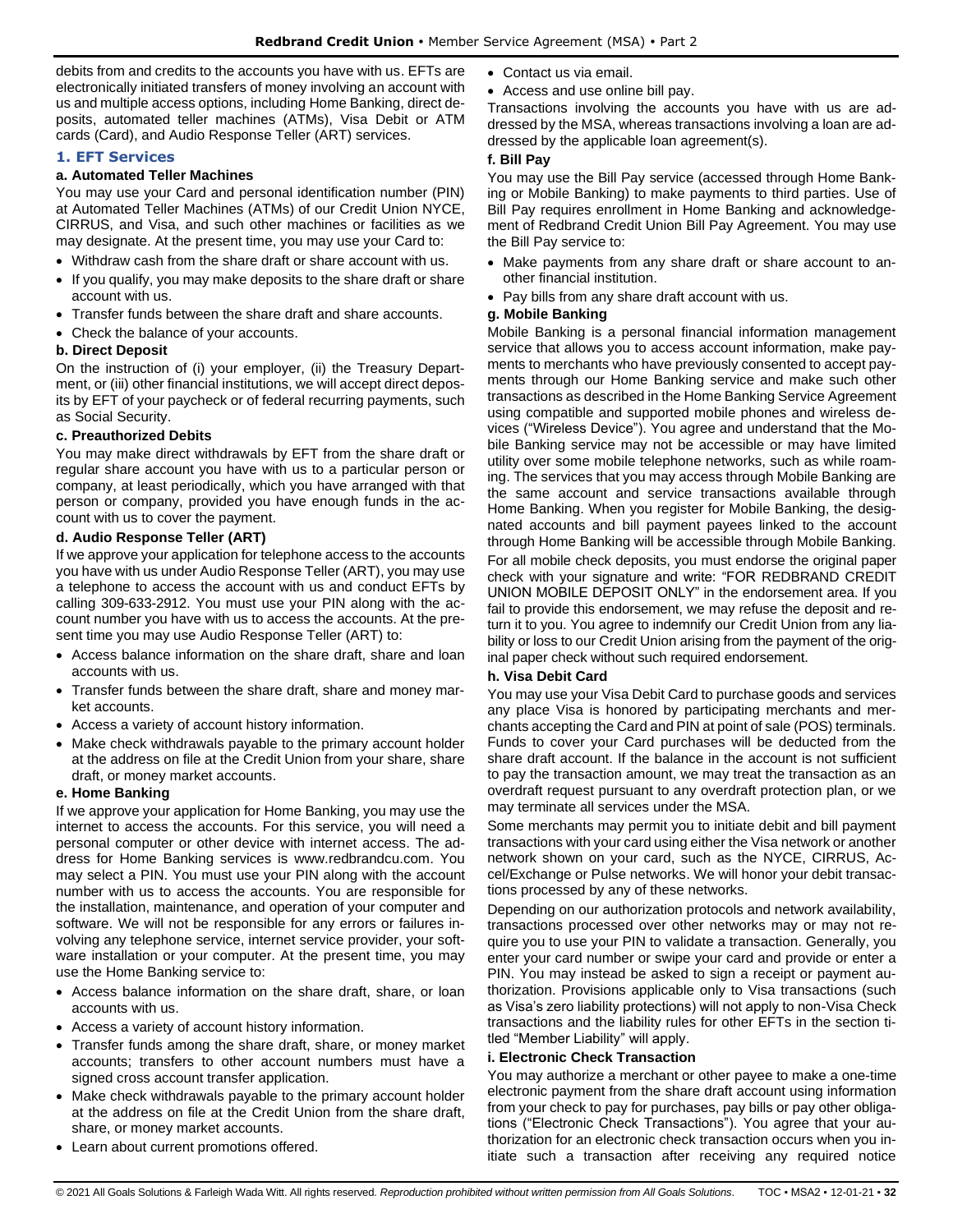debits from and credits to the accounts you have with us. EFTs are electronically initiated transfers of money involving an account with us and multiple access options, including Home Banking, direct deposits, automated teller machines (ATMs), Visa Debit or ATM cards (Card), and Audio Response Teller (ART) services.

### 1. EFT Services

#### a. Automated Teller Machines

You may use your Card and personal identification number (PIN) at Automated Teller Machines (ATMs) of our Credit Union NYCE, CIRRUS, and Visa, and such other machines or facilities as we may designate. At the present time, you may use your Card to:

- Withdraw cash from the share draft or share account with us.
- If you qualify, you may make deposits to the share draft or share account with us.
- Transfer funds between the share draft and share accounts.
- Check the balance of your accounts.

#### b. Direct Deposit

On the instruction of (i) your employer, (ii) the Treasury Department, or (iii) other financial institutions, we will accept direct deposits by EFT of your paycheck or of federal recurring payments, such as Social Security.

#### c. Preauthorized Debits

You may make direct withdrawals by EFT from the share draft or regular share account you have with us to a particular person or company, at least periodically, which you have arranged with that person or company, provided you have enough funds in the account with us to cover the payment.

#### d. Audio Response Teller (ART)

If we approve your application for telephone access to the accounts you have with us under Audio Response Teller (ART), you may use a telephone to access the account with us and conduct EFTs by calling 309-633-2912. You must use your PIN along with the account number you have with us to access the accounts. At the present time you may use Audio Response Teller (ART) to:

- Access balance information on the share draft, share and loan accounts with us.
- Transfer funds between the share draft, share and money market accounts.
- Access a variety of account history information.
- Make check withdrawals payable to the primary account holder at the address on file at the Credit Union from your share, share draft, or money market accounts.

#### e. Home Banking

If we approve your application for Home Banking, you may use the internet to access the accounts. For this service, you will need a personal computer or other device with internet access. The address for Home Banking services is www.redbrandcu.com. You may select a PIN. You must use your PIN along with the account number with us to access the accounts. You are responsible for the installation, maintenance, and operation of your computer and software. We will not be responsible for any errors or failures involving any telephone service, internet service provider, your software installation or your computer. At the present time, you may use the Home Banking service to:

- Access balance information on the share draft, share, or loan accounts with us.
- Access a variety of account history information.
- Transfer funds among the share draft, share, or money market accounts; transfers to other account numbers must have a signed cross account transfer application.
- Make check withdrawals payable to the primary account holder at the address on file at the Credit Union from the share draft, share, or money market accounts.
- Learn about current promotions offered.
- Contact us via email.
- Access and use online bill pay.

Transactions involving the accounts you have with us are addressed by the MSA, whereas transactions involving a loan are addressed by the applicable loan agreement(s).

#### f. Bill Pay

You may use the Bill Pay service (accessed through Home Banking or Mobile Banking) to make payments to third parties. Use of Bill Pay requires enrollment in Home Banking and acknowledgement of Redbrand Credit Union Bill Pay Agreement. You may use the Bill Pay service to:

- Make payments from any share draft or share account to another financial institution.
- Pay bills from any share draft account with us.

#### g. Mobile Banking

Mobile Banking is a personal financial information management service that allows you to access account information, make payments to merchants who have previously consented to accept payments through our Home Banking service and make such other transactions as described in the Home Banking Service Agreement using compatible and supported mobile phones and wireless devices ("Wireless Device"). You agree and understand that the Mobile Banking service may not be accessible or may have limited utility over some mobile telephone networks, such as while roaming. The services that you may access through Mobile Banking are the same account and service transactions available through Home Banking. When you register for Mobile Banking, the designated accounts and bill payment payees linked to the account through Home Banking will be accessible through Mobile Banking.

For all mobile check deposits, you must endorse the original paper check with your signature and write: "FOR REDBRAND CREDIT UNION MOBILE DEPOSIT ONLY" in the endorsement area. If you fail to provide this endorsement, we may refuse the deposit and return it to you. You agree to indemnify our Credit Union from any liability or loss to our Credit Union arising from the payment of the original paper check without such required endorsement.

#### h. Visa Debit Card

You may use your Visa Debit Card to purchase goods and services any place Visa is honored by participating merchants and merchants accepting the Card and PIN at point of sale (POS) terminals. Funds to cover your Card purchases will be deducted from the share draft account. If the balance in the account is not sufficient to pay the transaction amount, we may treat the transaction as an overdraft request pursuant to any overdraft protection plan, or we may terminate all services under the MSA.

Some merchants may permit you to initiate debit and bill payment transactions with your card using either the Visa network or another network shown on your card, such as the NYCE, CIRRUS, Accel/Exchange or Pulse networks. We will honor your debit transactions processed by any of these networks.

Depending on our authorization protocols and network availability, transactions processed over other networks may or may not require you to use your PIN to validate a transaction. Generally, you enter your card number or swipe your card and provide or enter a PIN. You may instead be asked to sign a receipt or payment authorization. Provisions applicable only to Visa transactions (such as Visa's zero liability protections) will not apply to non-Visa Check transactions and the liability rules for other EFTs in the section titled "Member Liability" will apply.

#### i. Electronic Check Transaction

You may authorize a merchant or other payee to make a one-time electronic payment from the share draft account using information from your check to pay for purchases, pay bills or pay other obligations ("Electronic Check Transactions"). You agree that your authorization for an electronic check transaction occurs when you initiate such a transaction after receiving any required notice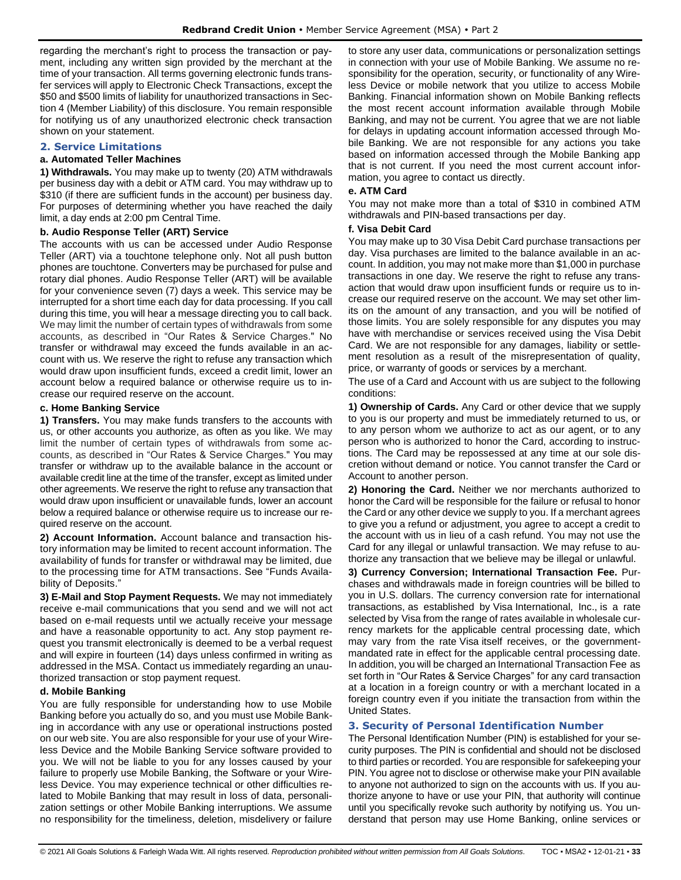regarding the merchant's right to process the transaction or payment, including any written sign provided by the merchant at the time of your transaction. All terms governing electronic funds transfer services will apply to Electronic Check Transactions, except the $50 and $500 limits of liability for unauthorized transactions in Section 4 (Member Liability) of this disclosure. You remain responsible for notifying us of any unauthorized electronic check transaction shown on your statement.

## 2. Service Limitations

### a. Automated Teller Machines

**1) Withdrawals.** You may make up to twenty (20) ATM withdrawals per business day with a debit or ATM card. You may withdraw up to $310 (if there are sufficient funds in the account) per business day. For purposes of determining whether you have reached the daily limit, a day ends at 2:00 pm Central Time.

### b. Audio Response Teller (ART) Service

The accounts with us can be accessed under Audio Response Teller (ART) via a touchtone telephone only. Not all push button phones are touchtone. Converters may be purchased for pulse and rotary dial phones. Audio Response Teller (ART) will be available for your convenience seven (7) days a week. This service may be interrupted for a short time each day for data processing. If you call during this time, you will hear a message directing you to call back. We may limit the number of certain types of withdrawals from some accounts, as described in "Our Rates & Service Charges." No transfer or withdrawal may exceed the funds available in an account with us. We reserve the right to refuse any transaction which would draw upon insufficient funds, exceed a credit limit, lower an account below a required balance or otherwise require us to increase our required reserve on the account.

### c. Home Banking Service

**1) Transfers.** You may make funds transfers to the accounts with us, or other accounts you authorize, as often as you like. We may limit the number of certain types of withdrawals from some accounts, as described in "Our Rates & Service Charges." You may transfer or withdraw up to the available balance in the account or available credit line at the time of the transfer, except as limited under other agreements. We reserve the right to refuse any transaction that would draw upon insufficient or unavailable funds, lower an account below a required balance or otherwise require us to increase our required reserve on the account.

**2) Account Information.** Account balance and transaction history information may be limited to recent account information. The availability of funds for transfer or withdrawal may be limited, due to the processing time for ATM transactions. See "Funds Availability of Deposits."

**3) E-Mail and Stop Payment Requests.** We may not immediately receive e-mail communications that you send and we will not act based on e-mail requests until we actually receive your message and have a reasonable opportunity to act. Any stop payment request you transmit electronically is deemed to be a verbal request and will expire in fourteen (14) days unless confirmed in writing as addressed in the MSA. Contact us immediately regarding an unauthorized transaction or stop payment request.

### d. Mobile Banking

You are fully responsible for understanding how to use Mobile Banking before you actually do so, and you must use Mobile Banking in accordance with any use or operational instructions posted on our web site. You are also responsible for your use of your Wireless Device and the Mobile Banking Service software provided to you. We will not be liable to you for any losses caused by your failure to properly use Mobile Banking, the Software or your Wireless Device. You may experience technical or other difficulties related to Mobile Banking that may result in loss of data, personalization settings or other Mobile Banking interruptions. We assume no responsibility for the timeliness, deletion, misdelivery or failure to store any user data, communications or personalization settings in connection with your use of Mobile Banking. We assume no responsibility for the operation, security, or functionality of any Wireless Device or mobile network that you utilize to access Mobile Banking. Financial information shown on Mobile Banking reflects the most recent account information available through Mobile Banking, and may not be current. You agree that we are not liable for delays in updating account information accessed through Mobile Banking. We are not responsible for any actions you take based on information accessed through the Mobile Banking app that is not current. If you need the most current account information, you agree to contact us directly.

### e. ATM Card

You may not make more than a total of $310 in combined ATM withdrawals and PIN-based transactions per day.

### f. Visa Debit Card

You may make up to 30 Visa Debit Card purchase transactions per day. Visa purchases are limited to the balance available in an account. In addition, you may not make more than $1,000 in purchase transactions in one day. We reserve the right to refuse any transaction that would draw upon insufficient funds or require us to increase our required reserve on the account. We may set other limits on the amount of any transaction, and you will be notified of those limits. You are solely responsible for any disputes you may have with merchandise or services received using the Visa Debit Card. We are not responsible for any damages, liability or settlement resolution as a result of the misrepresentation of quality, price, or warranty of goods or services by a merchant.

The use of a Card and Account with us are subject to the following conditions:

**1) Ownership of Cards.** Any Card or other device that we supply to you is our property and must be immediately returned to us, or to any person whom we authorize to act as our agent, or to any person who is authorized to honor the Card, according to instructions. The Card may be repossessed at any time at our sole discretion without demand or notice. You cannot transfer the Card or Account to another person.

**2) Honoring the Card.** Neither we nor merchants authorized to honor the Card will be responsible for the failure or refusal to honor the Card or any other device we supply to you. If a merchant agrees to give you a refund or adjustment, you agree to accept a credit to the account with us in lieu of a cash refund. You may not use the Card for any illegal or unlawful transaction. We may refuse to authorize any transaction that we believe may be illegal or unlawful.

**3) Currency Conversion; International Transaction Fee.** Purchases and withdrawals made in foreign countries will be billed to you in U.S. dollars. The currency conversion rate for international transactions, as established by Visa International, Inc., is a rate selected by Visa from the range of rates available in wholesale currency markets for the applicable central processing date, which may vary from the rate Visa itself receives, or the government-mandated rate in effect for the applicable central processing date. In addition, you will be charged an International Transaction Fee as set forth in "Our Rates & Service Charges" for any card transaction at a location in a foreign country or with a merchant located in a foreign country even if you initiate the transaction from within the United States.

## 3. Security of Personal Identification Number

The Personal Identification Number (PIN) is established for your security purposes. The PIN is confidential and should not be disclosed to third parties or recorded. You are responsible for safekeeping your PIN. You agree not to disclose or otherwise make your PIN available to anyone not authorized to sign on the accounts with us. If you authorize anyone to have or use your PIN, that authority will continue until you specifically revoke such authority by notifying us. You understand that person may use Home Banking, online services or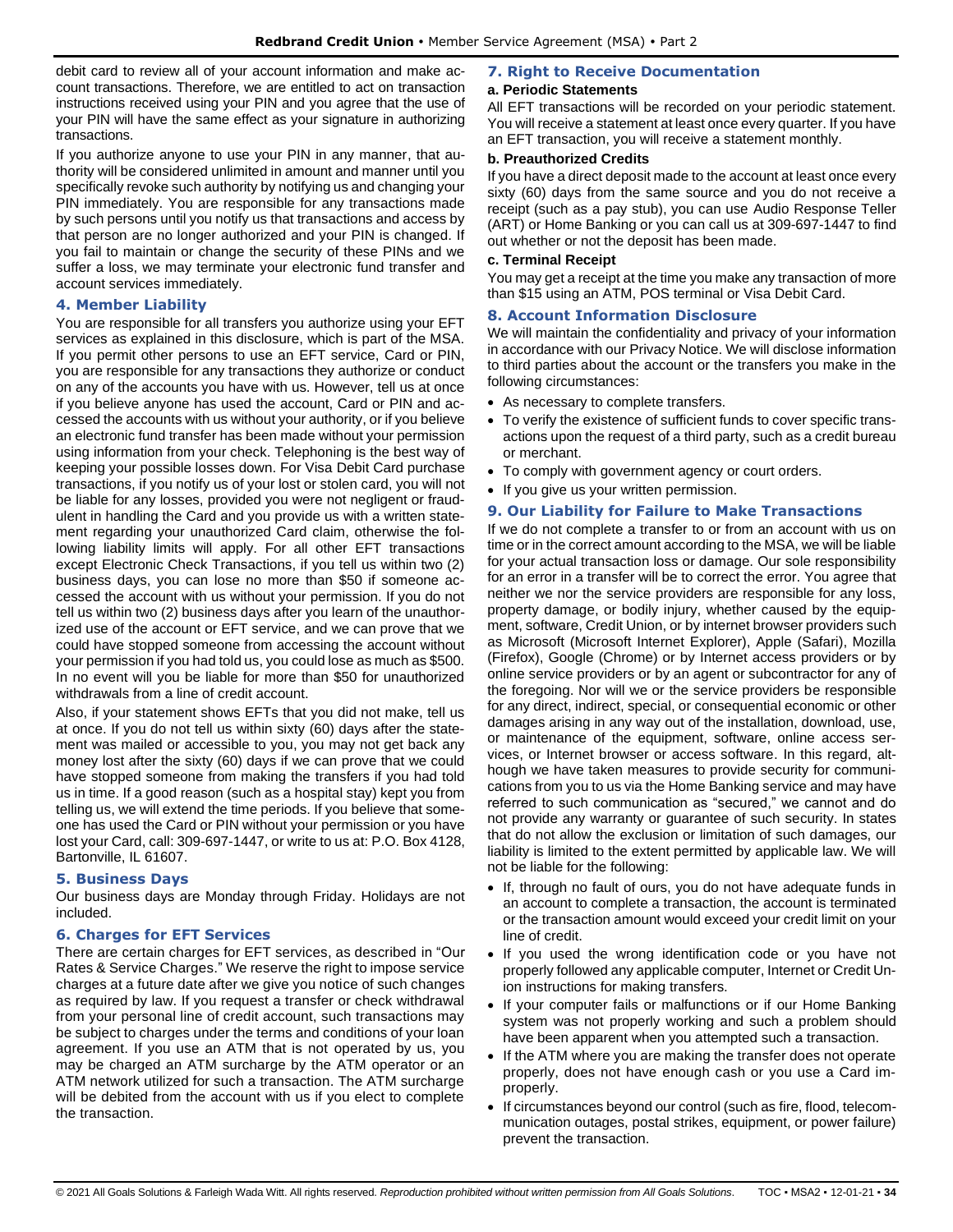debit card to review all of your account information and make account transactions. Therefore, we are entitled to act on transaction instructions received using your PIN and you agree that the use of your PIN will have the same effect as your signature in authorizing transactions.

If you authorize anyone to use your PIN in any manner, that authority will be considered unlimited in amount and manner until you specifically revoke such authority by notifying us and changing your PIN immediately. You are responsible for any transactions made by such persons until you notify us that transactions and access by that person are no longer authorized and your PIN is changed. If you fail to maintain or change the security of these PINs and we suffer a loss, we may terminate your electronic fund transfer and account services immediately.

### 4. Member Liability

You are responsible for all transfers you authorize using your EFT services as explained in this disclosure, which is part of the MSA. If you permit other persons to use an EFT service, Card or PIN, you are responsible for any transactions they authorize or conduct on any of the accounts you have with us. However, tell us at once if you believe anyone has used the account, Card or PIN and accessed the accounts with us without your authority, or if you believe an electronic fund transfer has been made without your permission using information from your check. Telephoning is the best way of keeping your possible losses down. For Visa Debit Card purchase transactions, if you notify us of your lost or stolen card, you will not be liable for any losses, provided you were not negligent or fraudulent in handling the Card and you provide us with a written statement regarding your unauthorized Card claim, otherwise the following liability limits will apply. For all other EFT transactions except Electronic Check Transactions, if you tell us within two (2) business days, you can lose no more than $50 if someone accessed the account with us without your permission. If you do not tell us within two (2) business days after you learn of the unauthorized use of the account or EFT service, and we can prove that we could have stopped someone from accessing the account without your permission if you had told us, you could lose as much as $500. In no event will you be liable for more than $50 for unauthorized withdrawals from a line of credit account.

Also, if your statement shows EFTs that you did not make, tell us at once. If you do not tell us within sixty (60) days after the statement was mailed or accessible to you, you may not get back any money lost after the sixty (60) days if we can prove that we could have stopped someone from making the transfers if you had told us in time. If a good reason (such as a hospital stay) kept you from telling us, we will extend the time periods. If you believe that someone has used the Card or PIN without your permission or you have lost your Card, call: 309-697-1447, or write to us at: P.O. Box 4128, Bartonville, IL 61607.

### 5. Business Days

Our business days are Monday through Friday. Holidays are not included.

### 6. Charges for EFT Services

There are certain charges for EFT services, as described in "Our Rates & Service Charges." We reserve the right to impose service charges at a future date after we give you notice of such changes as required by law. If you request a transfer or check withdrawal from your personal line of credit account, such transactions may be subject to charges under the terms and conditions of your loan agreement. If you use an ATM that is not operated by us, you may be charged an ATM surcharge by the ATM operator or an ATM network utilized for such a transaction. The ATM surcharge will be debited from the account with us if you elect to complete the transaction.

### 7. Right to Receive Documentation

**a. Periodic Statements**

All EFT transactions will be recorded on your periodic statement. You will receive a statement at least once every quarter. If you have an EFT transaction, you will receive a statement monthly.

**b. Preauthorized Credits**

If you have a direct deposit made to the account at least once every sixty (60) days from the same source and you do not receive a receipt (such as a pay stub), you can use Audio Response Teller (ART) or Home Banking or you can call us at 309-697-1447 to find out whether or not the deposit has been made.

**c. Terminal Receipt**

You may get a receipt at the time you make any transaction of more than $15 using an ATM, POS terminal or Visa Debit Card.

### 8. Account Information Disclosure

We will maintain the confidentiality and privacy of your information in accordance with our Privacy Notice. We will disclose information to third parties about the account or the transfers you make in the following circumstances:

- As necessary to complete transfers.
- To verify the existence of sufficient funds to cover specific transactions upon the request of a third party, such as a credit bureau or merchant.
- To comply with government agency or court orders.
- If you give us your written permission.

### 9. Our Liability for Failure to Make Transactions

If we do not complete a transfer to or from an account with us on time or in the correct amount according to the MSA, we will be liable for your actual transaction loss or damage. Our sole responsibility for an error in a transfer will be to correct the error. You agree that neither we nor the service providers are responsible for any loss, property damage, or bodily injury, whether caused by the equipment, software, Credit Union, or by internet browser providers such as Microsoft (Microsoft Internet Explorer), Apple (Safari), Mozilla (Firefox), Google (Chrome) or by Internet access providers or by online service providers or by an agent or subcontractor for any of the foregoing. Nor will we or the service providers be responsible for any direct, indirect, special, or consequential economic or other damages arising in any way out of the installation, download, use, or maintenance of the equipment, software, online access services, or Internet browser or access software. In this regard, although we have taken measures to provide security for communications from you to us via the Home Banking service and may have referred to such communication as "secured," we cannot and do not provide any warranty or guarantee of such security. In states that do not allow the exclusion or limitation of such damages, our liability is limited to the extent permitted by applicable law. We will not be liable for the following:

- If, through no fault of ours, you do not have adequate funds in an account to complete a transaction, the account is terminated or the transaction amount would exceed your credit limit on your line of credit.
- If you used the wrong identification code or you have not properly followed any applicable computer, Internet or Credit Union instructions for making transfers.
- If your computer fails or malfunctions or if our Home Banking system was not properly working and such a problem should have been apparent when you attempted such a transaction.
- If the ATM where you are making the transfer does not operate properly, does not have enough cash or you use a Card improperly.
- If circumstances beyond our control (such as fire, flood, telecommunication outages, postal strikes, equipment, or power failure) prevent the transaction.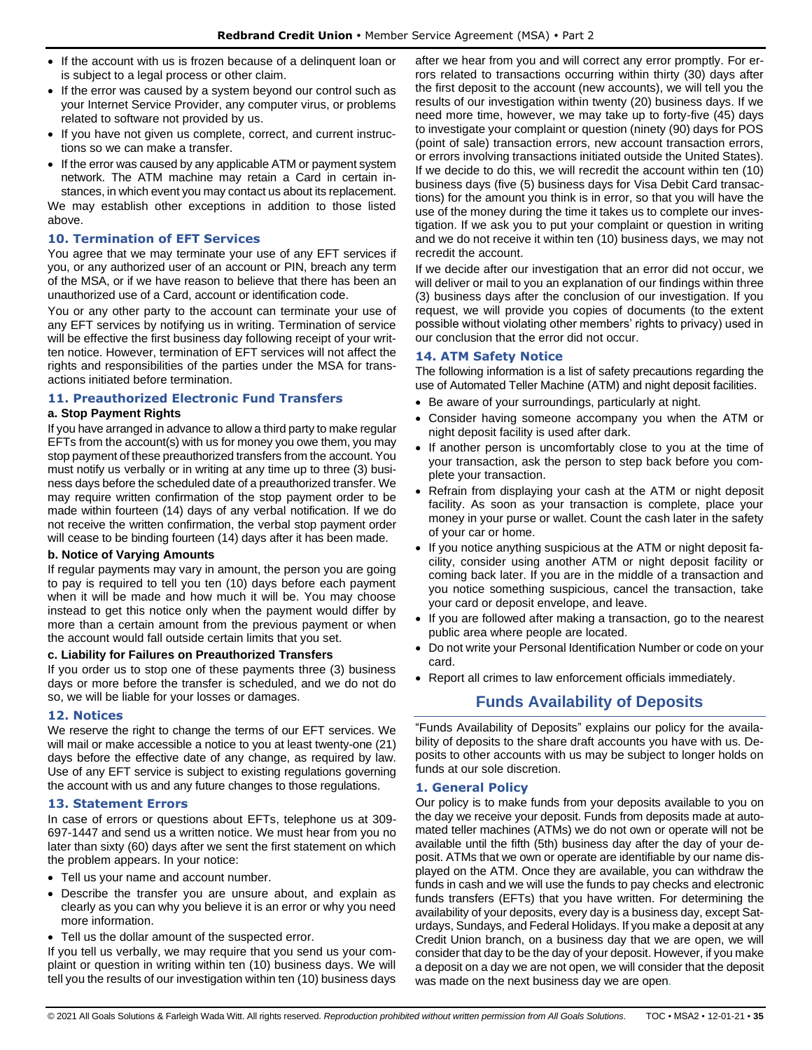- If the account with us is frozen because of a delinquent loan or is subject to a legal process or other claim.
- If the error was caused by a system beyond our control such as your Internet Service Provider, any computer virus, or problems related to software not provided by us.
- If you have not given us complete, correct, and current instructions so we can make a transfer.
- If the error was caused by any applicable ATM or payment system network. The ATM machine may retain a Card in certain instances, in which event you may contact us about its replacement.

We may establish other exceptions in addition to those listed above.

### 10. Termination of EFT Services

You agree that we may terminate your use of any EFT services if you, or any authorized user of an account or PIN, breach any term of the MSA, or if we have reason to believe that there has been an unauthorized use of a Card, account or identification code.

You or any other party to the account can terminate your use of any EFT services by notifying us in writing. Termination of service will be effective the first business day following receipt of your written notice. However, termination of EFT services will not affect the rights and responsibilities of the parties under the MSA for transactions initiated before termination.

### 11. Preauthorized Electronic Fund Transfers

**a. Stop Payment Rights**

If you have arranged in advance to allow a third party to make regular EFTs from the account(s) with us for money you owe them, you may stop payment of these preauthorized transfers from the account. You must notify us verbally or in writing at any time up to three (3) business days before the scheduled date of a preauthorized transfer. We may require written confirmation of the stop payment order to be made within fourteen (14) days of any verbal notification. If we do not receive the written confirmation, the verbal stop payment order will cease to be binding fourteen (14) days after it has been made.

**b. Notice of Varying Amounts**

If regular payments may vary in amount, the person you are going to pay is required to tell you ten (10) days before each payment when it will be made and how much it will be. You may choose instead to get this notice only when the payment would differ by more than a certain amount from the previous payment or when the account would fall outside certain limits that you set.

**c. Liability for Failures on Preauthorized Transfers**

If you order us to stop one of these payments three (3) business days or more before the transfer is scheduled, and we do not do so, we will be liable for your losses or damages.

### 12. Notices

We reserve the right to change the terms of our EFT services. We will mail or make accessible a notice to you at least twenty-one (21) days before the effective date of any change, as required by law. Use of any EFT service is subject to existing regulations governing the account with us and any future changes to those regulations.

### 13. Statement Errors

In case of errors or questions about EFTs, telephone us at 309-697-1447 and send us a written notice. We must hear from you no later than sixty (60) days after we sent the first statement on which the problem appears. In your notice:

- Tell us your name and account number.
- Describe the transfer you are unsure about, and explain as clearly as you can why you believe it is an error or why you need more information.
- Tell us the dollar amount of the suspected error.

If you tell us verbally, we may require that you send us your complaint or question in writing within ten (10) business days. We will tell you the results of our investigation within ten (10) business days after we hear from you and will correct any error promptly. For errors related to transactions occurring within thirty (30) days after the first deposit to the account (new accounts), we will tell you the results of our investigation within twenty (20) business days. If we need more time, however, we may take up to forty-five (45) days to investigate your complaint or question (ninety (90) days for POS (point of sale) transaction errors, new account transaction errors, or errors involving transactions initiated outside the United States). If we decide to do this, we will recredit the account within ten (10) business days (five (5) business days for Visa Debit Card transactions) for the amount you think is in error, so that you will have the use of the money during the time it takes us to complete our investigation. If we ask you to put your complaint or question in writing and we do not receive it within ten (10) business days, we may not recredit the account.

If we decide after our investigation that an error did not occur, we will deliver or mail to you an explanation of our findings within three (3) business days after the conclusion of our investigation. If you request, we will provide you copies of documents (to the extent possible without violating other members' rights to privacy) used in our conclusion that the error did not occur.

### 14. ATM Safety Notice

The following information is a list of safety precautions regarding the use of Automated Teller Machine (ATM) and night deposit facilities.

- Be aware of your surroundings, particularly at night.
- Consider having someone accompany you when the ATM or night deposit facility is used after dark.
- If another person is uncomfortably close to you at the time of your transaction, ask the person to step back before you complete your transaction.
- Refrain from displaying your cash at the ATM or night deposit facility. As soon as your transaction is complete, place your money in your purse or wallet. Count the cash later in the safety of your car or home.
- If you notice anything suspicious at the ATM or night deposit facility, consider using another ATM or night deposit facility or coming back later. If you are in the middle of a transaction and you notice something suspicious, cancel the transaction, take your card or deposit envelope, and leave.
- If you are followed after making a transaction, go to the nearest public area where people are located.
- Do not write your Personal Identification Number or code on your card.
- Report all crimes to law enforcement officials immediately.

## Funds Availability of Deposits

"Funds Availability of Deposits" explains our policy for the availability of deposits to the share draft accounts you have with us. Deposits to other accounts with us may be subject to longer holds on funds at our sole discretion.

### 1. General Policy

Our policy is to make funds from your deposits available to you on the day we receive your deposit. Funds from deposits made at automated teller machines (ATMs) we do not own or operate will not be available until the fifth (5th) business day after the day of your deposit. ATMs that we own or operate are identifiable by our name displayed on the ATM. Once they are available, you can withdraw the funds in cash and we will use the funds to pay checks and electronic funds transfers (EFTs) that you have written. For determining the availability of your deposits, every day is a business day, except Saturdays, Sundays, and Federal Holidays. If you make a deposit at any Credit Union branch, on a business day that we are open, we will consider that day to be the day of your deposit. However, if you make a deposit on a day we are not open, we will consider that the deposit was made on the next business day we are open.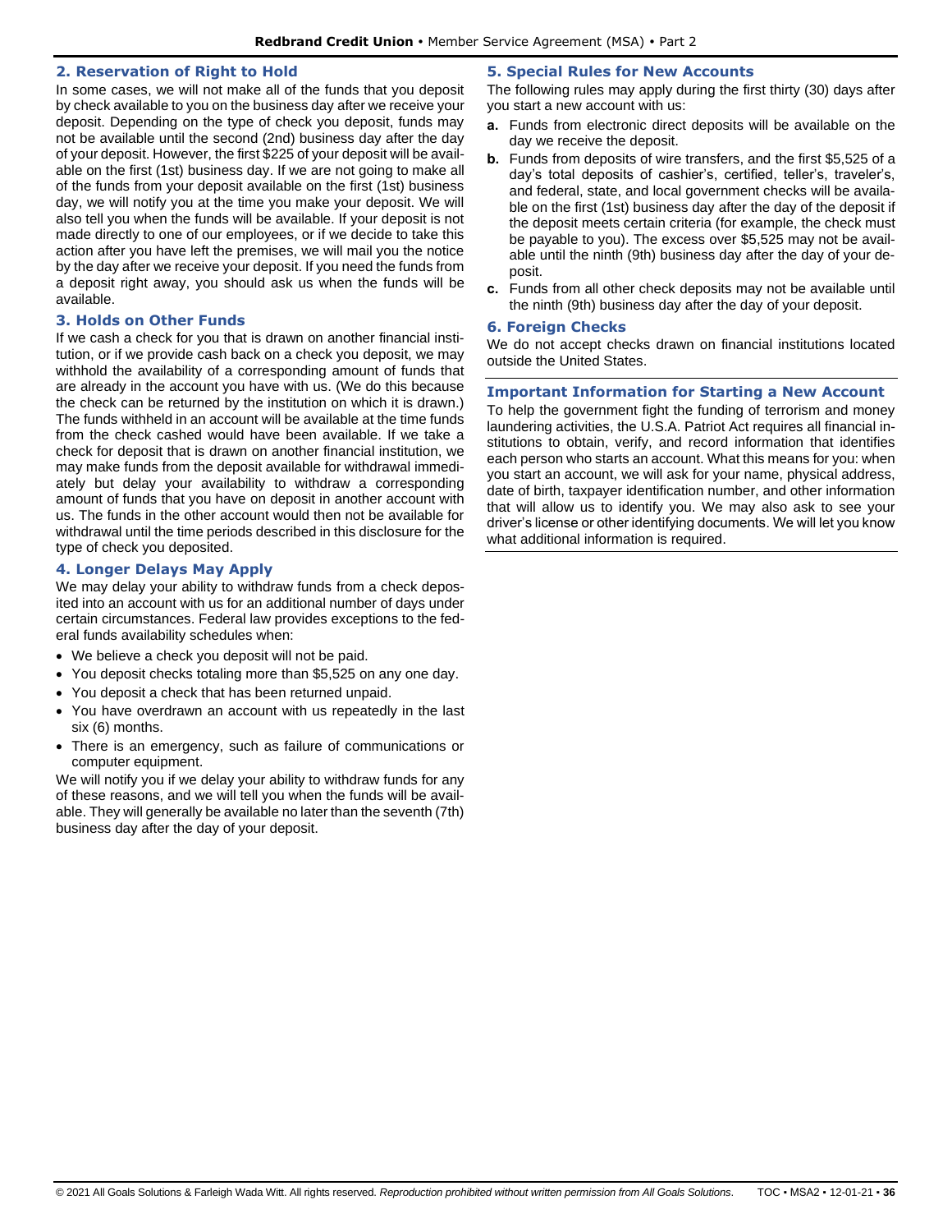## 2. Reservation of Right to Hold

In some cases, we will not make all of the funds that you deposit by check available to you on the business day after we receive your deposit. Depending on the type of check you deposit, funds may not be available until the second (2nd) business day after the day of your deposit. However, the first $225 of your deposit will be available on the first (1st) business day. If we are not going to make all of the funds from your deposit available on the first (1st) business day, we will notify you at the time you make your deposit. We will also tell you when the funds will be available. If your deposit is not made directly to one of our employees, or if we decide to take this action after you have left the premises, we will mail you the notice by the day after we receive your deposit. If you need the funds from a deposit right away, you should ask us when the funds will be available.

## 3. Holds on Other Funds

If we cash a check for you that is drawn on another financial institution, or if we provide cash back on a check you deposit, we may withhold the availability of a corresponding amount of funds that are already in the account you have with us. (We do this because the check can be returned by the institution on which it is drawn.) The funds withheld in an account will be available at the time funds from the check cashed would have been available. If we take a check for deposit that is drawn on another financial institution, we may make funds from the deposit available for withdrawal immediately but delay your availability to withdraw a corresponding amount of funds that you have on deposit in another account with us. The funds in the other account would then not be available for withdrawal until the time periods described in this disclosure for the type of check you deposited.

## 4. Longer Delays May Apply

We may delay your ability to withdraw funds from a check deposited into an account with us for an additional number of days under certain circumstances. Federal law provides exceptions to the federal funds availability schedules when:

- We believe a check you deposit will not be paid.
- You deposit checks totaling more than $5,525 on any one day.
- You deposit a check that has been returned unpaid.
- You have overdrawn an account with us repeatedly in the last six (6) months.
- There is an emergency, such as failure of communications or computer equipment.

We will notify you if we delay your ability to withdraw funds for any of these reasons, and we will tell you when the funds will be available. They will generally be available no later than the seventh (7th) business day after the day of your deposit.

## 5. Special Rules for New Accounts

The following rules may apply during the first thirty (30) days after you start a new account with us:

**a.** Funds from electronic direct deposits will be available on the day we receive the deposit.

**b.** Funds from deposits of wire transfers, and the first $5,525 of a day's total deposits of cashier's, certified, teller's, traveler's, and federal, state, and local government checks will be available on the first (1st) business day after the day of the deposit if the deposit meets certain criteria (for example, the check must be payable to you). The excess over $5,525 may not be available until the ninth (9th) business day after the day of your deposit.

**c.** Funds from all other check deposits may not be available until the ninth (9th) business day after the day of your deposit.

## 6. Foreign Checks

We do not accept checks drawn on financial institutions located outside the United States.

## Important Information for Starting a New Account

To help the government fight the funding of terrorism and money laundering activities, the U.S.A. Patriot Act requires all financial institutions to obtain, verify, and record information that identifies each person who starts an account. What this means for you: when you start an account, we will ask for your name, physical address, date of birth, taxpayer identification number, and other information that will allow us to identify you. We may also ask to see your driver's license or other identifying documents. We will let you know what additional information is required.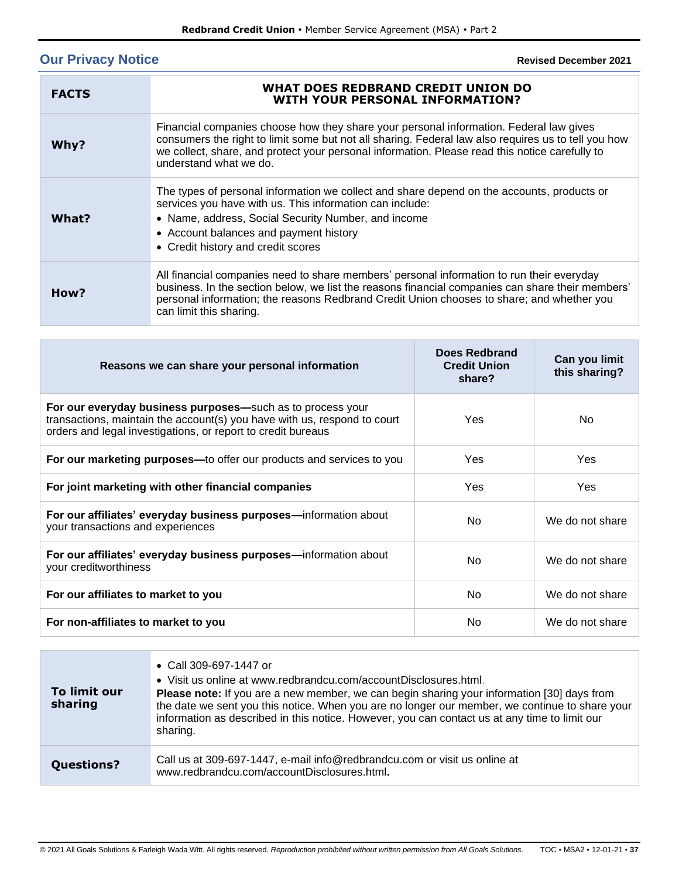## Our Privacy Notice

**Revised December 2021**

| **FACTS** | **WHAT DOES REDBRAND CREDIT UNION DO WITH YOUR PERSONAL INFORMATION?** |
|---|---|
| **Why?** | Financial companies choose how they share your personal information. Federal law gives consumers the right to limit some but not all sharing. Federal law also requires us to tell you how we collect, share, and protect your personal information. Please read this notice carefully to understand what we do. |
| **What?** | The types of personal information we collect and share depend on the accounts, products or services you have with us. This information can include: <br>• Name, address, Social Security Number, and income <br>• Account balances and payment history <br>• Credit history and credit scores |
| **How?** | All financial companies need to share members' personal information to run their everyday business. In the section below, we list the reasons financial companies can share their members' personal information; the reasons Redbrand Credit Union chooses to share; and whether you can limit this sharing. |

| Reasons we can share your personal information | Does Redbrand Credit Union share? | Can you limit this sharing? |
|---|---|---|
| **For our everyday business purposes—**such as to process your transactions, maintain the account(s) you have with us, respond to court orders and legal investigations, or report to credit bureaus | Yes | No |
| **For our marketing purposes—**to offer our products and services to you | Yes | Yes |
| **For joint marketing with other financial companies** | Yes | Yes |
| **For our affiliates' everyday business purposes—**information about your transactions and experiences | No | We do not share |
| **For our affiliates' everyday business purposes—**information about your creditworthiness | No | We do not share |
| **For our affiliates to market to you** | No | We do not share |
| **For non-affiliates to market to you** | No | We do not share |

| | |
|---|---|
| **To limit our sharing** | • Call 309-697-1447 or <br>• Visit us online at www.redbrandcu.com/accountDisclosures.html. <br>**Please note:** If you are a new member, we can begin sharing your information [30] days from the date we sent you this notice. When you are no longer our member, we continue to share your information as described in this notice. However, you can contact us at any time to limit our sharing. |
| **Questions?** | Call us at 309-697-1447, e-mail info@redbrandcu.com or visit us online at www.redbrandcu.com/accountDisclosures.html**.** |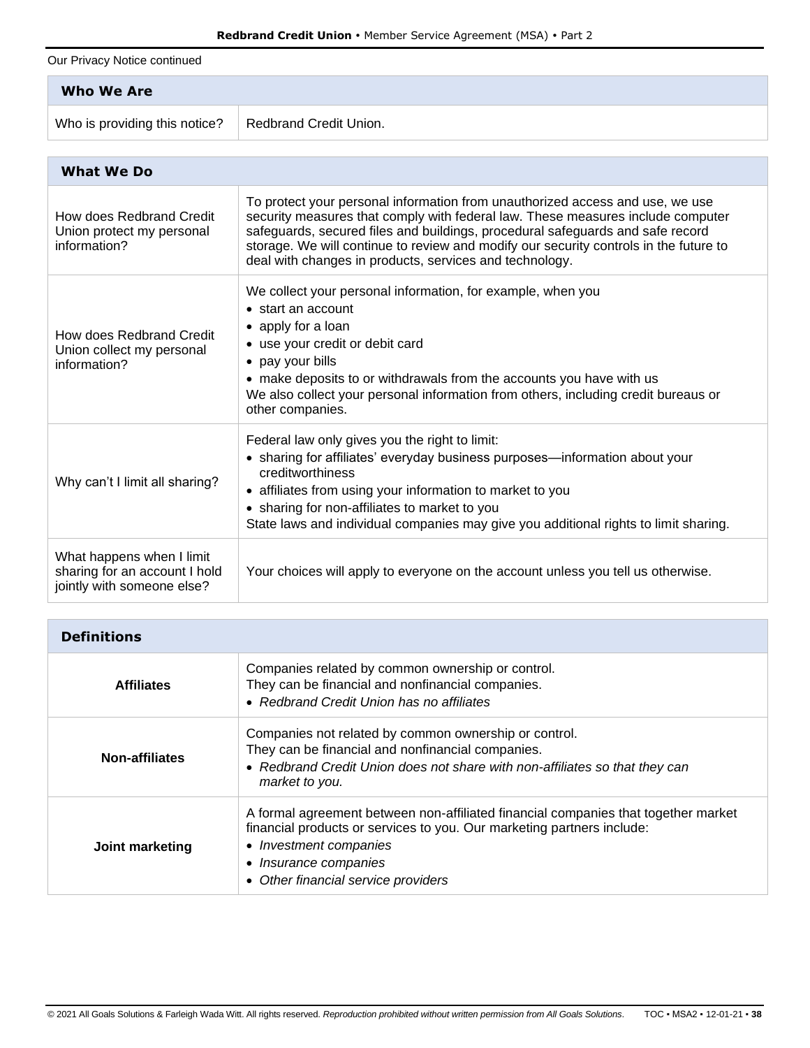Our Privacy Notice continued

| Who We Are | |
|---|---|
| Who is providing this notice? | Redbrand Credit Union. |

| What We Do | |
|---|---|
| How does Redbrand Credit Union protect my personal information? | To protect your personal information from unauthorized access and use, we use security measures that comply with federal law. These measures include computer safeguards, secured files and buildings, procedural safeguards and safe record storage. We will continue to review and modify our security controls in the future to deal with changes in products, services and technology. |
| How does Redbrand Credit Union collect my personal information? | We collect your personal information, for example, when you<br>• start an account<br>• apply for a loan<br>• use your credit or debit card<br>• pay your bills<br>• make deposits to or withdrawals from the accounts you have with us<br>We also collect your personal information from others, including credit bureaus or other companies. |
| Why can't I limit all sharing? | Federal law only gives you the right to limit:<br>• sharing for affiliates' everyday business purposes—information about your creditworthiness<br>• affiliates from using your information to market to you<br>• sharing for non-affiliates to market to you<br>State laws and individual companies may give you additional rights to limit sharing. |
| What happens when I limit sharing for an account I hold jointly with someone else? | Your choices will apply to everyone on the account unless you tell us otherwise. |

| Definitions | |
|---|---|
| **Affiliates** | Companies related by common ownership or control.<br>They can be financial and nonfinancial companies.<br>• *Redbrand Credit Union has no affiliates* |
| **Non-affiliates** | Companies not related by common ownership or control.<br>They can be financial and nonfinancial companies.<br>• *Redbrand Credit Union does not share with non-affiliates so that they can market to you.* |
| **Joint marketing** | A formal agreement between non-affiliated financial companies that together market financial products or services to you. Our marketing partners include:<br>• *Investment companies*<br>• *Insurance companies*<br>• *Other financial service providers* |